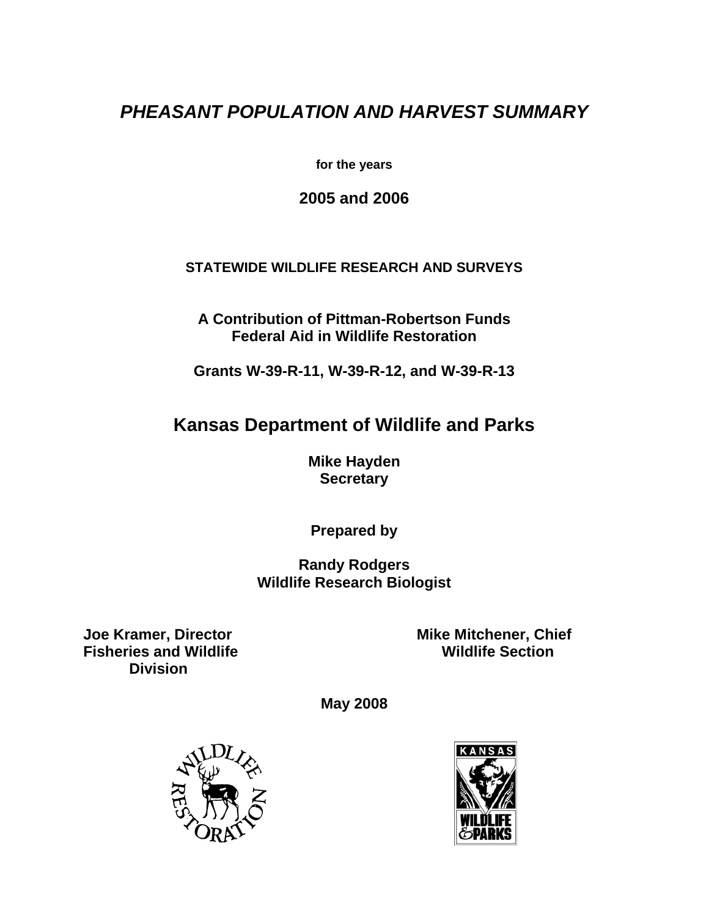# *PHEASANT POPULATION AND HARVEST SUMMARY*

**for the years**

**2005 and 2006**

**STATEWIDE WILDLIFE RESEARCH AND SURVEYS**

**A Contribution of Pittman-Robertson Funds**
**Federal Aid in Wildlife Restoration**

**Grants W-39-R-11, W-39-R-12, and W-39-R-13**

## Kansas Department of Wildlife and Parks

**Mike Hayden**
**Secretary**

**Prepared by**

**Randy Rodgers**
**Wildlife Research Biologist**

**Joe Kramer, Director**
**Fisheries and Wildlife Division**

**Mike Mitchener, Chief**
**Wildlife Section**

**May 2008**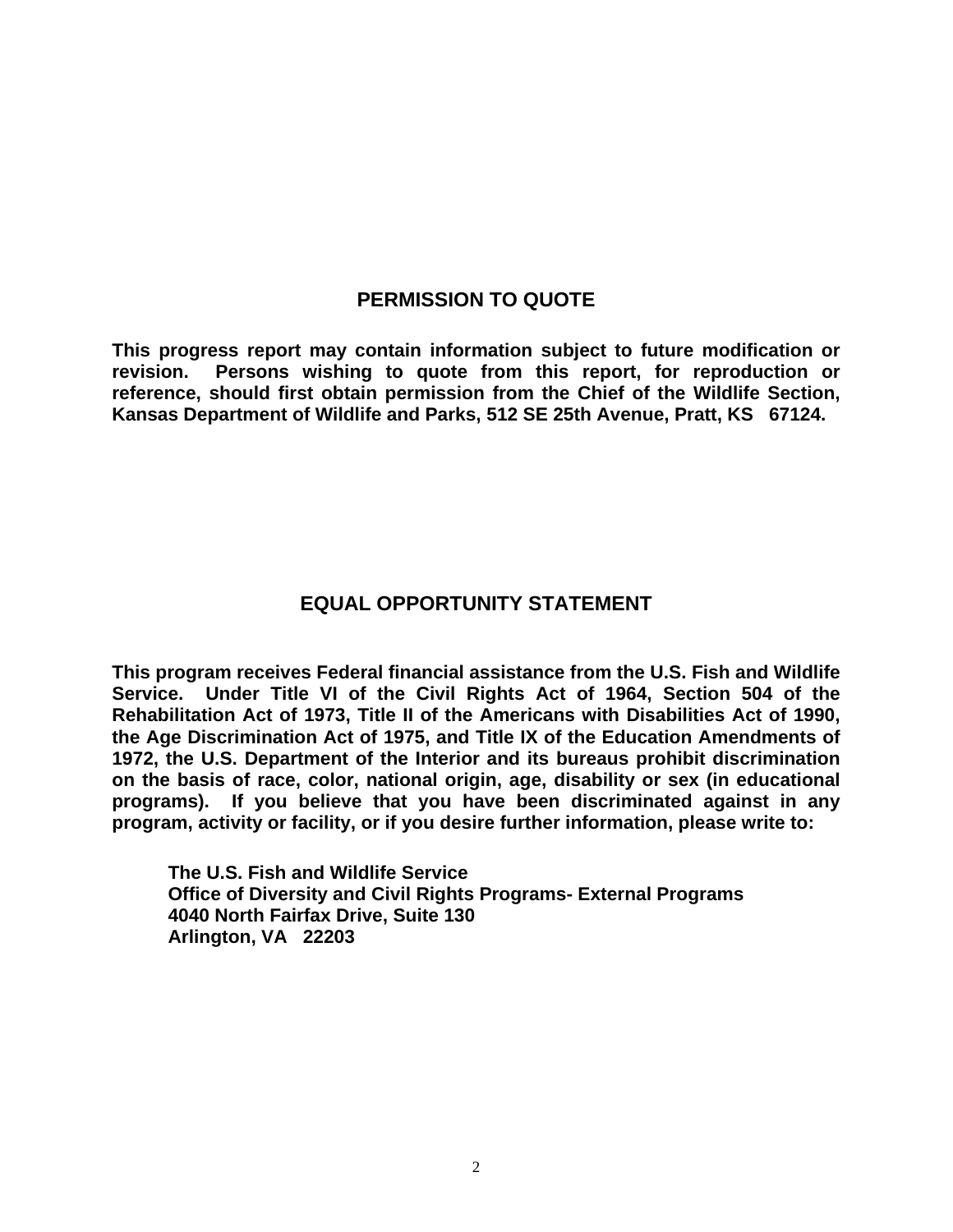## PERMISSION TO QUOTE

**This progress report may contain information subject to future modification or revision. Persons wishing to quote from this report, for reproduction or reference, should first obtain permission from the Chief of the Wildlife Section, Kansas Department of Wildlife and Parks, 512 SE 25th Avenue, Pratt, KS 67124.**

## EQUAL OPPORTUNITY STATEMENT

**This program receives Federal financial assistance from the U.S. Fish and Wildlife Service. Under Title VI of the Civil Rights Act of 1964, Section 504 of the Rehabilitation Act of 1973, Title II of the Americans with Disabilities Act of 1990, the Age Discrimination Act of 1975, and Title IX of the Education Amendments of 1972, the U.S. Department of the Interior and its bureaus prohibit discrimination on the basis of race, color, national origin, age, disability or sex (in educational programs). If you believe that you have been discriminated against in any program, activity or facility, or if you desire further information, please write to:**

**The U.S. Fish and Wildlife Service**
**Office of Diversity and Civil Rights Programs- External Programs**
**4040 North Fairfax Drive, Suite 130**
**Arlington, VA 22203**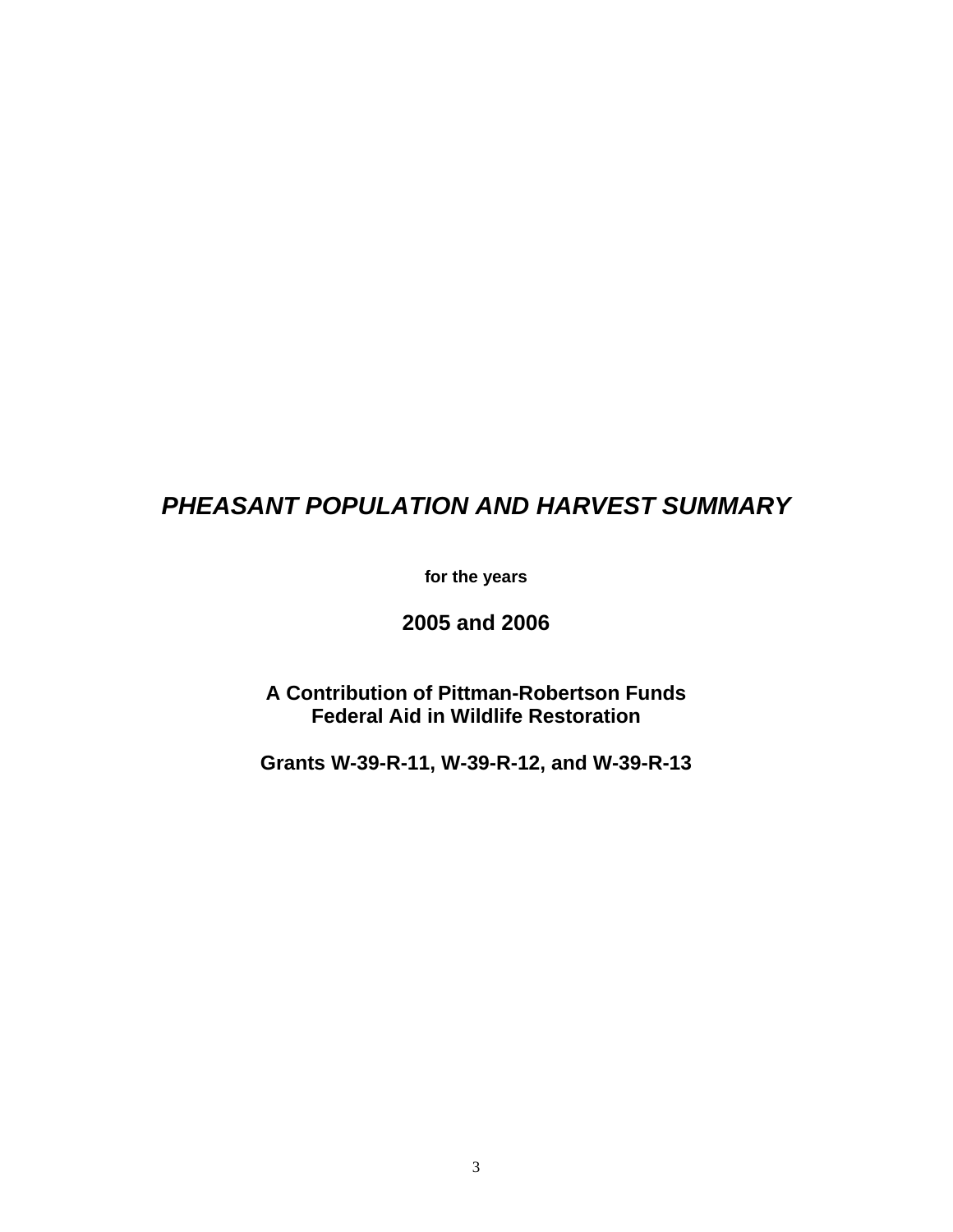# *PHEASANT POPULATION AND HARVEST SUMMARY*

**for the years**

## 2005 and 2006

**A Contribution of Pittman-Robertson Funds**
**Federal Aid in Wildlife Restoration**

**Grants W-39-R-11, W-39-R-12, and W-39-R-13**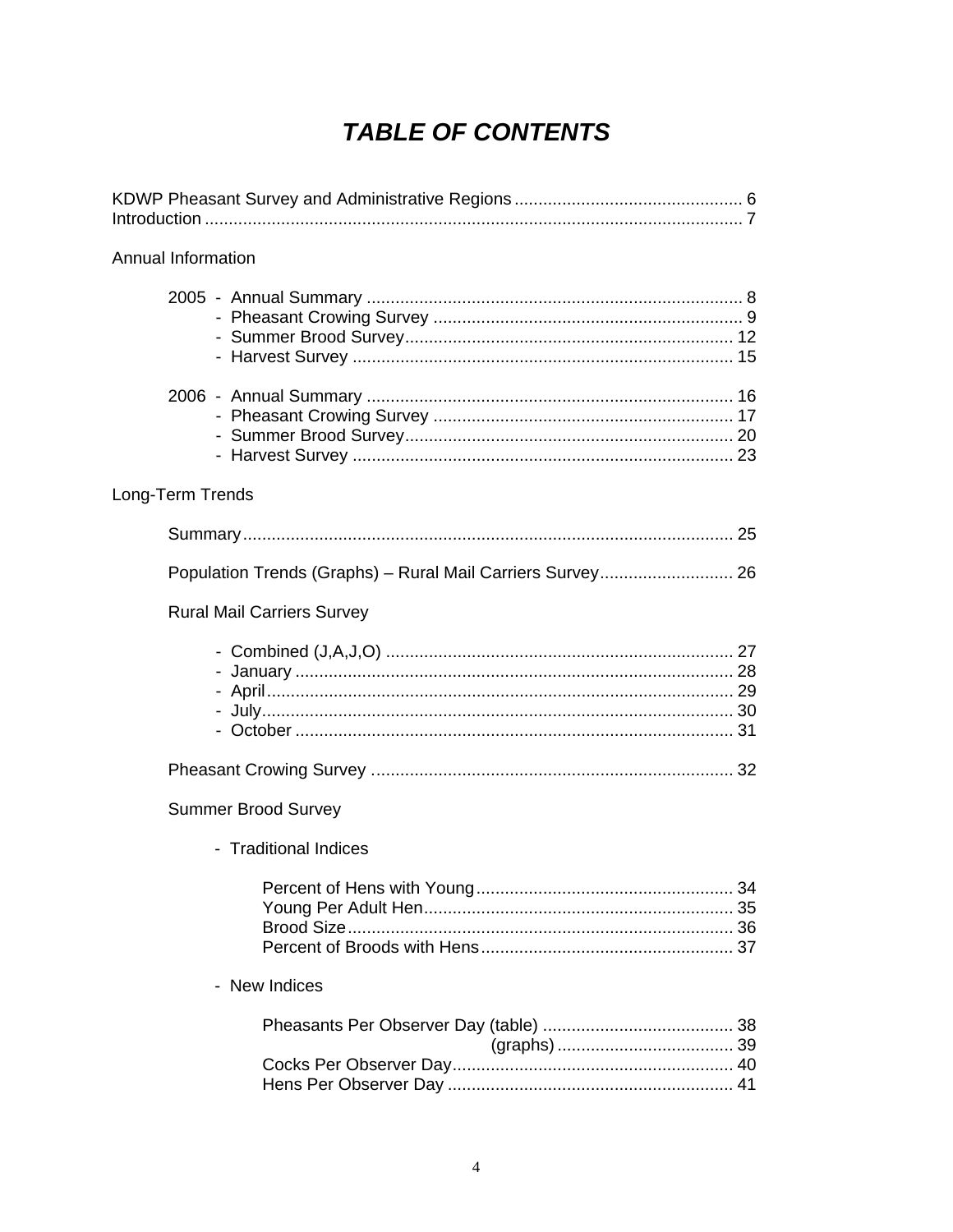# *TABLE OF CONTENTS*

KDWP Pheasant Survey and Administrative Regions ................................................ 6
Introduction ................................................................................................................. 7

Annual Information

2005 - Annual Summary ............................................................................... 8
- Pheasant Crowing Survey ................................................................. 9
- Summer Brood Survey ..................................................................... 12
- Harvest Survey ................................................................................ 15

2006 - Annual Summary ............................................................................. 16
- Pheasant Crowing Survey ............................................................... 17
- Summer Brood Survey ..................................................................... 20
- Harvest Survey ................................................................................ 23

Long-Term Trends

Summary ....................................................................................................... 25

Population Trends (Graphs) – Rural Mail Carriers Survey ............................ 26

Rural Mail Carriers Survey

- Combined (J,A,J,O) ......................................................................... 27
- January ............................................................................................ 28
- April ................................................................................................. 29
- July .................................................................................................. 30
- October ............................................................................................ 31

Pheasant Crowing Survey ............................................................................ 32

Summer Brood Survey

- Traditional Indices

Percent of Hens with Young ...................................................... 34
Young Per Adult Hen ................................................................. 35
Brood Size ................................................................................. 36
Percent of Broods with Hens ..................................................... 37

- New Indices

Pheasants Per Observer Day (table) ........................................ 38
(graphs) ..................................... 39
Cocks Per Observer Day ........................................................... 40
Hens Per Observer Day ............................................................ 41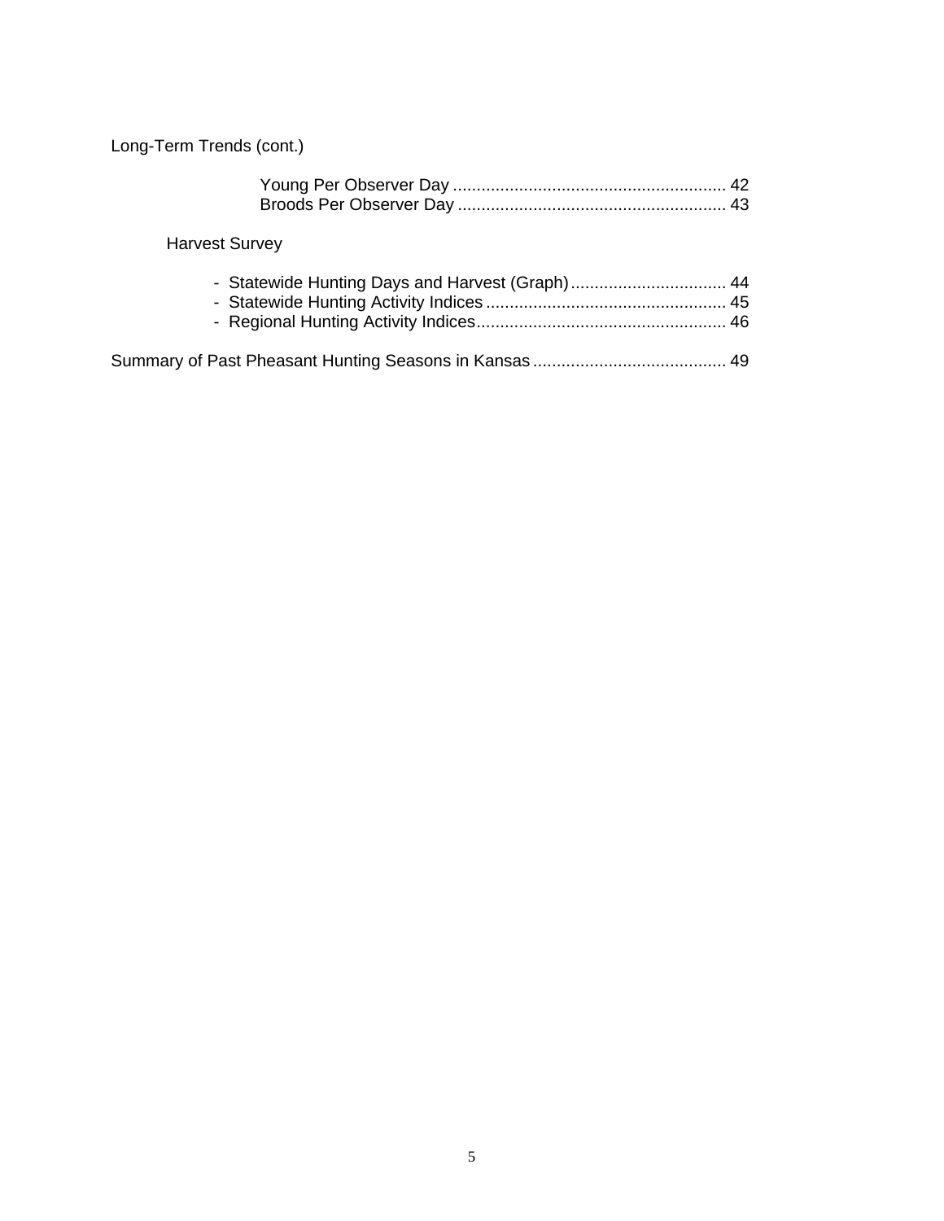Long-Term Trends (cont.)

- Young Per Observer Day .......................................................... 42
- Broods Per Observer Day ........................................................ 43

Harvest Survey

- Statewide Hunting Days and Harvest (Graph)................................. 44
- Statewide Hunting Activity Indices .................................................. 45
- Regional Hunting Activity Indices..................................................... 46

Summary of Past Pheasant Hunting Seasons in Kansas ......................................... 49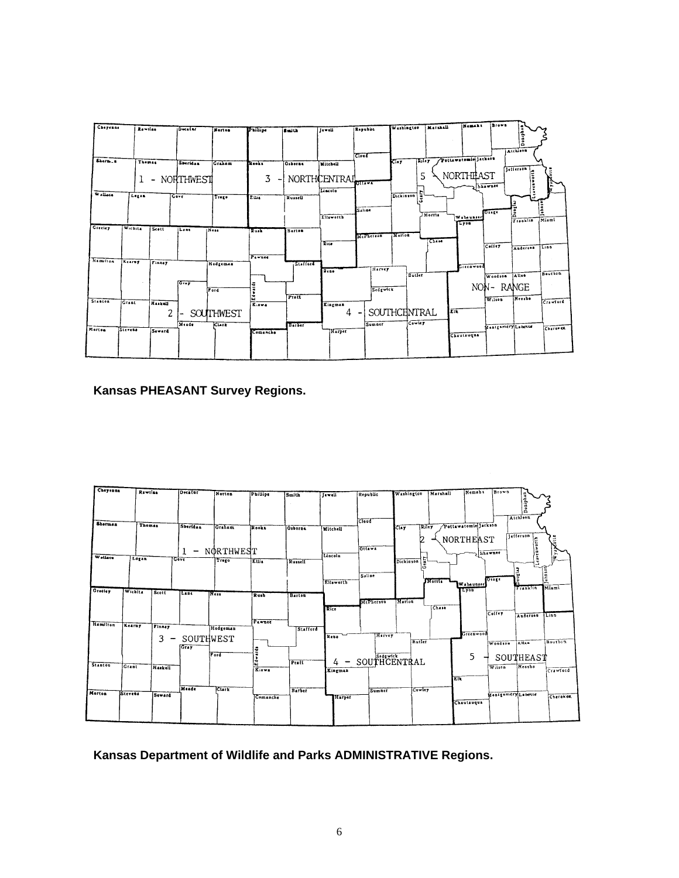**Kansas PHEASANT Survey Regions.**

**Kansas Department of Wildlife and Parks ADMINISTRATIVE Regions.**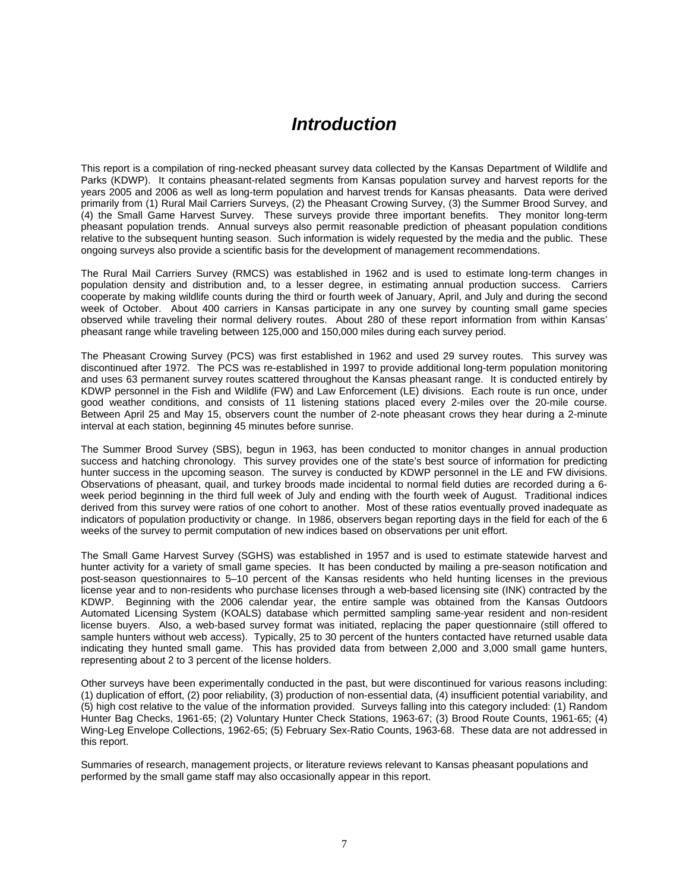# *Introduction*

This report is a compilation of ring-necked pheasant survey data collected by the Kansas Department of Wildlife and Parks (KDWP). It contains pheasant-related segments from Kansas population survey and harvest reports for the years 2005 and 2006 as well as long-term population and harvest trends for Kansas pheasants. Data were derived primarily from (1) Rural Mail Carriers Surveys, (2) the Pheasant Crowing Survey, (3) the Summer Brood Survey, and (4) the Small Game Harvest Survey. These surveys provide three important benefits. They monitor long-term pheasant population trends. Annual surveys also permit reasonable prediction of pheasant population conditions relative to the subsequent hunting season. Such information is widely requested by the media and the public. These ongoing surveys also provide a scientific basis for the development of management recommendations.

The Rural Mail Carriers Survey (RMCS) was established in 1962 and is used to estimate long-term changes in population density and distribution and, to a lesser degree, in estimating annual production success. Carriers cooperate by making wildlife counts during the third or fourth week of January, April, and July and during the second week of October. About 400 carriers in Kansas participate in any one survey by counting small game species observed while traveling their normal delivery routes. About 280 of these report information from within Kansas' pheasant range while traveling between 125,000 and 150,000 miles during each survey period.

The Pheasant Crowing Survey (PCS) was first established in 1962 and used 29 survey routes. This survey was discontinued after 1972. The PCS was re-established in 1997 to provide additional long-term population monitoring and uses 63 permanent survey routes scattered throughout the Kansas pheasant range. It is conducted entirely by KDWP personnel in the Fish and Wildlife (FW) and Law Enforcement (LE) divisions. Each route is run once, under good weather conditions, and consists of 11 listening stations placed every 2-miles over the 20-mile course. Between April 25 and May 15, observers count the number of 2-note pheasant crows they hear during a 2-minute interval at each station, beginning 45 minutes before sunrise.

The Summer Brood Survey (SBS), begun in 1963, has been conducted to monitor changes in annual production success and hatching chronology. This survey provides one of the state's best source of information for predicting hunter success in the upcoming season. The survey is conducted by KDWP personnel in the LE and FW divisions. Observations of pheasant, quail, and turkey broods made incidental to normal field duties are recorded during a 6-week period beginning in the third full week of July and ending with the fourth week of August. Traditional indices derived from this survey were ratios of one cohort to another. Most of these ratios eventually proved inadequate as indicators of population productivity or change. In 1986, observers began reporting days in the field for each of the 6 weeks of the survey to permit computation of new indices based on observations per unit effort.

The Small Game Harvest Survey (SGHS) was established in 1957 and is used to estimate statewide harvest and hunter activity for a variety of small game species. It has been conducted by mailing a pre-season notification and post-season questionnaires to 5–10 percent of the Kansas residents who held hunting licenses in the previous license year and to non-residents who purchase licenses through a web-based licensing site (INK) contracted by the KDWP. Beginning with the 2006 calendar year, the entire sample was obtained from the Kansas Outdoors Automated Licensing System (KOALS) database which permitted sampling same-year resident and non-resident license buyers. Also, a web-based survey format was initiated, replacing the paper questionnaire (still offered to sample hunters without web access). Typically, 25 to 30 percent of the hunters contacted have returned usable data indicating they hunted small game. This has provided data from between 2,000 and 3,000 small game hunters, representing about 2 to 3 percent of the license holders.

Other surveys have been experimentally conducted in the past, but were discontinued for various reasons including: (1) duplication of effort, (2) poor reliability, (3) production of non-essential data, (4) insufficient potential variability, and (5) high cost relative to the value of the information provided. Surveys falling into this category included: (1) Random Hunter Bag Checks, 1961-65; (2) Voluntary Hunter Check Stations, 1963-67; (3) Brood Route Counts, 1961-65; (4) Wing-Leg Envelope Collections, 1962-65; (5) February Sex-Ratio Counts, 1963-68. These data are not addressed in this report.

Summaries of research, management projects, or literature reviews relevant to Kansas pheasant populations and performed by the small game staff may also occasionally appear in this report.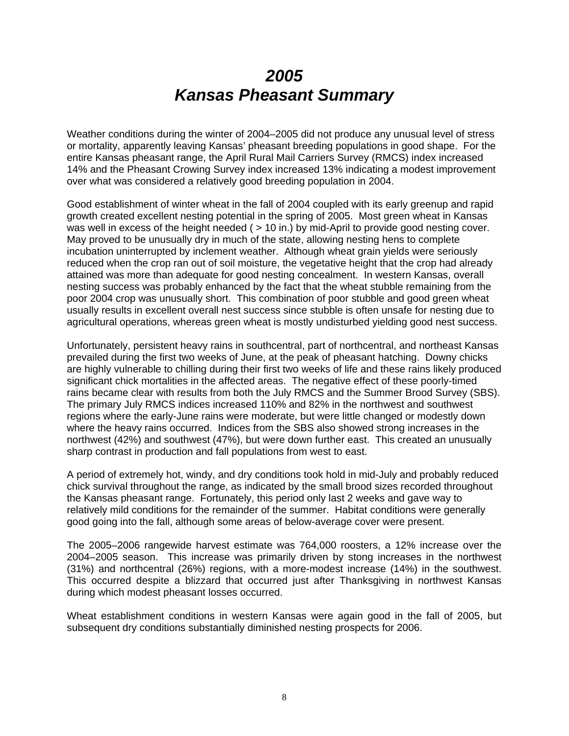# *2005*
# *Kansas Pheasant Summary*

Weather conditions during the winter of 2004–2005 did not produce any unusual level of stress or mortality, apparently leaving Kansas' pheasant breeding populations in good shape. For the entire Kansas pheasant range, the April Rural Mail Carriers Survey (RMCS) index increased 14% and the Pheasant Crowing Survey index increased 13% indicating a modest improvement over what was considered a relatively good breeding population in 2004.

Good establishment of winter wheat in the fall of 2004 coupled with its early greenup and rapid growth created excellent nesting potential in the spring of 2005. Most green wheat in Kansas was well in excess of the height needed ( > 10 in.) by mid-April to provide good nesting cover. May proved to be unusually dry in much of the state, allowing nesting hens to complete incubation uninterrupted by inclement weather. Although wheat grain yields were seriously reduced when the crop ran out of soil moisture, the vegetative height that the crop had already attained was more than adequate for good nesting concealment. In western Kansas, overall nesting success was probably enhanced by the fact that the wheat stubble remaining from the poor 2004 crop was unusually short. This combination of poor stubble and good green wheat usually results in excellent overall nest success since stubble is often unsafe for nesting due to agricultural operations, whereas green wheat is mostly undisturbed yielding good nest success.

Unfortunately, persistent heavy rains in southcentral, part of northcentral, and northeast Kansas prevailed during the first two weeks of June, at the peak of pheasant hatching. Downy chicks are highly vulnerable to chilling during their first two weeks of life and these rains likely produced significant chick mortalities in the affected areas. The negative effect of these poorly-timed rains became clear with results from both the July RMCS and the Summer Brood Survey (SBS). The primary July RMCS indices increased 110% and 82% in the northwest and southwest regions where the early-June rains were moderate, but were little changed or modestly down where the heavy rains occurred. Indices from the SBS also showed strong increases in the northwest (42%) and southwest (47%), but were down further east. This created an unusually sharp contrast in production and fall populations from west to east.

A period of extremely hot, windy, and dry conditions took hold in mid-July and probably reduced chick survival throughout the range, as indicated by the small brood sizes recorded throughout the Kansas pheasant range. Fortunately, this period only last 2 weeks and gave way to relatively mild conditions for the remainder of the summer. Habitat conditions were generally good going into the fall, although some areas of below-average cover were present.

The 2005–2006 rangewide harvest estimate was 764,000 roosters, a 12% increase over the 2004–2005 season. This increase was primarily driven by stong increases in the northwest (31%) and northcentral (26%) regions, with a more-modest increase (14%) in the southwest. This occurred despite a blizzard that occurred just after Thanksgiving in northwest Kansas during which modest pheasant losses occurred.

Wheat establishment conditions in western Kansas were again good in the fall of 2005, but subsequent dry conditions substantially diminished nesting prospects for 2006.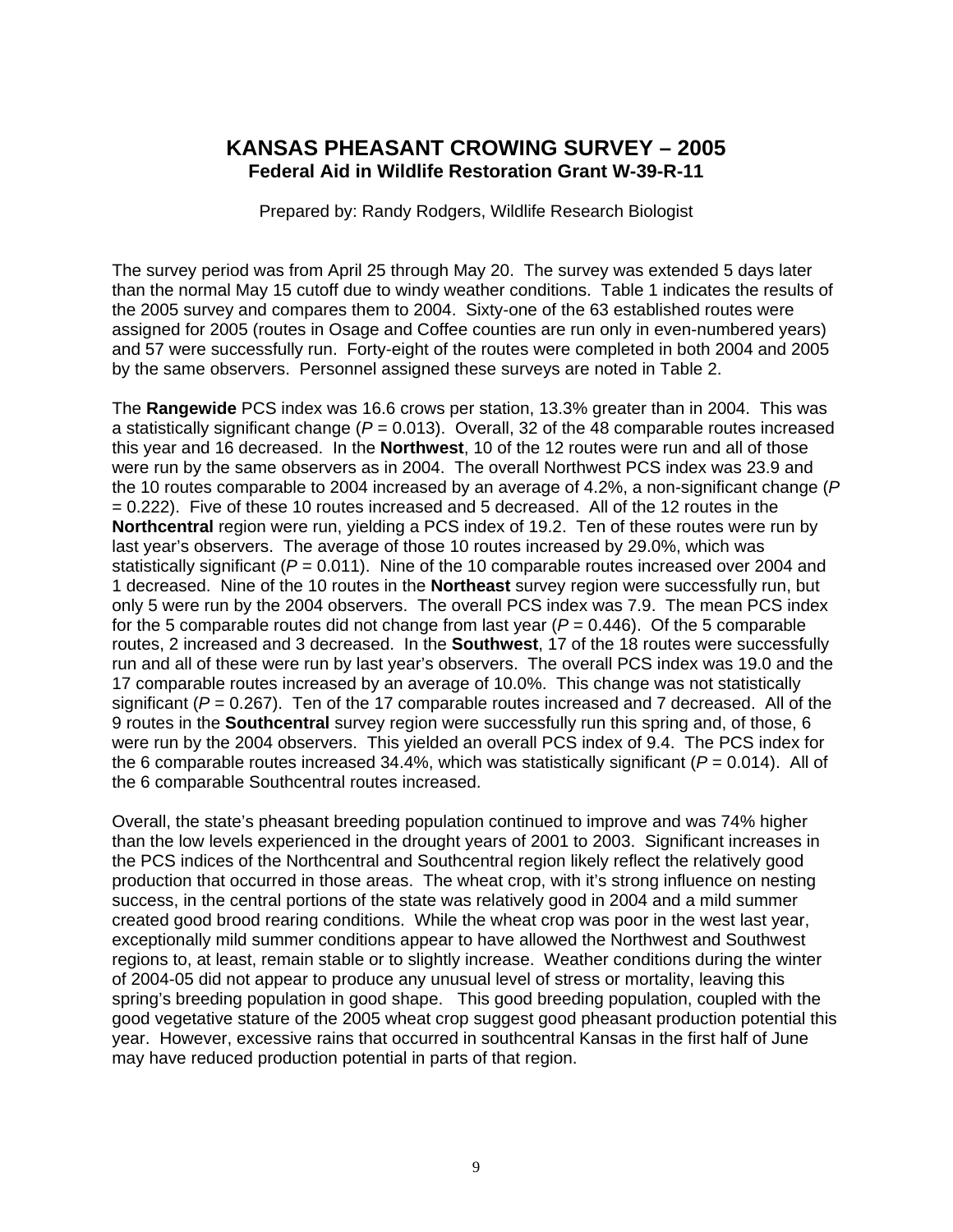# KANSAS PHEASANT CROWING SURVEY – 2005

**Federal Aid in Wildlife Restoration Grant W-39-R-11**

Prepared by: Randy Rodgers, Wildlife Research Biologist

The survey period was from April 25 through May 20. The survey was extended 5 days later than the normal May 15 cutoff due to windy weather conditions. Table 1 indicates the results of the 2005 survey and compares them to 2004. Sixty-one of the 63 established routes were assigned for 2005 (routes in Osage and Coffee counties are run only in even-numbered years) and 57 were successfully run. Forty-eight of the routes were completed in both 2004 and 2005 by the same observers. Personnel assigned these surveys are noted in Table 2.

The **Rangewide** PCS index was 16.6 crows per station, 13.3% greater than in 2004. This was a statistically significant change ($P = 0.013$). Overall, 32 of the 48 comparable routes increased this year and 16 decreased. In the **Northwest**, 10 of the 12 routes were run and all of those were run by the same observers as in 2004. The overall Northwest PCS index was 23.9 and the 10 routes comparable to 2004 increased by an average of 4.2%, a non-significant change ($P = 0.222$). Five of these 10 routes increased and 5 decreased. All of the 12 routes in the **Northcentral** region were run, yielding a PCS index of 19.2. Ten of these routes were run by last year's observers. The average of those 10 routes increased by 29.0%, which was statistically significant ($P = 0.011$). Nine of the 10 comparable routes increased over 2004 and 1 decreased. Nine of the 10 routes in the **Northeast** survey region were successfully run, but only 5 were run by the 2004 observers. The overall PCS index was 7.9. The mean PCS index for the 5 comparable routes did not change from last year ($P = 0.446$). Of the 5 comparable routes, 2 increased and 3 decreased. In the **Southwest**, 17 of the 18 routes were successfully run and all of these were run by last year's observers. The overall PCS index was 19.0 and the 17 comparable routes increased by an average of 10.0%. This change was not statistically significant ($P = 0.267$). Ten of the 17 comparable routes increased and 7 decreased. All of the 9 routes in the **Southcentral** survey region were successfully run this spring and, of those, 6 were run by the 2004 observers. This yielded an overall PCS index of 9.4. The PCS index for the 6 comparable routes increased 34.4%, which was statistically significant ($P = 0.014$). All of the 6 comparable Southcentral routes increased.

Overall, the state's pheasant breeding population continued to improve and was 74% higher than the low levels experienced in the drought years of 2001 to 2003. Significant increases in the PCS indices of the Northcentral and Southcentral region likely reflect the relatively good production that occurred in those areas. The wheat crop, with it's strong influence on nesting success, in the central portions of the state was relatively good in 2004 and a mild summer created good brood rearing conditions. While the wheat crop was poor in the west last year, exceptionally mild summer conditions appear to have allowed the Northwest and Southwest regions to, at least, remain stable or to slightly increase. Weather conditions during the winter of 2004-05 did not appear to produce any unusual level of stress or mortality, leaving this spring's breeding population in good shape. This good breeding population, coupled with the good vegetative stature of the 2005 wheat crop suggest good pheasant production potential this year. However, excessive rains that occurred in southcentral Kansas in the first half of June may have reduced production potential in parts of that region.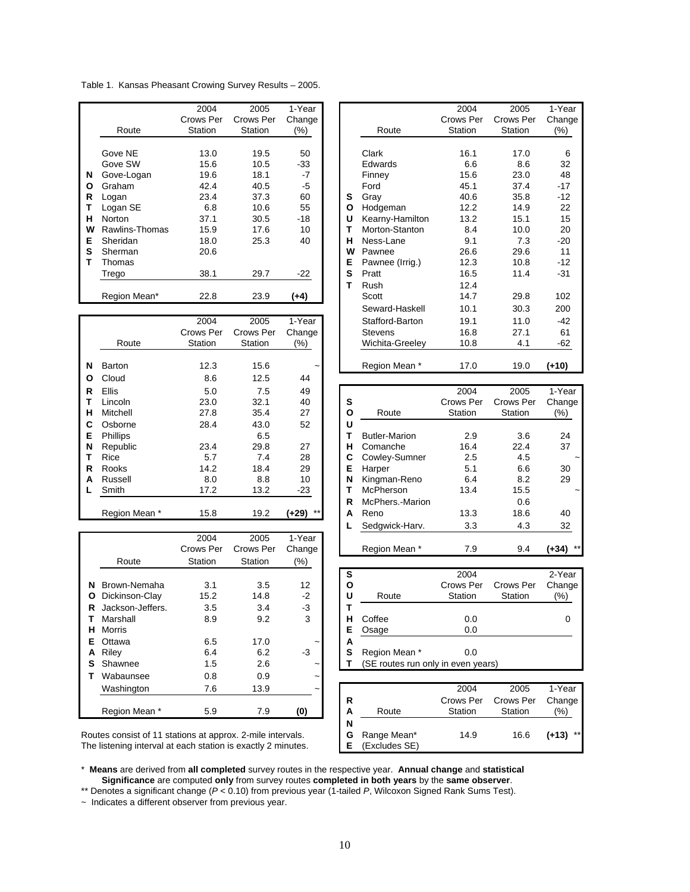Table 1. Kansas Pheasant Crowing Survey Results – 2005.

**NORTHWEST**

| Route | 2004 Crows Per Station | 2005 Crows Per Station | 1-Year Change (%) |
|---|---|---|---|
| Gove NE | 13.0 | 19.5 | 50 |
| Gove SW | 15.6 | 10.5 | -33 |
| Gove-Logan | 19.6 | 18.1 | -7 |
| Graham | 42.4 | 40.5 | -5 |
| Logan | 23.4 | 37.3 | 60 |
| Logan SE | 6.8 | 10.6 | 55 |
| Norton | 37.1 | 30.5 | -18 |
| Rawlins-Thomas | 15.9 | 17.6 | 10 |
| Sheridan | 18.0 | 25.3 | 40 |
| Sherman | 20.6 | | |
| Thomas | | | |
| Trego | 38.1 | 29.7 | -22 |
| Region Mean* | 22.8 | 23.9 | (+4) |

**NORTH CENTRAL**

| Route | 2004 Crows Per Station | 2005 Crows Per Station | 1-Year Change (%) |
|---|---|---|---|
| Barton | 12.3 | 15.6 | ~ |
| Cloud | 8.6 | 12.5 | 44 |
| Ellis | 5.0 | 7.5 | 49 |
| Lincoln | 23.0 | 32.1 | 40 |
| Mitchell | 27.8 | 35.4 | 27 |
| Osborne | 28.4 | 43.0 | 52 |
| Phillips | | 6.5 | |
| Republic | 23.4 | 29.8 | 27 |
| Rice | 5.7 | 7.4 | 28 |
| Rooks | 14.2 | 18.4 | 29 |
| Russell | 8.0 | 8.8 | 10 |
| Smith | 17.2 | 13.2 | -23 |
| Region Mean * | 15.8 | 19.2 | (+29) ** |

**NORTHEAST**

| Route | 2004 Crows Per Station | 2005 Crows Per Station | 1-Year Change (%) |
|---|---|---|---|
| Brown-Nemaha | 3.1 | 3.5 | 12 |
| Dickinson-Clay | 15.2 | 14.8 | -2 |
| Jackson-Jeffers. | 3.5 | 3.4 | -3 |
| Marshall | 8.9 | 9.2 | 3 |
| Morris | | | |
| Ottawa | 6.5 | 17.0 | ~ |
| Riley | 6.4 | 6.2 | -3 |
| Shawnee | 1.5 | 2.6 | ~ |
| Wabaunsee | 0.8 | 0.9 | ~ |
| Washington | 7.6 | 13.9 | ~ |
| Region Mean * | 5.9 | 7.9 | (0) |

Routes consist of 11 stations at approx. 2-mile intervals.
The listening interval at each station is exactly 2 minutes.

**SOUTHWEST**

| Route | 2004 Crows Per Station | 2005 Crows Per Station | 1-Year Change (%) |
|---|---|---|---|
| Clark | 16.1 | 17.0 | 6 |
| Edwards | 6.6 | 8.6 | 32 |
| Finney | 15.6 | 23.0 | 48 |
| Ford | 45.1 | 37.4 | -17 |
| Gray | 40.6 | 35.8 | -12 |
| Hodgeman | 12.2 | 14.9 | 22 |
| Kearny-Hamilton | 13.2 | 15.1 | 15 |
| Morton-Stanton | 8.4 | 10.0 | 20 |
| Ness-Lane | 9.1 | 7.3 | -20 |
| Pawnee | 26.6 | 29.6 | 11 |
| Pawnee (Irrig.) | 12.3 | 10.8 | -12 |
| Pratt | 16.5 | 11.4 | -31 |
| Rush | 12.4 | | |
| Scott | 14.7 | 29.8 | 102 |
| Seward-Haskell | 10.1 | 30.3 | 200 |
| Stafford-Barton | 19.1 | 11.0 | -42 |
| Stevens | 16.8 | 27.1 | 61 |
| Wichita-Greeley | 10.8 | 4.1 | -62 |
| Region Mean * | 17.0 | 19.0 | (+10) |

**SOUTH CENTRAL**

| Route | 2004 Crows Per Station | 2005 Crows Per Station | 1-Year Change (%) |
|---|---|---|---|
| Butler-Marion | 2.9 | 3.6 | 24 |
| Comanche | 16.4 | 22.4 | 37 |
| Cowley-Sumner | 2.5 | 4.5 | ~ |
| Harper | 5.1 | 6.6 | 30 |
| Kingman-Reno | 6.4 | 8.2 | 29 |
| McPherson | 13.4 | 15.5 | ~ |
| McPhers.-Marion | | 0.6 | |
| Reno | 13.3 | 18.6 | 40 |
| Sedgwick-Harv. | 3.3 | 4.3 | 32 |
| Region Mean * | 7.9 | 9.4 | (+34) ** |

**SOUTHEAST**

| Route | 2004 Crows Per Station | Crows Per Station | 2-Year Change (%) |
|---|---|---|---|
| Coffee | 0.0 | | 0 |
| Osage | 0.0 | | |
| Region Mean * | 0.0 | | |
| (SE routes run only in even years) | | | |

**RANGE**

| Route | 2004 Crows Per Station | 2005 Crows Per Station | 1-Year Change (%) |
|---|---|---|---|
| Range Mean* (Excludes SE) | 14.9 | 16.6 | (+13) ** |

\* **Means** are derived from **all completed** survey routes in the respective year. **Annual change** and **statistical Significance** are computed **only** from survey routes **completed in both years** by the **same observer**.

** Denotes a significant change ($P < 0.10$) from previous year (1-tailed $P$, Wilcoxon Signed Rank Sums Test).

~ Indicates a different observer from previous year.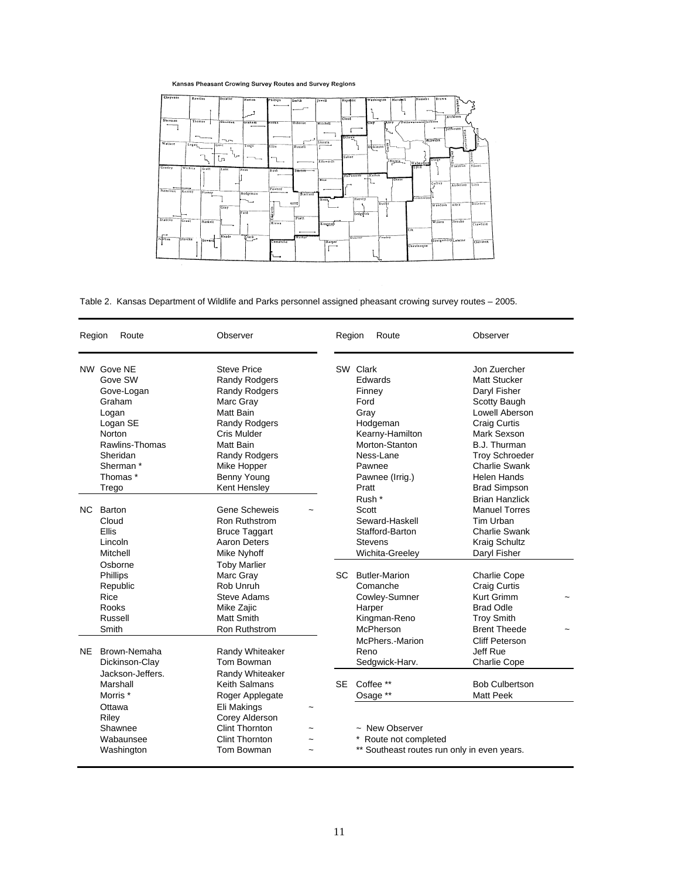**Kansas Pheasant Crowing Survey Routes and Survey Regions**

Table 2. Kansas Department of Wildlife and Parks personnel assigned pheasant crowing survey routes – 2005.

| Region | Route | Observer | |
|---|---|---|---|
| NW | Gove NE | Steve Price | |
| | Gove SW | Randy Rodgers | |
| | Gove-Logan | Randy Rodgers | |
| | Graham | Marc Gray | |
| | Logan | Matt Bain | |
| | Logan SE | Randy Rodgers | |
| | Norton | Cris Mulder | |
| | Rawlins-Thomas | Matt Bain | |
| | Sheridan | Randy Rodgers | |
| | Sherman * | Mike Hopper | |
| | Thomas * | Benny Young | |
| | Trego | Kent Hensley | |
| NC | Barton | Gene Scheweis | ~ |
| | Cloud | Ron Ruthstrom | |
| | Ellis | Bruce Taggart | |
| | Lincoln | Aaron Deters | |
| | Mitchell | Mike Nyhoff | |
| | Osborne | Toby Marlier | |
| | Phillips | Marc Gray | |
| | Republic | Rob Unruh | |
| | Rice | Steve Adams | |
| | Rooks | Mike Zajic | |
| | Russell | Matt Smith | |
| | Smith | Ron Ruthstrom | |
| NE | Brown-Nemaha | Randy Whiteaker | |
| | Dickinson-Clay | Tom Bowman | |
| | Jackson-Jeffers. | Randy Whiteaker | |
| | Marshall | Keith Salmans | |
| | Morris * | Roger Applegate | |
| | Ottawa | Eli Makings | ~ |
| | Riley | Corey Alderson | |
| | Shawnee | Clint Thornton | ~ |
| | Wabaunsee | Clint Thornton | ~ |
| | Washington | Tom Bowman | ~ |
| SW | Clark | Jon Zuercher | |
| | Edwards | Matt Stucker | |
| | Finney | Daryl Fisher | |
| | Ford | Scotty Baugh | |
| | Gray | Lowell Aberson | |
| | Hodgeman | Craig Curtis | |
| | Kearny-Hamilton | Mark Sexson | |
| | Morton-Stanton | B.J. Thurman | |
| | Ness-Lane | Troy Schroeder | |
| | Pawnee | Charlie Swank | |
| | Pawnee (Irrig.) | Helen Hands | |
| | Pratt | Brad Simpson | |
| | Rush * | Brian Hanzlick | |
| | Scott | Manuel Torres | |
| | Seward-Haskell | Tim Urban | |
| | Stafford-Barton | Charlie Swank | |
| | Stevens | Kraig Schultz | |
| | Wichita-Greeley | Daryl Fisher | |
| SC | Butler-Marion | Charlie Cope | |
| | Comanche | Craig Curtis | |
| | Cowley-Sumner | Kurt Grimm | ~ |
| | Harper | Brad Odle | |
| | Kingman-Reno | Troy Smith | |
| | McPherson | Brent Theede | ~ |
| | McPhers.-Marion | Cliff Peterson | |
| | Reno | Jeff Rue | |
| | Sedgwick-Harv. | Charlie Cope | |
| SE | Coffee ** | Bob Culbertson | |
| | Osage ** | Matt Peek | |

~ New Observer
* Route not completed
** Southeast routes run only in even years.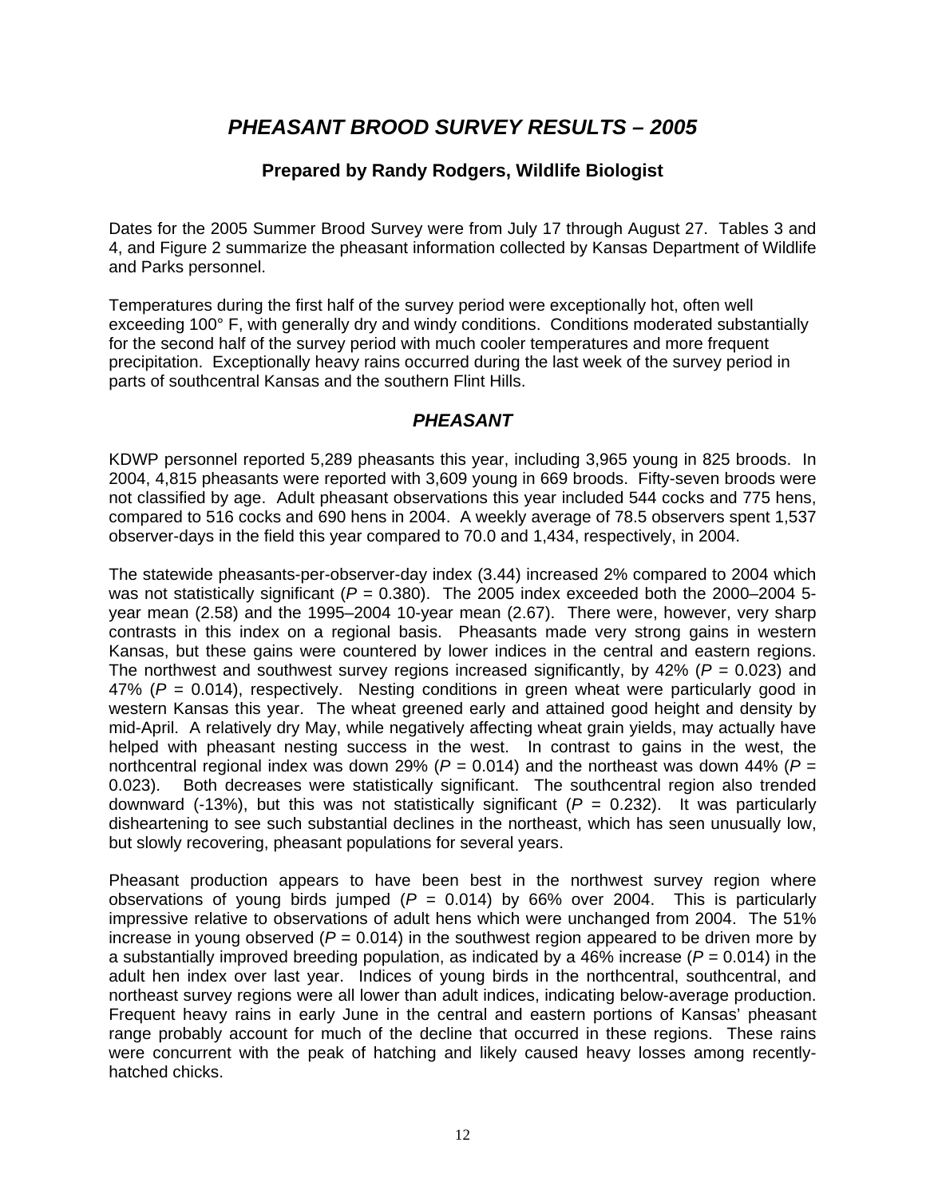# *PHEASANT BROOD SURVEY RESULTS – 2005*

### Prepared by Randy Rodgers, Wildlife Biologist

Dates for the 2005 Summer Brood Survey were from July 17 through August 27. Tables 3 and 4, and Figure 2 summarize the pheasant information collected by Kansas Department of Wildlife and Parks personnel.

Temperatures during the first half of the survey period were exceptionally hot, often well exceeding 100° F, with generally dry and windy conditions. Conditions moderated substantially for the second half of the survey period with much cooler temperatures and more frequent precipitation. Exceptionally heavy rains occurred during the last week of the survey period in parts of southcentral Kansas and the southern Flint Hills.

## *PHEASANT*

KDWP personnel reported 5,289 pheasants this year, including 3,965 young in 825 broods. In 2004, 4,815 pheasants were reported with 3,609 young in 669 broods. Fifty-seven broods were not classified by age. Adult pheasant observations this year included 544 cocks and 775 hens, compared to 516 cocks and 690 hens in 2004. A weekly average of 78.5 observers spent 1,537 observer-days in the field this year compared to 70.0 and 1,434, respectively, in 2004.

The statewide pheasants-per-observer-day index (3.44) increased 2% compared to 2004 which was not statistically significant ($P$ = 0.380). The 2005 index exceeded both the 2000–2004 5-year mean (2.58) and the 1995–2004 10-year mean (2.67). There were, however, very sharp contrasts in this index on a regional basis. Pheasants made very strong gains in western Kansas, but these gains were countered by lower indices in the central and eastern regions. The northwest and southwest survey regions increased significantly, by 42% ($P$ = 0.023) and 47% ($P$ = 0.014), respectively. Nesting conditions in green wheat were particularly good in western Kansas this year. The wheat greened early and attained good height and density by mid-April. A relatively dry May, while negatively affecting wheat grain yields, may actually have helped with pheasant nesting success in the west. In contrast to gains in the west, the northcentral regional index was down 29% ($P$ = 0.014) and the northeast was down 44% ($P$ = 0.023). Both decreases were statistically significant. The southcentral region also trended downward (-13%), but this was not statistically significant ($P$ = 0.232). It was particularly disheartening to see such substantial declines in the northeast, which has seen unusually low, but slowly recovering, pheasant populations for several years.

Pheasant production appears to have been best in the northwest survey region where observations of young birds jumped ($P$ = 0.014) by 66% over 2004. This is particularly impressive relative to observations of adult hens which were unchanged from 2004. The 51% increase in young observed ($P$ = 0.014) in the southwest region appeared to be driven more by a substantially improved breeding population, as indicated by a 46% increase ($P$ = 0.014) in the adult hen index over last year. Indices of young birds in the northcentral, southcentral, and northeast survey regions were all lower than adult indices, indicating below-average production. Frequent heavy rains in early June in the central and eastern portions of Kansas' pheasant range probably account for much of the decline that occurred in these regions. These rains were concurrent with the peak of hatching and likely caused heavy losses among recently-hatched chicks.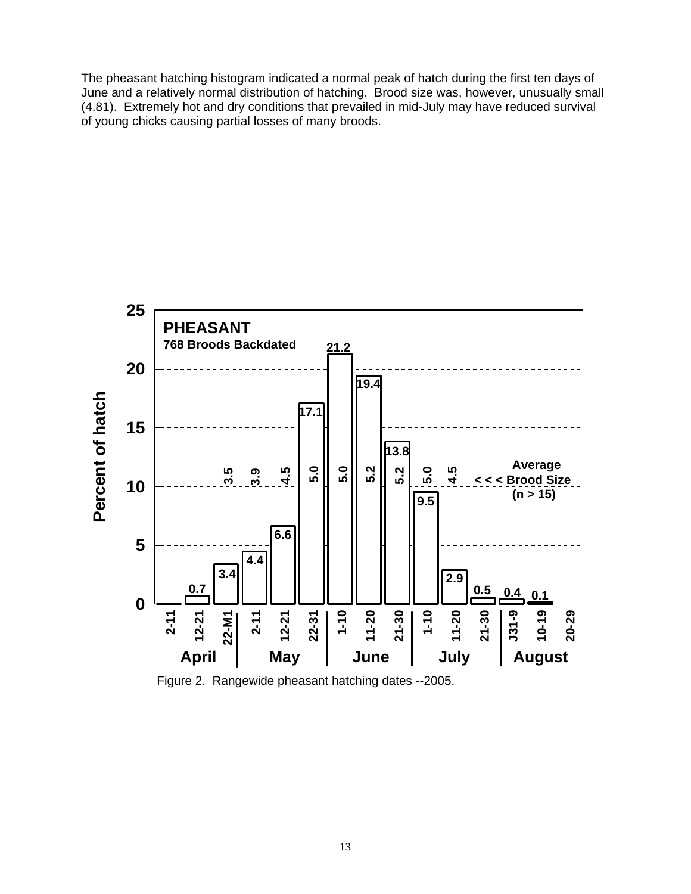The pheasant hatching histogram indicated a normal peak of hatch during the first ten days of June and a relatively normal distribution of hatching. Brood size was, however, unusually small (4.81). Extremely hot and dry conditions that prevailed in mid-July may have reduced survival of young chicks causing partial losses of many broods.

| Month | Period | Percent of hatch | Average brood size (n > 15) |
|---|---|---|---|
| April | 2-11 | | |
| April | 12-21 | 0.7 | |
| April | 22-M1 | 3.4 | 3.5 |
| May | 2-11 | 4.4 | 3.9 |
| May | 12-21 | 6.6 | 4.5 |
| May | 22-31 | 17.1 | 5.0 |
| June | 1-10 | 21.2 | 5.0 |
| June | 11-20 | 19.4 | 5.2 |
| June | 21-30 | 13.8 | 5.2 |
| July | 1-10 | 9.5 | 5.0 |
| July | 11-20 | 2.9 | 4.5 |
| July | 21-30 | 0.5 | |
| August | J31-9 | 0.4 | |
| August | 10-19 | 0.1 | |
| August | 20-29 | | |

PHEASANT — 768 Broods Backdated

Figure 2. Rangewide pheasant hatching dates --2005.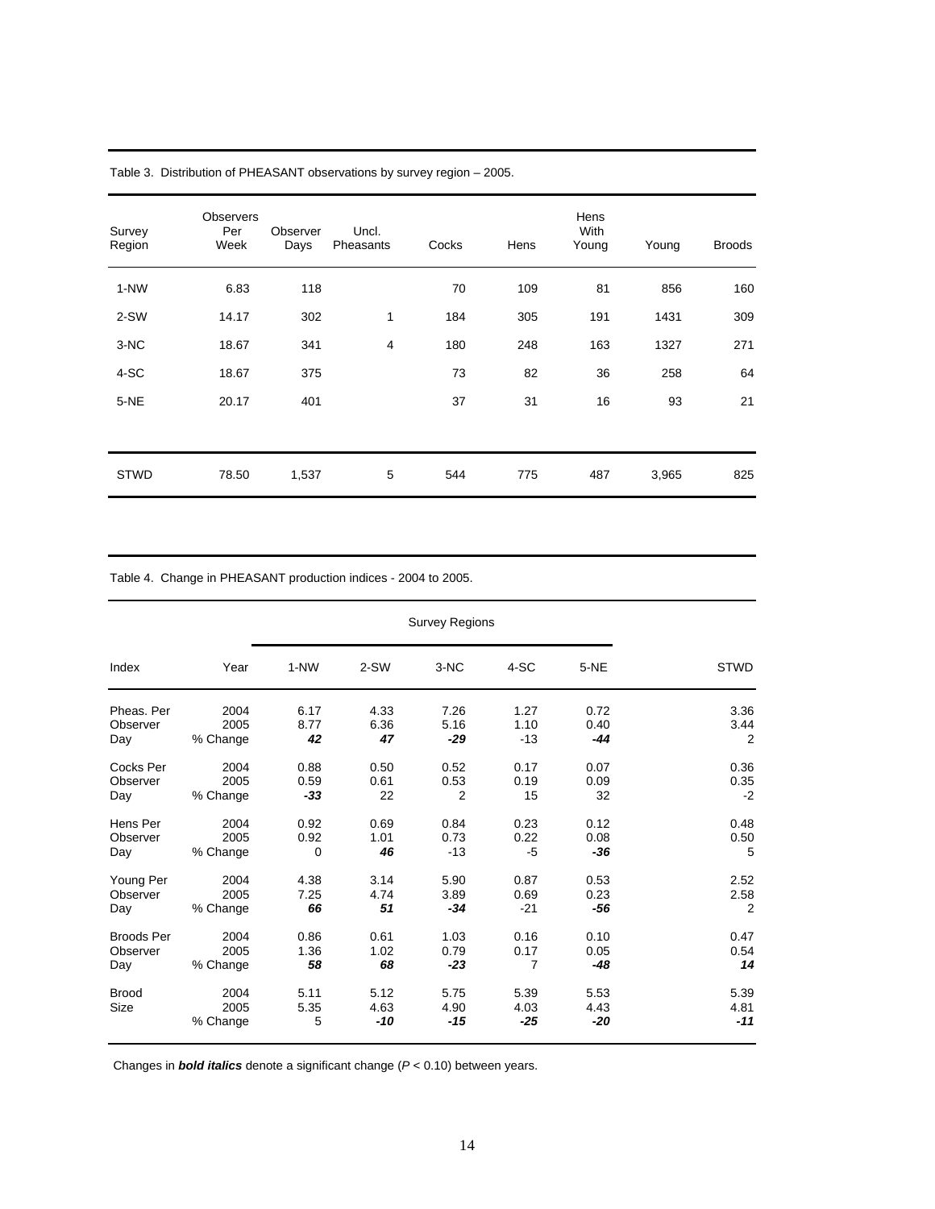Table 3. Distribution of PHEASANT observations by survey region – 2005.

| Survey Region | Observers Per Week | Observer Days | Uncl. Pheasants | Cocks | Hens | Hens With Young | Young | Broods |
|---|---|---|---|---|---|---|---|---|
| 1-NW | 6.83 | 118 | | 70 | 109 | 81 | 856 | 160 |
| 2-SW | 14.17 | 302 | 1 | 184 | 305 | 191 | 1431 | 309 |
| 3-NC | 18.67 | 341 | 4 | 180 | 248 | 163 | 1327 | 271 |
| 4-SC | 18.67 | 375 | | 73 | 82 | 36 | 258 | 64 |
| 5-NE | 20.17 | 401 | | 37 | 31 | 16 | 93 | 21 |
| STWD | 78.50 | 1,537 | 5 | 544 | 775 | 487 | 3,965 | 825 |

Table 4. Change in PHEASANT production indices - 2004 to 2005.

| | | Survey Regions | | | | | |
|---|---|---|---|---|---|---|---|
| Index | Year | 1-NW | 2-SW | 3-NC | 4-SC | 5-NE | STWD |
| Pheas. Per Observer Day | 2004 | 6.17 | 4.33 | 7.26 | 1.27 | 0.72 | 3.36 |
| | 2005 | 8.77 | 6.36 | 5.16 | 1.10 | 0.40 | 3.44 |
| | % Change | ***42*** | ***47*** | ***-29*** | -13 | ***-44*** | 2 |
| Cocks Per Observer Day | 2004 | 0.88 | 0.50 | 0.52 | 0.17 | 0.07 | 0.36 |
| | 2005 | 0.59 | 0.61 | 0.53 | 0.19 | 0.09 | 0.35 |
| | % Change | ***-33*** | 22 | 2 | 15 | 32 | -2 |
| Hens Per Observer Day | 2004 | 0.92 | 0.69 | 0.84 | 0.23 | 0.12 | 0.48 |
| | 2005 | 0.92 | 1.01 | 0.73 | 0.22 | 0.08 | 0.50 |
| | % Change | 0 | ***46*** | -13 | -5 | ***-36*** | 5 |
| Young Per Observer Day | 2004 | 4.38 | 3.14 | 5.90 | 0.87 | 0.53 | 2.52 |
| | 2005 | 7.25 | 4.74 | 3.89 | 0.69 | 0.23 | 2.58 |
| | % Change | ***66*** | ***51*** | ***-34*** | -21 | ***-56*** | 2 |
| Broods Per Observer Day | 2004 | 0.86 | 0.61 | 1.03 | 0.16 | 0.10 | 0.47 |
| | 2005 | 1.36 | 1.02 | 0.79 | 0.17 | 0.05 | 0.54 |
| | % Change | ***58*** | ***68*** | ***-23*** | 7 | ***-48*** | ***14*** |
| Brood Size | 2004 | 5.11 | 5.12 | 5.75 | 5.39 | 5.53 | 5.39 |
| | 2005 | 5.35 | 4.63 | 4.90 | 4.03 | 4.43 | 4.81 |
| | % Change | 5 | ***-10*** | ***-15*** | ***-25*** | ***-20*** | ***-11*** |

Changes in ***bold italics*** denote a significant change ($P < 0.10$) between years.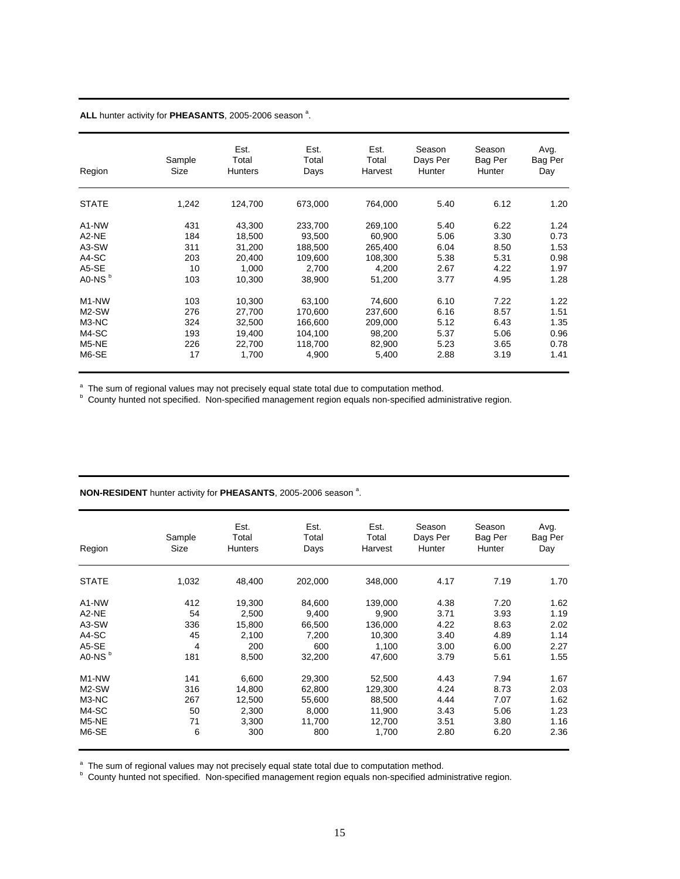**ALL** hunter activity for **PHEASANTS**, 2005-2006 season [a].

| Region | Sample Size | Est. Total Hunters | Est. Total Days | Est. Total Harvest | Season Days Per Hunter | Season Bag Per Hunter | Avg. Bag Per Day |
|---|---|---|---|---|---|---|---|
| STATE | 1,242 | 124,700 | 673,000 | 764,000 | 5.40 | 6.12 | 1.20 |
| A1-NW | 431 | 43,300 | 233,700 | 269,100 | 5.40 | 6.22 | 1.24 |
| A2-NE | 184 | 18,500 | 93,500 | 60,900 | 5.06 | 3.30 | 0.73 |
| A3-SW | 311 | 31,200 | 188,500 | 265,400 | 6.04 | 8.50 | 1.53 |
| A4-SC | 203 | 20,400 | 109,600 | 108,300 | 5.38 | 5.31 | 0.98 |
| A5-SE | 10 | 1,000 | 2,700 | 4,200 | 2.67 | 4.22 | 1.97 |
| A0-NS [b] | 103 | 10,300 | 38,900 | 51,200 | 3.77 | 4.95 | 1.28 |
| M1-NW | 103 | 10,300 | 63,100 | 74,600 | 6.10 | 7.22 | 1.22 |
| M2-SW | 276 | 27,700 | 170,600 | 237,600 | 6.16 | 8.57 | 1.51 |
| M3-NC | 324 | 32,500 | 166,600 | 209,000 | 5.12 | 6.43 | 1.35 |
| M4-SC | 193 | 19,400 | 104,100 | 98,200 | 5.37 | 5.06 | 0.96 |
| M5-NE | 226 | 22,700 | 118,700 | 82,900 | 5.23 | 3.65 | 0.78 |
| M6-SE | 17 | 1,700 | 4,900 | 5,400 | 2.88 | 3.19 | 1.41 |

[a] The sum of regional values may not precisely equal state total due to computation method.
[b] County hunted not specified. Non-specified management region equals non-specified administrative region.

**NON-RESIDENT** hunter activity for **PHEASANTS**, 2005-2006 season [a].

| Region | Sample Size | Est. Total Hunters | Est. Total Days | Est. Total Harvest | Season Days Per Hunter | Season Bag Per Hunter | Avg. Bag Per Day |
|---|---|---|---|---|---|---|---|
| STATE | 1,032 | 48,400 | 202,000 | 348,000 | 4.17 | 7.19 | 1.70 |
| A1-NW | 412 | 19,300 | 84,600 | 139,000 | 4.38 | 7.20 | 1.62 |
| A2-NE | 54 | 2,500 | 9,400 | 9,900 | 3.71 | 3.93 | 1.19 |
| A3-SW | 336 | 15,800 | 66,500 | 136,000 | 4.22 | 8.63 | 2.02 |
| A4-SC | 45 | 2,100 | 7,200 | 10,300 | 3.40 | 4.89 | 1.14 |
| A5-SE | 4 | 200 | 600 | 1,100 | 3.00 | 6.00 | 2.27 |
| A0-NS [b] | 181 | 8,500 | 32,200 | 47,600 | 3.79 | 5.61 | 1.55 |
| M1-NW | 141 | 6,600 | 29,300 | 52,500 | 4.43 | 7.94 | 1.67 |
| M2-SW | 316 | 14,800 | 62,800 | 129,300 | 4.24 | 8.73 | 2.03 |
| M3-NC | 267 | 12,500 | 55,600 | 88,500 | 4.44 | 7.07 | 1.62 |
| M4-SC | 50 | 2,300 | 8,000 | 11,900 | 3.43 | 5.06 | 1.23 |
| M5-NE | 71 | 3,300 | 11,700 | 12,700 | 3.51 | 3.80 | 1.16 |
| M6-SE | 6 | 300 | 800 | 1,700 | 2.80 | 6.20 | 2.36 |

[a] The sum of regional values may not precisely equal state total due to computation method.
[b] County hunted not specified. Non-specified management region equals non-specified administrative region.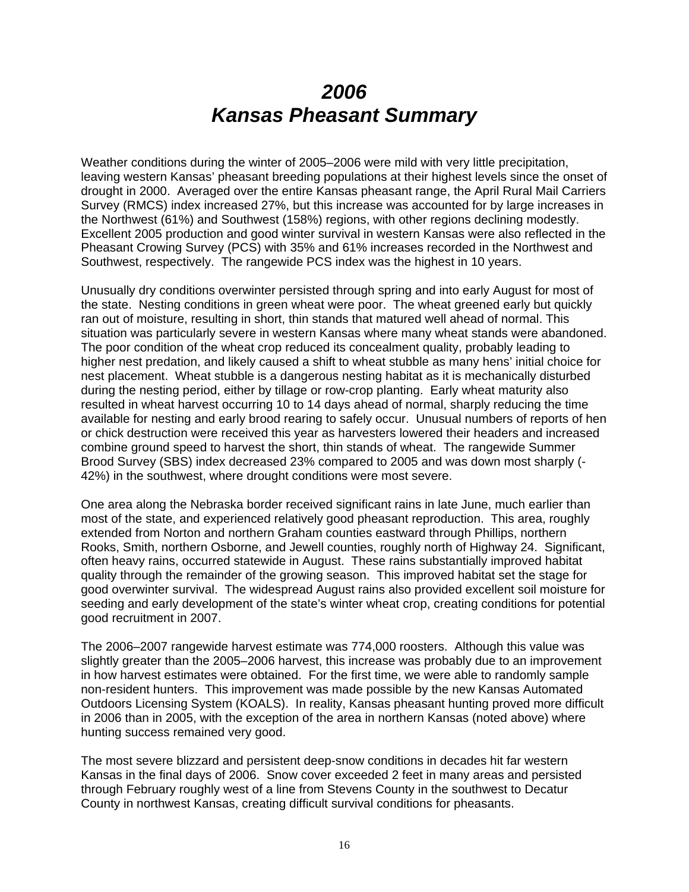# *2006*
# *Kansas Pheasant Summary*

Weather conditions during the winter of 2005–2006 were mild with very little precipitation, leaving western Kansas' pheasant breeding populations at their highest levels since the onset of drought in 2000. Averaged over the entire Kansas pheasant range, the April Rural Mail Carriers Survey (RMCS) index increased 27%, but this increase was accounted for by large increases in the Northwest (61%) and Southwest (158%) regions, with other regions declining modestly. Excellent 2005 production and good winter survival in western Kansas were also reflected in the Pheasant Crowing Survey (PCS) with 35% and 61% increases recorded in the Northwest and Southwest, respectively. The rangewide PCS index was the highest in 10 years.

Unusually dry conditions overwinter persisted through spring and into early August for most of the state. Nesting conditions in green wheat were poor. The wheat greened early but quickly ran out of moisture, resulting in short, thin stands that matured well ahead of normal. This situation was particularly severe in western Kansas where many wheat stands were abandoned. The poor condition of the wheat crop reduced its concealment quality, probably leading to higher nest predation, and likely caused a shift to wheat stubble as many hens' initial choice for nest placement. Wheat stubble is a dangerous nesting habitat as it is mechanically disturbed during the nesting period, either by tillage or row-crop planting. Early wheat maturity also resulted in wheat harvest occurring 10 to 14 days ahead of normal, sharply reducing the time available for nesting and early brood rearing to safely occur. Unusual numbers of reports of hen or chick destruction were received this year as harvesters lowered their headers and increased combine ground speed to harvest the short, thin stands of wheat. The rangewide Summer Brood Survey (SBS) index decreased 23% compared to 2005 and was down most sharply (-42%) in the southwest, where drought conditions were most severe.

One area along the Nebraska border received significant rains in late June, much earlier than most of the state, and experienced relatively good pheasant reproduction. This area, roughly extended from Norton and northern Graham counties eastward through Phillips, northern Rooks, Smith, northern Osborne, and Jewell counties, roughly north of Highway 24. Significant, often heavy rains, occurred statewide in August. These rains substantially improved habitat quality through the remainder of the growing season. This improved habitat set the stage for good overwinter survival. The widespread August rains also provided excellent soil moisture for seeding and early development of the state's winter wheat crop, creating conditions for potential good recruitment in 2007.

The 2006–2007 rangewide harvest estimate was 774,000 roosters. Although this value was slightly greater than the 2005–2006 harvest, this increase was probably due to an improvement in how harvest estimates were obtained. For the first time, we were able to randomly sample non-resident hunters. This improvement was made possible by the new Kansas Automated Outdoors Licensing System (KOALS). In reality, Kansas pheasant hunting proved more difficult in 2006 than in 2005, with the exception of the area in northern Kansas (noted above) where hunting success remained very good.

The most severe blizzard and persistent deep-snow conditions in decades hit far western Kansas in the final days of 2006. Snow cover exceeded 2 feet in many areas and persisted through February roughly west of a line from Stevens County in the southwest to Decatur County in northwest Kansas, creating difficult survival conditions for pheasants.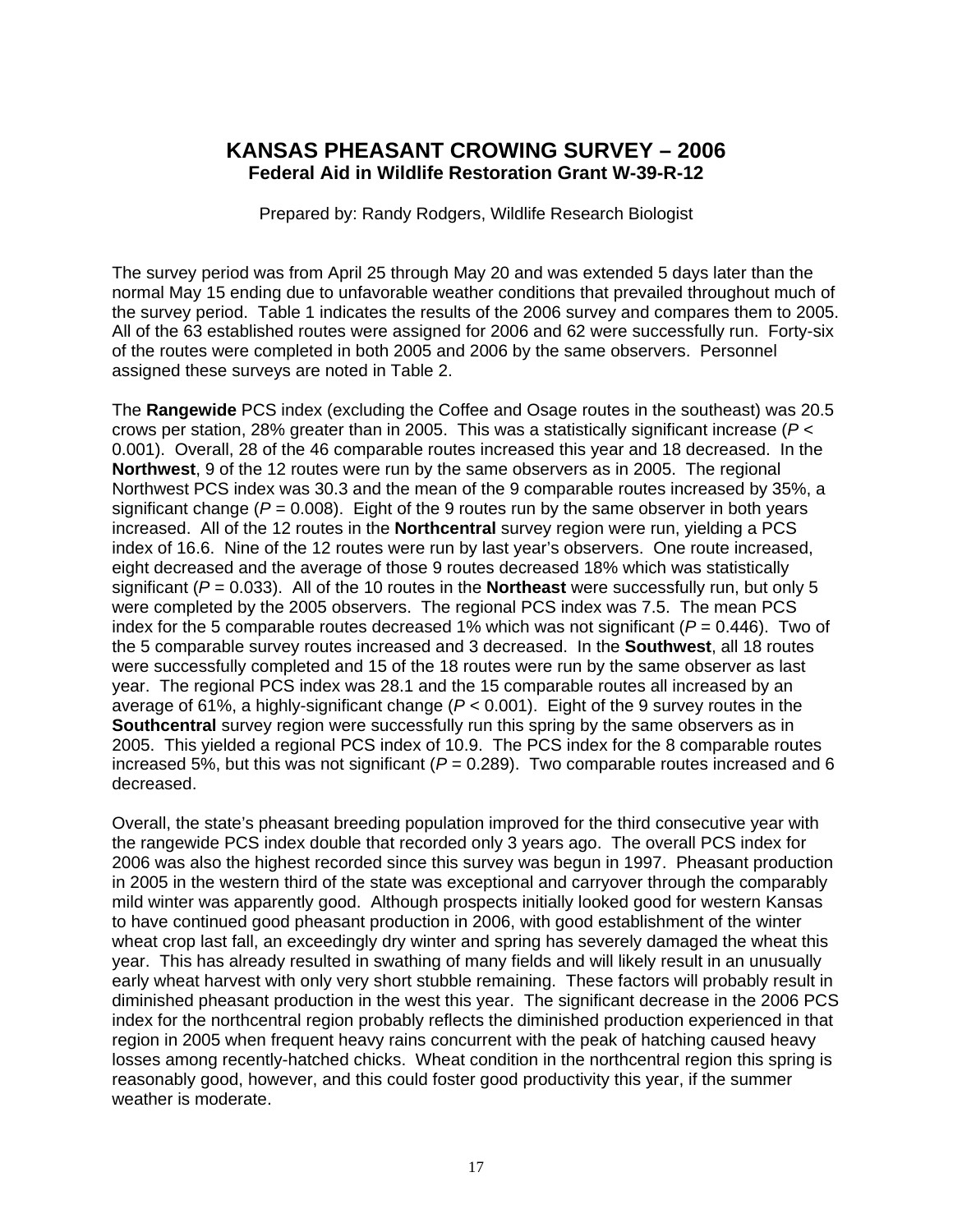# KANSAS PHEASANT CROWING SURVEY – 2006

**Federal Aid in Wildlife Restoration Grant W-39-R-12**

Prepared by: Randy Rodgers, Wildlife Research Biologist

The survey period was from April 25 through May 20 and was extended 5 days later than the normal May 15 ending due to unfavorable weather conditions that prevailed throughout much of the survey period. Table 1 indicates the results of the 2006 survey and compares them to 2005. All of the 63 established routes were assigned for 2006 and 62 were successfully run. Forty-six of the routes were completed in both 2005 and 2006 by the same observers. Personnel assigned these surveys are noted in Table 2.

The **Rangewide** PCS index (excluding the Coffee and Osage routes in the southeast) was 20.5 crows per station, 28% greater than in 2005. This was a statistically significant increase ($P$ < 0.001). Overall, 28 of the 46 comparable routes increased this year and 18 decreased. In the **Northwest**, 9 of the 12 routes were run by the same observers as in 2005. The regional Northwest PCS index was 30.3 and the mean of the 9 comparable routes increased by 35%, a significant change ($P$ = 0.008). Eight of the 9 routes run by the same observer in both years increased. All of the 12 routes in the **Northcentral** survey region were run, yielding a PCS index of 16.6. Nine of the 12 routes were run by last year's observers. One route increased, eight decreased and the average of those 9 routes decreased 18% which was statistically significant ($P$ = 0.033). All of the 10 routes in the **Northeast** were successfully run, but only 5 were completed by the 2005 observers. The regional PCS index was 7.5. The mean PCS index for the 5 comparable routes decreased 1% which was not significant ($P$ = 0.446). Two of the 5 comparable survey routes increased and 3 decreased. In the **Southwest**, all 18 routes were successfully completed and 15 of the 18 routes were run by the same observer as last year. The regional PCS index was 28.1 and the 15 comparable routes all increased by an average of 61%, a highly-significant change ($P$ < 0.001). Eight of the 9 survey routes in the **Southcentral** survey region were successfully run this spring by the same observers as in 2005. This yielded a regional PCS index of 10.9. The PCS index for the 8 comparable routes increased 5%, but this was not significant ($P$ = 0.289). Two comparable routes increased and 6 decreased.

Overall, the state's pheasant breeding population improved for the third consecutive year with the rangewide PCS index double that recorded only 3 years ago. The overall PCS index for 2006 was also the highest recorded since this survey was begun in 1997. Pheasant production in 2005 in the western third of the state was exceptional and carryover through the comparably mild winter was apparently good. Although prospects initially looked good for western Kansas to have continued good pheasant production in 2006, with good establishment of the winter wheat crop last fall, an exceedingly dry winter and spring has severely damaged the wheat this year. This has already resulted in swathing of many fields and will likely result in an unusually early wheat harvest with only very short stubble remaining. These factors will probably result in diminished pheasant production in the west this year. The significant decrease in the 2006 PCS index for the northcentral region probably reflects the diminished production experienced in that region in 2005 when frequent heavy rains concurrent with the peak of hatching caused heavy losses among recently-hatched chicks. Wheat condition in the northcentral region this spring is reasonably good, however, and this could foster good productivity this year, if the summer weather is moderate.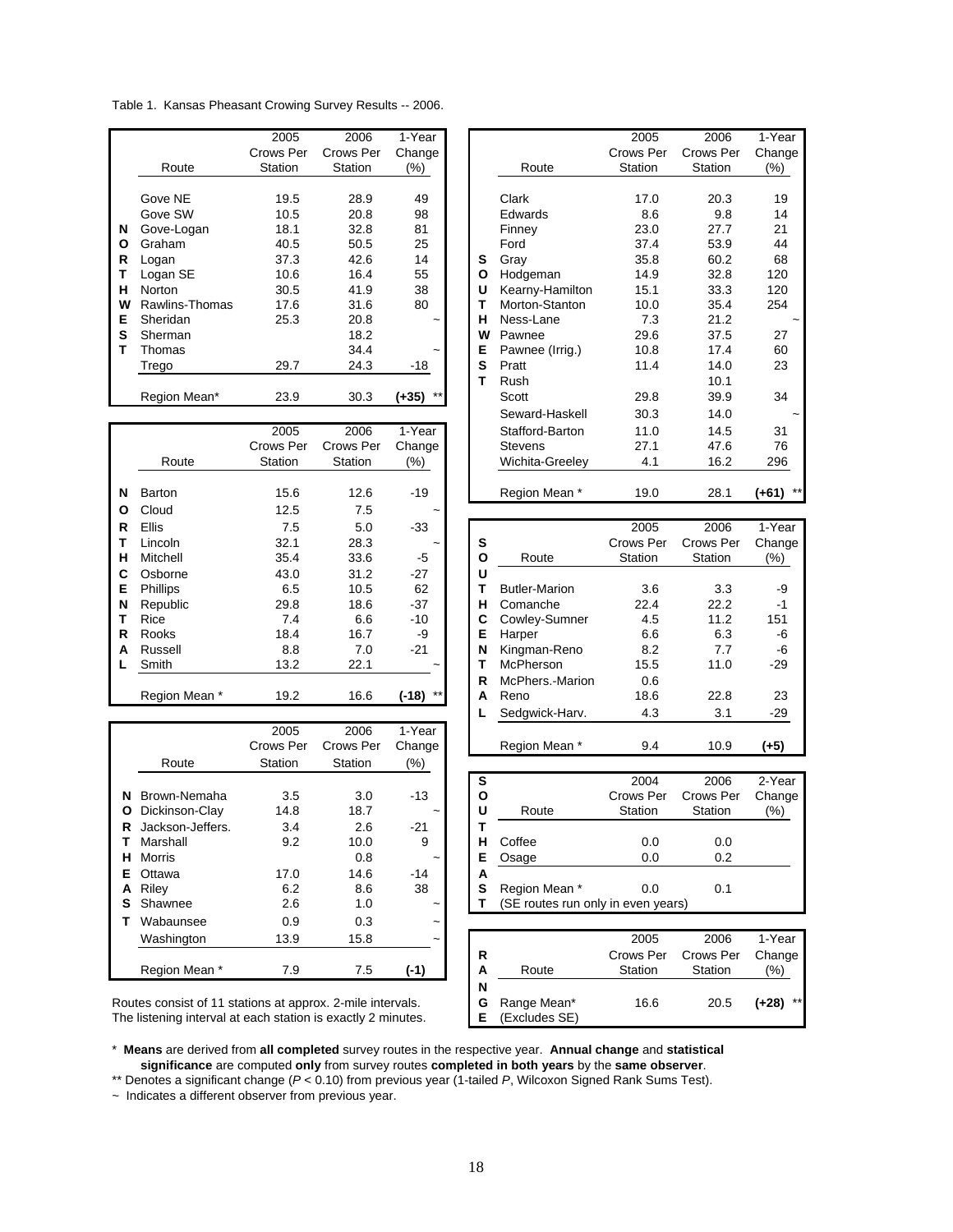Table 1. Kansas Pheasant Crowing Survey Results -- 2006.

**NORTHWEST**

| Route | 2005 Crows Per Station | 2006 Crows Per Station | 1-Year Change (%) |
|---|---|---|---|
| Gove NE | 19.5 | 28.9 | 49 |
| Gove SW | 10.5 | 20.8 | 98 |
| Gove-Logan | 18.1 | 32.8 | 81 |
| Graham | 40.5 | 50.5 | 25 |
| Logan | 37.3 | 42.6 | 14 |
| Logan SE | 10.6 | 16.4 | 55 |
| Norton | 30.5 | 41.9 | 38 |
| Rawlins-Thomas | 17.6 | 31.6 | 80 |
| Sheridan | 25.3 | 20.8 | ~ |
| Sherman | | 18.2 | |
| Thomas | | 34.4 | ~ |
| Trego | 29.7 | 24.3 | -18 |
| Region Mean* | 23.9 | 30.3 | (+35) ** |

**NORTH CENTRAL**

| Route | 2005 Crows Per Station | 2006 Crows Per Station | 1-Year Change (%) |
|---|---|---|---|
| Barton | 15.6 | 12.6 | -19 |
| Cloud | 12.5 | 7.5 | ~ |
| Ellis | 7.5 | 5.0 | -33 |
| Lincoln | 32.1 | 28.3 | ~ |
| Mitchell | 35.4 | 33.6 | -5 |
| Osborne | 43.0 | 31.2 | -27 |
| Phillips | 6.5 | 10.5 | 62 |
| Republic | 29.8 | 18.6 | -37 |
| Rice | 7.4 | 6.6 | -10 |
| Rooks | 18.4 | 16.7 | -9 |
| Russell | 8.8 | 7.0 | -21 |
| Smith | 13.2 | 22.1 | ~ |
| Region Mean * | 19.2 | 16.6 | (-18) ** |

**NORTHEAST**

| Route | 2005 Crows Per Station | 2006 Crows Per Station | 1-Year Change (%) |
|---|---|---|---|
| Brown-Nemaha | 3.5 | 3.0 | -13 |
| Dickinson-Clay | 14.8 | 18.7 | ~ |
| Jackson-Jeffers. | 3.4 | 2.6 | -21 |
| Marshall | 9.2 | 10.0 | 9 |
| Morris | | 0.8 | ~ |
| Ottawa | 17.0 | 14.6 | -14 |
| Riley | 6.2 | 8.6 | 38 |
| Shawnee | 2.6 | 1.0 | ~ |
| Wabaunsee | 0.9 | 0.3 | ~ |
| Washington | 13.9 | 15.8 | ~ |
| Region Mean * | 7.9 | 7.5 | (-1) |

Routes consist of 11 stations at approx. 2-mile intervals.
The listening interval at each station is exactly 2 minutes.

**SOUTHWEST**

| Route | 2005 Crows Per Station | 2006 Crows Per Station | 1-Year Change (%) |
|---|---|---|---|
| Clark | 17.0 | 20.3 | 19 |
| Edwards | 8.6 | 9.8 | 14 |
| Finney | 23.0 | 27.7 | 21 |
| Ford | 37.4 | 53.9 | 44 |
| Gray | 35.8 | 60.2 | 68 |
| Hodgeman | 14.9 | 32.8 | 120 |
| Kearny-Hamilton | 15.1 | 33.3 | 120 |
| Morton-Stanton | 10.0 | 35.4 | 254 |
| Ness-Lane | 7.3 | 21.2 | ~ |
| Pawnee | 29.6 | 37.5 | 27 |
| Pawnee (Irrig.) | 10.8 | 17.4 | 60 |
| Pratt | 11.4 | 14.0 | 23 |
| Rush | | 10.1 | |
| Scott | 29.8 | 39.9 | 34 |
| Seward-Haskell | 30.3 | 14.0 | ~ |
| Stafford-Barton | 11.0 | 14.5 | 31 |
| Stevens | 27.1 | 47.6 | 76 |
| Wichita-Greeley | 4.1 | 16.2 | 296 |
| Region Mean * | 19.0 | 28.1 | (+61) ** |

**SOUTH CENTRAL**

| Route | 2005 Crows Per Station | 2006 Crows Per Station | 1-Year Change (%) |
|---|---|---|---|
| Butler-Marion | 3.6 | 3.3 | -9 |
| Comanche | 22.4 | 22.2 | -1 |
| Cowley-Sumner | 4.5 | 11.2 | 151 |
| Harper | 6.6 | 6.3 | -6 |
| Kingman-Reno | 8.2 | 7.7 | -6 |
| McPherson | 15.5 | 11.0 | -29 |
| McPhers.-Marion | 0.6 | | |
| Reno | 18.6 | 22.8 | 23 |
| Sedgwick-Harv. | 4.3 | 3.1 | -29 |
| Region Mean * | 9.4 | 10.9 | (+5) |

**SOUTHEAST**

| Route | 2004 Crows Per Station | 2006 Crows Per Station | 2-Year Change (%) |
|---|---|---|---|
| Coffee | 0.0 | 0.0 | |
| Osage | 0.0 | 0.2 | |
| Region Mean * | 0.0 | 0.1 | |
| (SE routes run only in even years) | | | |

**RANGE**

| Route | 2005 Crows Per Station | 2006 Crows Per Station | 1-Year Change (%) |
|---|---|---|---|
| Range Mean* (Excludes SE) | 16.6 | 20.5 | (+28) ** |

\* **Means** are derived from **all completed** survey routes in the respective year. **Annual change** and **statistical significance** are computed **only** from survey routes **completed in both years** by the **same observer**.

** Denotes a significant change ($P < 0.10$) from previous year (1-tailed $P$, Wilcoxon Signed Rank Sums Test).

~ Indicates a different observer from previous year.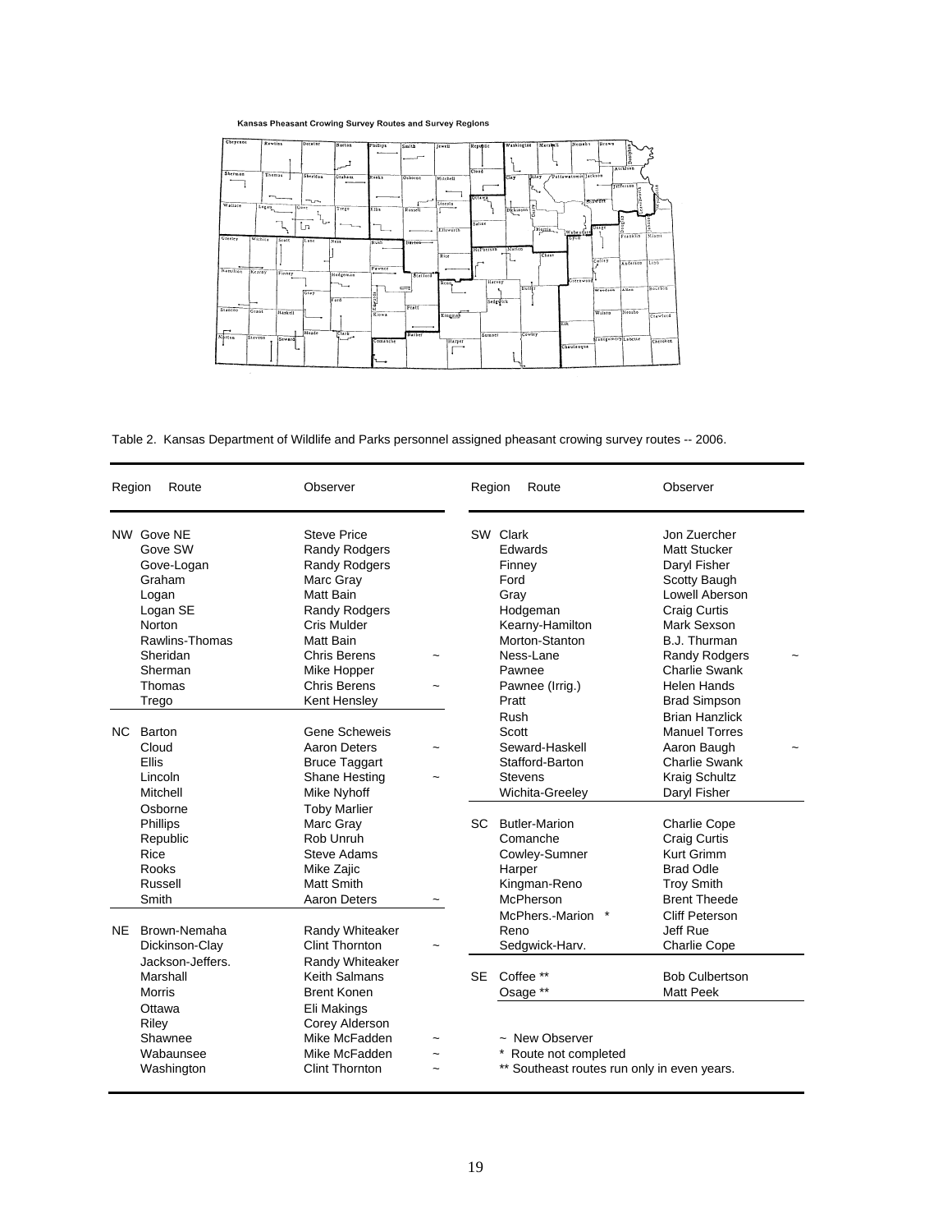Kansas Pheasant Crowing Survey Routes and Survey Regions

Table 2. Kansas Department of Wildlife and Parks personnel assigned pheasant crowing survey routes -- 2006.

| Region | Route | Observer | | Region | Route | Observer | |
|---|---|---|---|---|---|---|---|
| NW | Gove NE | Steve Price | | SW | Clark | Jon Zuercher | |
| | Gove SW | Randy Rodgers | | | Edwards | Matt Stucker | |
| | Gove-Logan | Randy Rodgers | | | Finney | Daryl Fisher | |
| | Graham | Marc Gray | | | Ford | Scotty Baugh | |
| | Logan | Matt Bain | | | Gray | Lowell Aberson | |
| | Logan SE | Randy Rodgers | | | Hodgeman | Craig Curtis | |
| | Norton | Cris Mulder | | | Kearny-Hamilton | Mark Sexson | |
| | Rawlins-Thomas | Matt Bain | | | Morton-Stanton | B.J. Thurman | |
| | Sheridan | Chris Berens | ~ | | Ness-Lane | Randy Rodgers | ~ |
| | Sherman | Mike Hopper | | | Pawnee | Charlie Swank | |
| | Thomas | Chris Berens | ~ | | Pawnee (Irrig.) | Helen Hands | |
| | Trego | Kent Hensley | | | Pratt | Brad Simpson | |
| | | | | | Rush | Brian Hanzlick | |
| NC | Barton | Gene Scheweis | | | Scott | Manuel Torres | |
| | Cloud | Aaron Deters | ~ | | Seward-Haskell | Aaron Baugh | ~ |
| | Ellis | Bruce Taggart | | | Stafford-Barton | Charlie Swank | |
| | Lincoln | Shane Hesting | ~ | | Stevens | Kraig Schultz | |
| | Mitchell | Mike Nyhoff | | | Wichita-Greeley | Daryl Fisher | |
| | Osborne | Toby Marlier | | | | | |
| | Phillips | Marc Gray | | SC | Butler-Marion | Charlie Cope | |
| | Republic | Rob Unruh | | | Comanche | Craig Curtis | |
| | Rice | Steve Adams | | | Cowley-Sumner | Kurt Grimm | |
| | Rooks | Mike Zajic | | | Harper | Brad Odle | |
| | Russell | Matt Smith | | | Kingman-Reno | Troy Smith | |
| | Smith | Aaron Deters | ~ | | McPherson | Brent Theede | |
| | | | | | McPhers.-Marion * | Cliff Peterson | |
| NE | Brown-Nemaha | Randy Whiteaker | | | Reno | Jeff Rue | |
| | Dickinson-Clay | Clint Thornton | ~ | | Sedgwick-Harv. | Charlie Cope | |
| | Jackson-Jeffers. | Randy Whiteaker | | | | | |
| | Marshall | Keith Salmans | | SE | Coffee ** | Bob Culbertson | |
| | Morris | Brent Konen | | | Osage ** | Matt Peek | |
| | Ottawa | Eli Makings | | | | | |
| | Riley | Corey Alderson | | | | | |
| | Shawnee | Mike McFadden | ~ | | | | |
| | Wabaunsee | Mike McFadden | ~ | | | | |
| | Washington | Clint Thornton | ~ | | | | |

~ New Observer
* Route not completed
** Southeast routes run only in even years.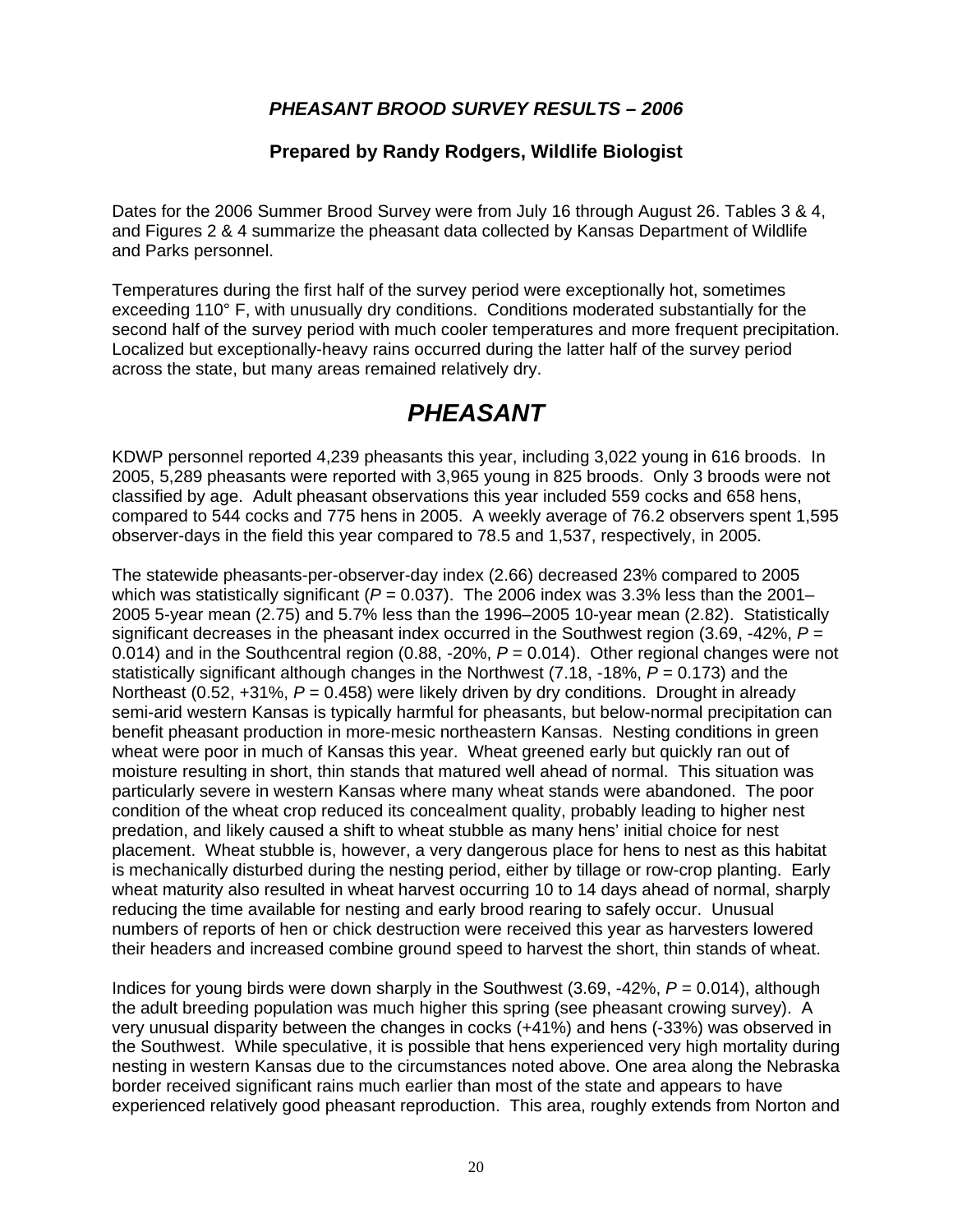### *PHEASANT BROOD SURVEY RESULTS – 2006*

**Prepared by Randy Rodgers, Wildlife Biologist**

Dates for the 2006 Summer Brood Survey were from July 16 through August 26. Tables 3 & 4, and Figures 2 & 4 summarize the pheasant data collected by Kansas Department of Wildlife and Parks personnel.

Temperatures during the first half of the survey period were exceptionally hot, sometimes exceeding 110° F, with unusually dry conditions. Conditions moderated substantially for the second half of the survey period with much cooler temperatures and more frequent precipitation. Localized but exceptionally-heavy rains occurred during the latter half of the survey period across the state, but many areas remained relatively dry.

# *PHEASANT*

KDWP personnel reported 4,239 pheasants this year, including 3,022 young in 616 broods. In 2005, 5,289 pheasants were reported with 3,965 young in 825 broods. Only 3 broods were not classified by age. Adult pheasant observations this year included 559 cocks and 658 hens, compared to 544 cocks and 775 hens in 2005. A weekly average of 76.2 observers spent 1,595 observer-days in the field this year compared to 78.5 and 1,537, respectively, in 2005.

The statewide pheasants-per-observer-day index (2.66) decreased 23% compared to 2005 which was statistically significant ($P$ = 0.037). The 2006 index was 3.3% less than the 2001–2005 5-year mean (2.75) and 5.7% less than the 1996–2005 10-year mean (2.82). Statistically significant decreases in the pheasant index occurred in the Southwest region (3.69, -42%, $P$ = 0.014) and in the Southcentral region (0.88, -20%, $P$ = 0.014). Other regional changes were not statistically significant although changes in the Northwest (7.18, -18%, $P$ = 0.173) and the Northeast (0.52, +31%, $P$ = 0.458) were likely driven by dry conditions. Drought in already semi-arid western Kansas is typically harmful for pheasants, but below-normal precipitation can benefit pheasant production in more-mesic northeastern Kansas. Nesting conditions in green wheat were poor in much of Kansas this year. Wheat greened early but quickly ran out of moisture resulting in short, thin stands that matured well ahead of normal. This situation was particularly severe in western Kansas where many wheat stands were abandoned. The poor condition of the wheat crop reduced its concealment quality, probably leading to higher nest predation, and likely caused a shift to wheat stubble as many hens' initial choice for nest placement. Wheat stubble is, however, a very dangerous place for hens to nest as this habitat is mechanically disturbed during the nesting period, either by tillage or row-crop planting. Early wheat maturity also resulted in wheat harvest occurring 10 to 14 days ahead of normal, sharply reducing the time available for nesting and early brood rearing to safely occur. Unusual numbers of reports of hen or chick destruction were received this year as harvesters lowered their headers and increased combine ground speed to harvest the short, thin stands of wheat.

Indices for young birds were down sharply in the Southwest (3.69, -42%, $P$ = 0.014), although the adult breeding population was much higher this spring (see pheasant crowing survey). A very unusual disparity between the changes in cocks (+41%) and hens (-33%) was observed in the Southwest. While speculative, it is possible that hens experienced very high mortality during nesting in western Kansas due to the circumstances noted above. One area along the Nebraska border received significant rains much earlier than most of the state and appears to have experienced relatively good pheasant reproduction. This area, roughly extends from Norton and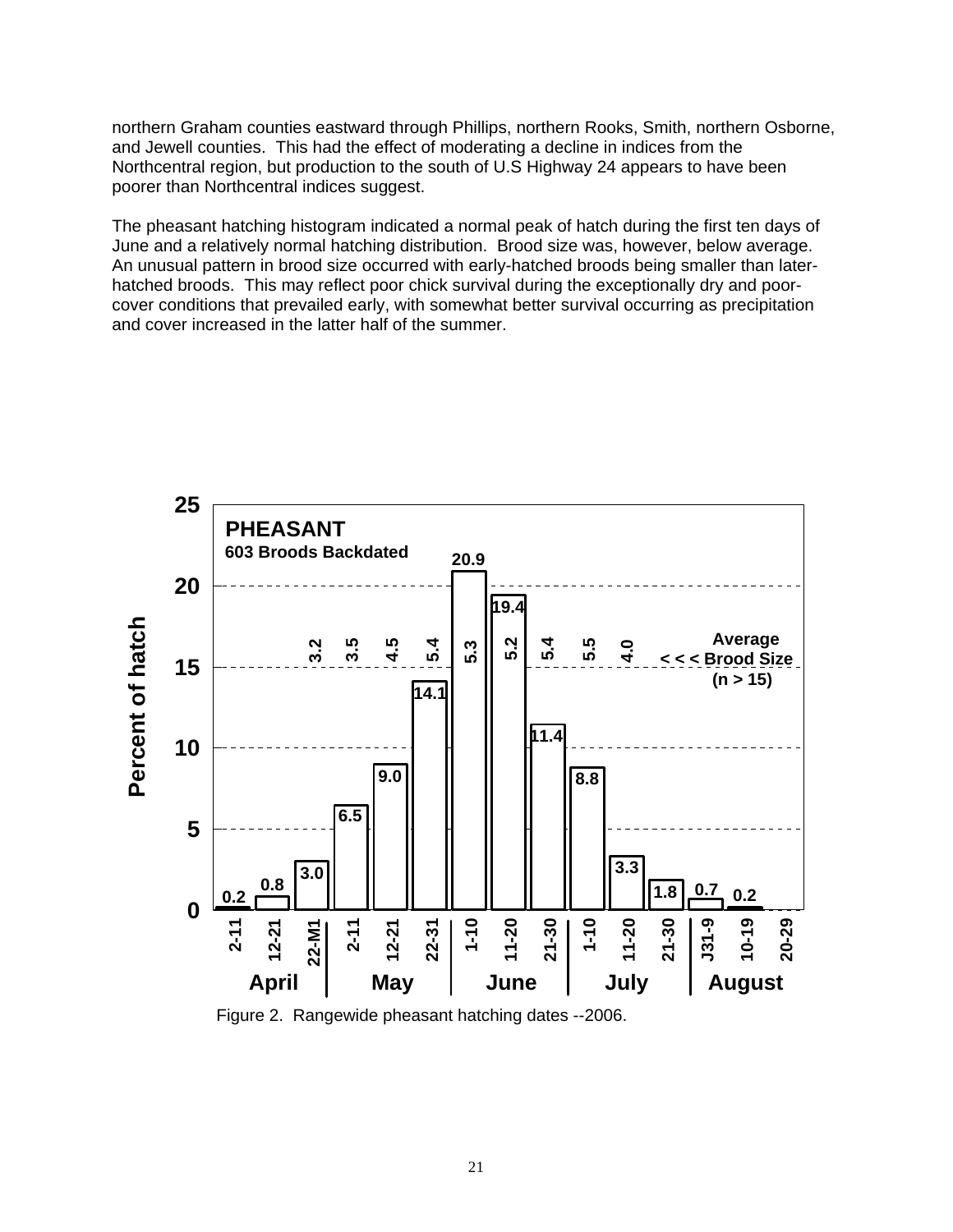northern Graham counties eastward through Phillips, northern Rooks, Smith, northern Osborne, and Jewell counties. This had the effect of moderating a decline in indices from the Northcentral region, but production to the south of U.S Highway 24 appears to have been poorer than Northcentral indices suggest.

The pheasant hatching histogram indicated a normal peak of hatch during the first ten days of June and a relatively normal hatching distribution. Brood size was, however, below average. An unusual pattern in brood size occurred with early-hatched broods being smaller than later-hatched broods. This may reflect poor chick survival during the exceptionally dry and poor-cover conditions that prevailed early, with somewhat better survival occurring as precipitation and cover increased in the latter half of the summer.

| Month | Period | Percent of hatch | Average Brood Size (n > 15) |
|---|---|---|---|
| April | 2-11 | 0.2 | |
| April | 12-21 | 0.8 | |
| April | 22-M1 | 3.0 | 3.2 |
| May | 2-11 | 6.5 | 3.5 |
| May | 12-21 | 9.0 | 4.5 |
| May | 22-31 | 14.1 | 5.4 |
| June | 1-10 | 20.9 | 5.3 |
| June | 11-20 | 19.4 | 5.2 |
| June | 21-30 | 11.4 | 5.4 |
| July | 1-10 | 8.8 | 5.5 |
| July | 11-20 | 3.3 | 4.0 |
| July | 21-30 | 1.8 | |
| August | J31-9 | 0.7 | |
| August | 10-19 | 0.2 | |
| August | 20-29 | | |

PHEASANT — 603 Broods Backdated

Figure 2. Rangewide pheasant hatching dates --2006.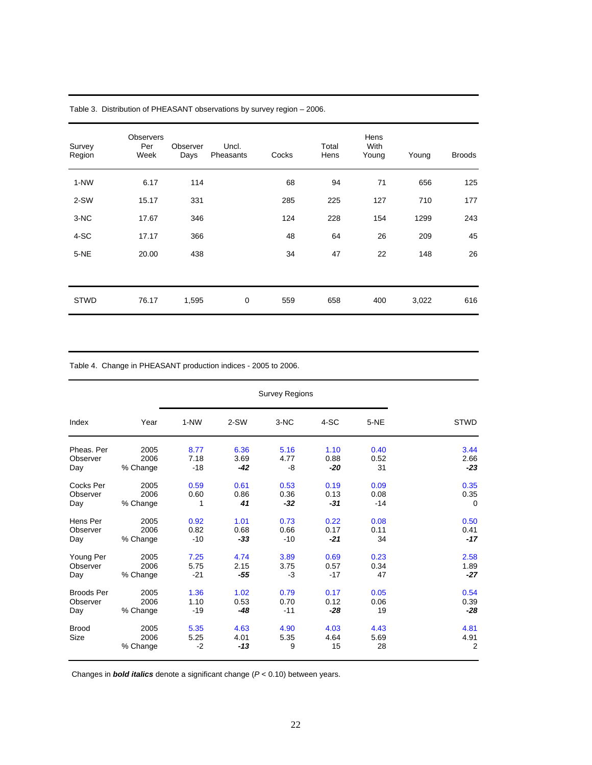Table 3. Distribution of PHEASANT observations by survey region – 2006.

| Survey Region | Observers Per Week | Observer Days | Uncl. Pheasants | Cocks | Total Hens | Hens With Young | Young | Broods |
|---|---|---|---|---|---|---|---|---|
| 1-NW | 6.17 | 114 | | 68 | 94 | 71 | 656 | 125 |
| 2-SW | 15.17 | 331 | | 285 | 225 | 127 | 710 | 177 |
| 3-NC | 17.67 | 346 | | 124 | 228 | 154 | 1299 | 243 |
| 4-SC | 17.17 | 366 | | 48 | 64 | 26 | 209 | 45 |
| 5-NE | 20.00 | 438 | | 34 | 47 | 22 | 148 | 26 |
| STWD | 76.17 | 1,595 | 0 | 559 | 658 | 400 | 3,022 | 616 |

Table 4. Change in PHEASANT production indices - 2005 to 2006.

| | | Survey Regions | | | | | |
|---|---|---|---|---|---|---|---|
| Index | Year | 1-NW | 2-SW | 3-NC | 4-SC | 5-NE | STWD |
| Pheas. Per Observer Day | 2005 | 8.77 | 6.36 | 5.16 | 1.10 | 0.40 | 3.44 |
| | 2006 | 7.18 | 3.69 | 4.77 | 0.88 | 0.52 | 2.66 |
| | % Change | -18 | ***-42*** | -8 | ***-20*** | 31 | ***-23*** |
| Cocks Per Observer Day | 2005 | 0.59 | 0.61 | 0.53 | 0.19 | 0.09 | 0.35 |
| | 2006 | 0.60 | 0.86 | 0.36 | 0.13 | 0.08 | 0.35 |
| | % Change | 1 | ***41*** | ***-32*** | ***-31*** | -14 | 0 |
| Hens Per Observer Day | 2005 | 0.92 | 1.01 | 0.73 | 0.22 | 0.08 | 0.50 |
| | 2006 | 0.82 | 0.68 | 0.66 | 0.17 | 0.11 | 0.41 |
| | % Change | -10 | ***-33*** | -10 | ***-21*** | 34 | ***-17*** |
| Young Per Observer Day | 2005 | 7.25 | 4.74 | 3.89 | 0.69 | 0.23 | 2.58 |
| | 2006 | 5.75 | 2.15 | 3.75 | 0.57 | 0.34 | 1.89 |
| | % Change | -21 | ***-55*** | -3 | -17 | 47 | ***-27*** |
| Broods Per Observer Day | 2005 | 1.36 | 1.02 | 0.79 | 0.17 | 0.05 | 0.54 |
| | 2006 | 1.10 | 0.53 | 0.70 | 0.12 | 0.06 | 0.39 |
| | % Change | -19 | ***-48*** | -11 | ***-28*** | 19 | ***-28*** |
| Brood Size | 2005 | 5.35 | 4.63 | 4.90 | 4.03 | 4.43 | 4.81 |
| | 2006 | 5.25 | 4.01 | 5.35 | 4.64 | 5.69 | 4.91 |
| | % Change | -2 | ***-13*** | 9 | 15 | 28 | 2 |

Changes in ***bold italics*** denote a significant change ($P < 0.10$) between years.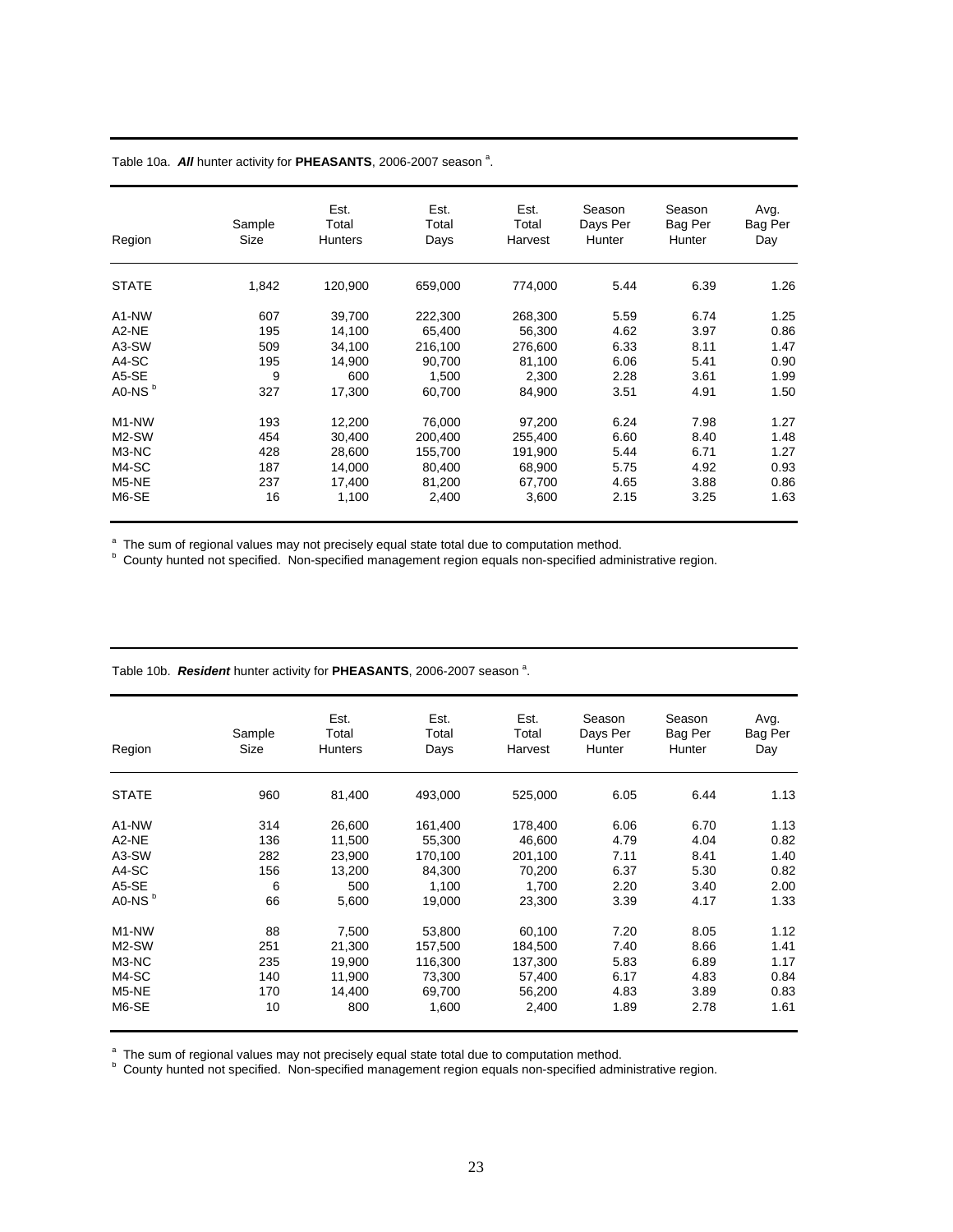Table 10a. ***All*** hunter activity for **PHEASANTS**, 2006-2007 season [a].

| Region | Sample Size | Est. Total Hunters | Est. Total Days | Est. Total Harvest | Season Days Per Hunter | Season Bag Per Hunter | Avg. Bag Per Day |
|---|---|---|---|---|---|---|---|
| STATE | 1,842 | 120,900 | 659,000 | 774,000 | 5.44 | 6.39 | 1.26 |
| A1-NW | 607 | 39,700 | 222,300 | 268,300 | 5.59 | 6.74 | 1.25 |
| A2-NE | 195 | 14,100 | 65,400 | 56,300 | 4.62 | 3.97 | 0.86 |
| A3-SW | 509 | 34,100 | 216,100 | 276,600 | 6.33 | 8.11 | 1.47 |
| A4-SC | 195 | 14,900 | 90,700 | 81,100 | 6.06 | 5.41 | 0.90 |
| A5-SE | 9 | 600 | 1,500 | 2,300 | 2.28 | 3.61 | 1.99 |
| A0-NS [b] | 327 | 17,300 | 60,700 | 84,900 | 3.51 | 4.91 | 1.50 |
| M1-NW | 193 | 12,200 | 76,000 | 97,200 | 6.24 | 7.98 | 1.27 |
| M2-SW | 454 | 30,400 | 200,400 | 255,400 | 6.60 | 8.40 | 1.48 |
| M3-NC | 428 | 28,600 | 155,700 | 191,900 | 5.44 | 6.71 | 1.27 |
| M4-SC | 187 | 14,000 | 80,400 | 68,900 | 5.75 | 4.92 | 0.93 |
| M5-NE | 237 | 17,400 | 81,200 | 67,700 | 4.65 | 3.88 | 0.86 |
| M6-SE | 16 | 1,100 | 2,400 | 3,600 | 2.15 | 3.25 | 1.63 |

[a] The sum of regional values may not precisely equal state total due to computation method.
[b] County hunted not specified. Non-specified management region equals non-specified administrative region.

Table 10b. ***Resident*** hunter activity for **PHEASANTS**, 2006-2007 season [a].

| Region | Sample Size | Est. Total Hunters | Est. Total Days | Est. Total Harvest | Season Days Per Hunter | Season Bag Per Hunter | Avg. Bag Per Day |
|---|---|---|---|---|---|---|---|
| STATE | 960 | 81,400 | 493,000 | 525,000 | 6.05 | 6.44 | 1.13 |
| A1-NW | 314 | 26,600 | 161,400 | 178,400 | 6.06 | 6.70 | 1.13 |
| A2-NE | 136 | 11,500 | 55,300 | 46,600 | 4.79 | 4.04 | 0.82 |
| A3-SW | 282 | 23,900 | 170,100 | 201,100 | 7.11 | 8.41 | 1.40 |
| A4-SC | 156 | 13,200 | 84,300 | 70,200 | 6.37 | 5.30 | 0.82 |
| A5-SE | 6 | 500 | 1,100 | 1,700 | 2.20 | 3.40 | 2.00 |
| A0-NS [b] | 66 | 5,600 | 19,000 | 23,300 | 3.39 | 4.17 | 1.33 |
| M1-NW | 88 | 7,500 | 53,800 | 60,100 | 7.20 | 8.05 | 1.12 |
| M2-SW | 251 | 21,300 | 157,500 | 184,500 | 7.40 | 8.66 | 1.41 |
| M3-NC | 235 | 19,900 | 116,300 | 137,300 | 5.83 | 6.89 | 1.17 |
| M4-SC | 140 | 11,900 | 73,300 | 57,400 | 6.17 | 4.83 | 0.84 |
| M5-NE | 170 | 14,400 | 69,700 | 56,200 | 4.83 | 3.89 | 0.83 |
| M6-SE | 10 | 800 | 1,600 | 2,400 | 1.89 | 2.78 | 1.61 |

[a] The sum of regional values may not precisely equal state total due to computation method.
[b] County hunted not specified. Non-specified management region equals non-specified administrative region.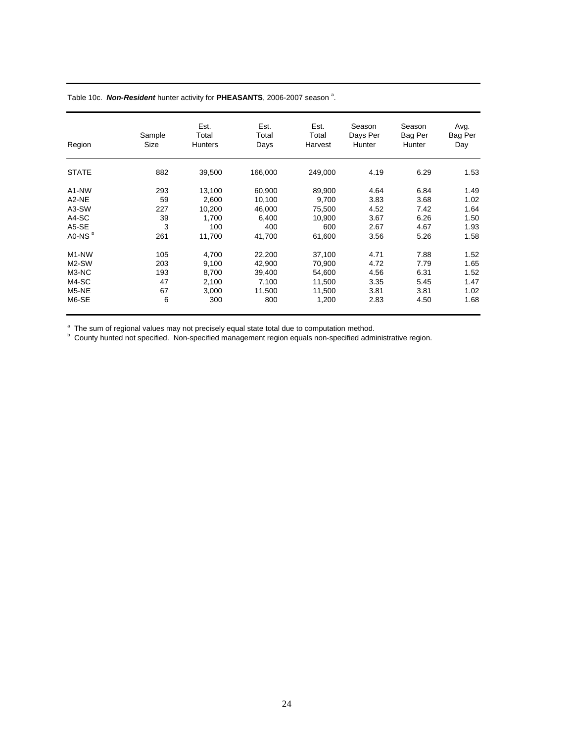Table 10c. ***Non-Resident*** hunter activity for **PHEASANTS**, 2006-2007 season [a].

| Region | Sample Size | Est. Total Hunters | Est. Total Days | Est. Total Harvest | Season Days Per Hunter | Season Bag Per Hunter | Avg. Bag Per Day |
|---|---|---|---|---|---|---|---|
| STATE | 882 | 39,500 | 166,000 | 249,000 | 4.19 | 6.29 | 1.53 |
| A1-NW | 293 | 13,100 | 60,900 | 89,900 | 4.64 | 6.84 | 1.49 |
| A2-NE | 59 | 2,600 | 10,100 | 9,700 | 3.83 | 3.68 | 1.02 |
| A3-SW | 227 | 10,200 | 46,000 | 75,500 | 4.52 | 7.42 | 1.64 |
| A4-SC | 39 | 1,700 | 6,400 | 10,900 | 3.67 | 6.26 | 1.50 |
| A5-SE | 3 | 100 | 400 | 600 | 2.67 | 4.67 | 1.93 |
| A0-NS [b] | 261 | 11,700 | 41,700 | 61,600 | 3.56 | 5.26 | 1.58 |
| M1-NW | 105 | 4,700 | 22,200 | 37,100 | 4.71 | 7.88 | 1.52 |
| M2-SW | 203 | 9,100 | 42,900 | 70,900 | 4.72 | 7.79 | 1.65 |
| M3-NC | 193 | 8,700 | 39,400 | 54,600 | 4.56 | 6.31 | 1.52 |
| M4-SC | 47 | 2,100 | 7,100 | 11,500 | 3.35 | 5.45 | 1.47 |
| M5-NE | 67 | 3,000 | 11,500 | 11,500 | 3.81 | 3.81 | 1.02 |
| M6-SE | 6 | 300 | 800 | 1,200 | 2.83 | 4.50 | 1.68 |

[a] The sum of regional values may not precisely equal state total due to computation method.
[b] County hunted not specified. Non-specified management region equals non-specified administrative region.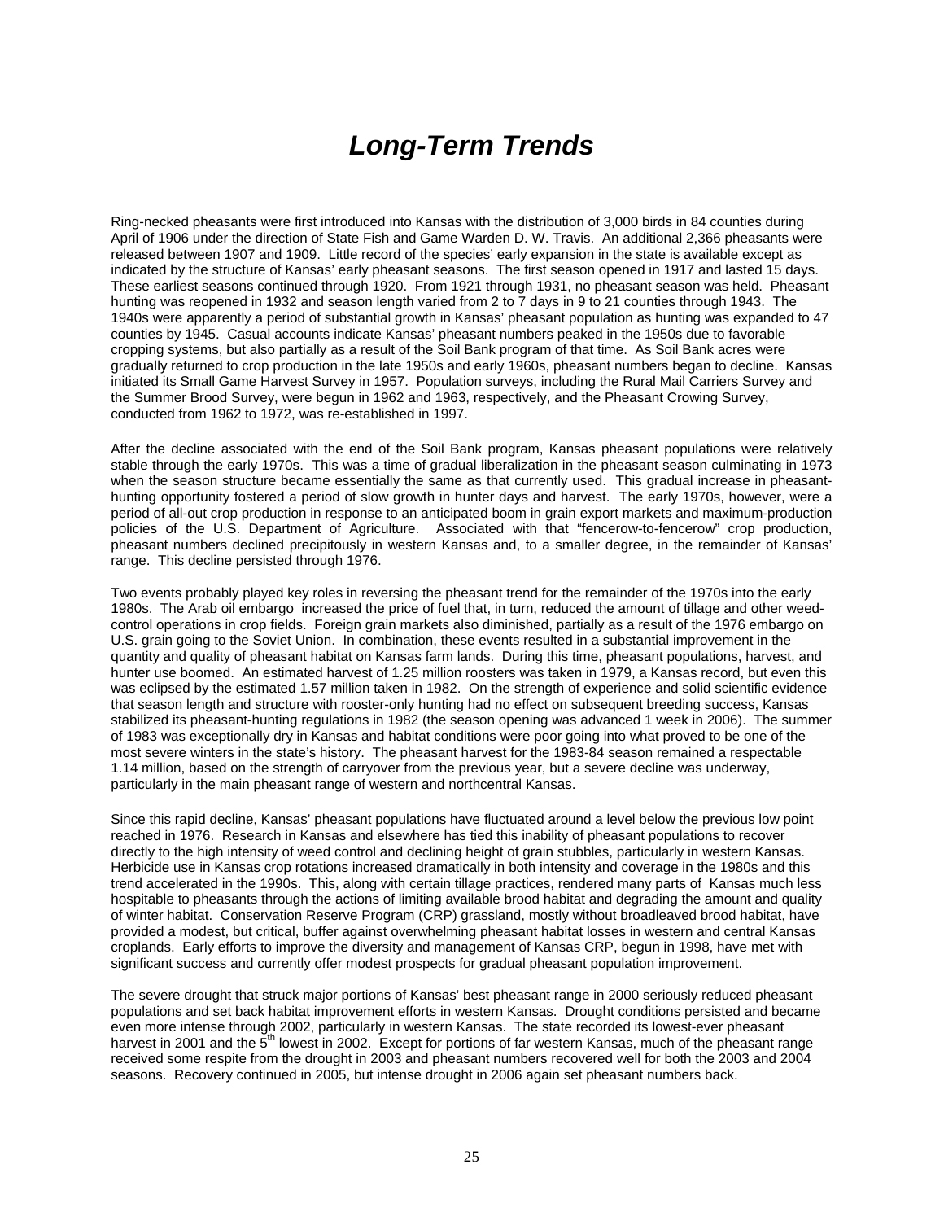# *Long-Term Trends*

Ring-necked pheasants were first introduced into Kansas with the distribution of 3,000 birds in 84 counties during April of 1906 under the direction of State Fish and Game Warden D. W. Travis. An additional 2,366 pheasants were released between 1907 and 1909. Little record of the species' early expansion in the state is available except as indicated by the structure of Kansas' early pheasant seasons. The first season opened in 1917 and lasted 15 days. These earliest seasons continued through 1920. From 1921 through 1931, no pheasant season was held. Pheasant hunting was reopened in 1932 and season length varied from 2 to 7 days in 9 to 21 counties through 1943. The 1940s were apparently a period of substantial growth in Kansas' pheasant population as hunting was expanded to 47 counties by 1945. Casual accounts indicate Kansas' pheasant numbers peaked in the 1950s due to favorable cropping systems, but also partially as a result of the Soil Bank program of that time. As Soil Bank acres were gradually returned to crop production in the late 1950s and early 1960s, pheasant numbers began to decline. Kansas initiated its Small Game Harvest Survey in 1957. Population surveys, including the Rural Mail Carriers Survey and the Summer Brood Survey, were begun in 1962 and 1963, respectively, and the Pheasant Crowing Survey, conducted from 1962 to 1972, was re-established in 1997.

After the decline associated with the end of the Soil Bank program, Kansas pheasant populations were relatively stable through the early 1970s. This was a time of gradual liberalization in the pheasant season culminating in 1973 when the season structure became essentially the same as that currently used. This gradual increase in pheasant-hunting opportunity fostered a period of slow growth in hunter days and harvest. The early 1970s, however, were a period of all-out crop production in response to an anticipated boom in grain export markets and maximum-production policies of the U.S. Department of Agriculture. Associated with that "fencerow-to-fencerow" crop production, pheasant numbers declined precipitously in western Kansas and, to a smaller degree, in the remainder of Kansas' range. This decline persisted through 1976.

Two events probably played key roles in reversing the pheasant trend for the remainder of the 1970s into the early 1980s. The Arab oil embargo increased the price of fuel that, in turn, reduced the amount of tillage and other weed-control operations in crop fields. Foreign grain markets also diminished, partially as a result of the 1976 embargo on U.S. grain going to the Soviet Union. In combination, these events resulted in a substantial improvement in the quantity and quality of pheasant habitat on Kansas farm lands. During this time, pheasant populations, harvest, and hunter use boomed. An estimated harvest of 1.25 million roosters was taken in 1979, a Kansas record, but even this was eclipsed by the estimated 1.57 million taken in 1982. On the strength of experience and solid scientific evidence that season length and structure with rooster-only hunting had no effect on subsequent breeding success, Kansas stabilized its pheasant-hunting regulations in 1982 (the season opening was advanced 1 week in 2006). The summer of 1983 was exceptionally dry in Kansas and habitat conditions were poor going into what proved to be one of the most severe winters in the state's history. The pheasant harvest for the 1983-84 season remained a respectable 1.14 million, based on the strength of carryover from the previous year, but a severe decline was underway, particularly in the main pheasant range of western and northcentral Kansas.

Since this rapid decline, Kansas' pheasant populations have fluctuated around a level below the previous low point reached in 1976. Research in Kansas and elsewhere has tied this inability of pheasant populations to recover directly to the high intensity of weed control and declining height of grain stubbles, particularly in western Kansas. Herbicide use in Kansas crop rotations increased dramatically in both intensity and coverage in the 1980s and this trend accelerated in the 1990s. This, along with certain tillage practices, rendered many parts of Kansas much less hospitable to pheasants through the actions of limiting available brood habitat and degrading the amount and quality of winter habitat. Conservation Reserve Program (CRP) grassland, mostly without broadleaved brood habitat, have provided a modest, but critical, buffer against overwhelming pheasant habitat losses in western and central Kansas croplands. Early efforts to improve the diversity and management of Kansas CRP, begun in 1998, have met with significant success and currently offer modest prospects for gradual pheasant population improvement.

The severe drought that struck major portions of Kansas' best pheasant range in 2000 seriously reduced pheasant populations and set back habitat improvement efforts in western Kansas. Drought conditions persisted and became even more intense through 2002, particularly in western Kansas. The state recorded its lowest-ever pheasant harvest in 2001 and the 5th lowest in 2002. Except for portions of far western Kansas, much of the pheasant range received some respite from the drought in 2003 and pheasant numbers recovered well for both the 2003 and 2004 seasons. Recovery continued in 2005, but intense drought in 2006 again set pheasant numbers back.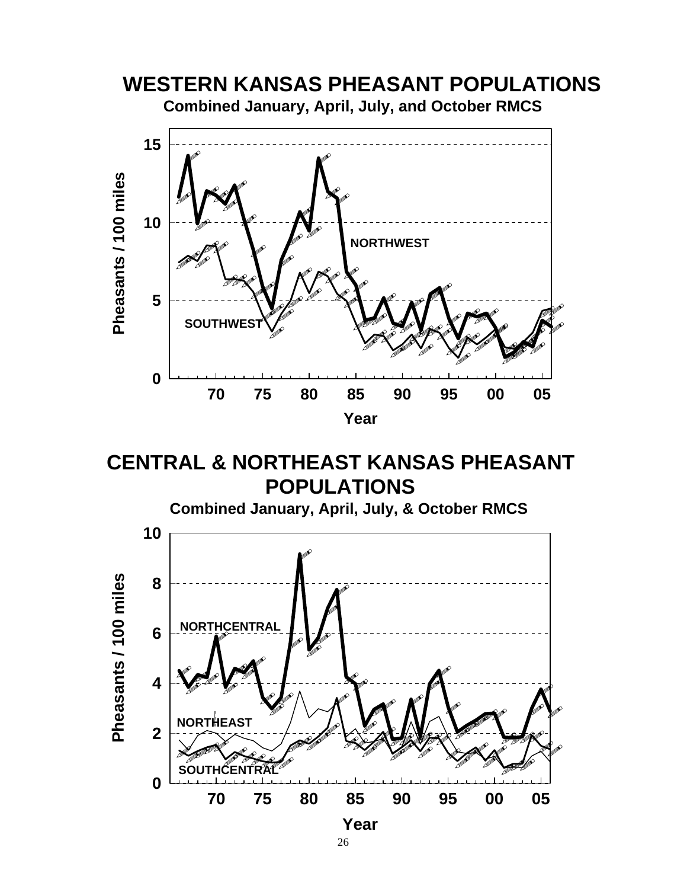# WESTERN KANSAS PHEASANT POPULATIONS

**Combined January, April, July, and October RMCS**

# CENTRAL & NORTHEAST KANSAS PHEASANT POPULATIONS

**Combined January, April, July, & October RMCS**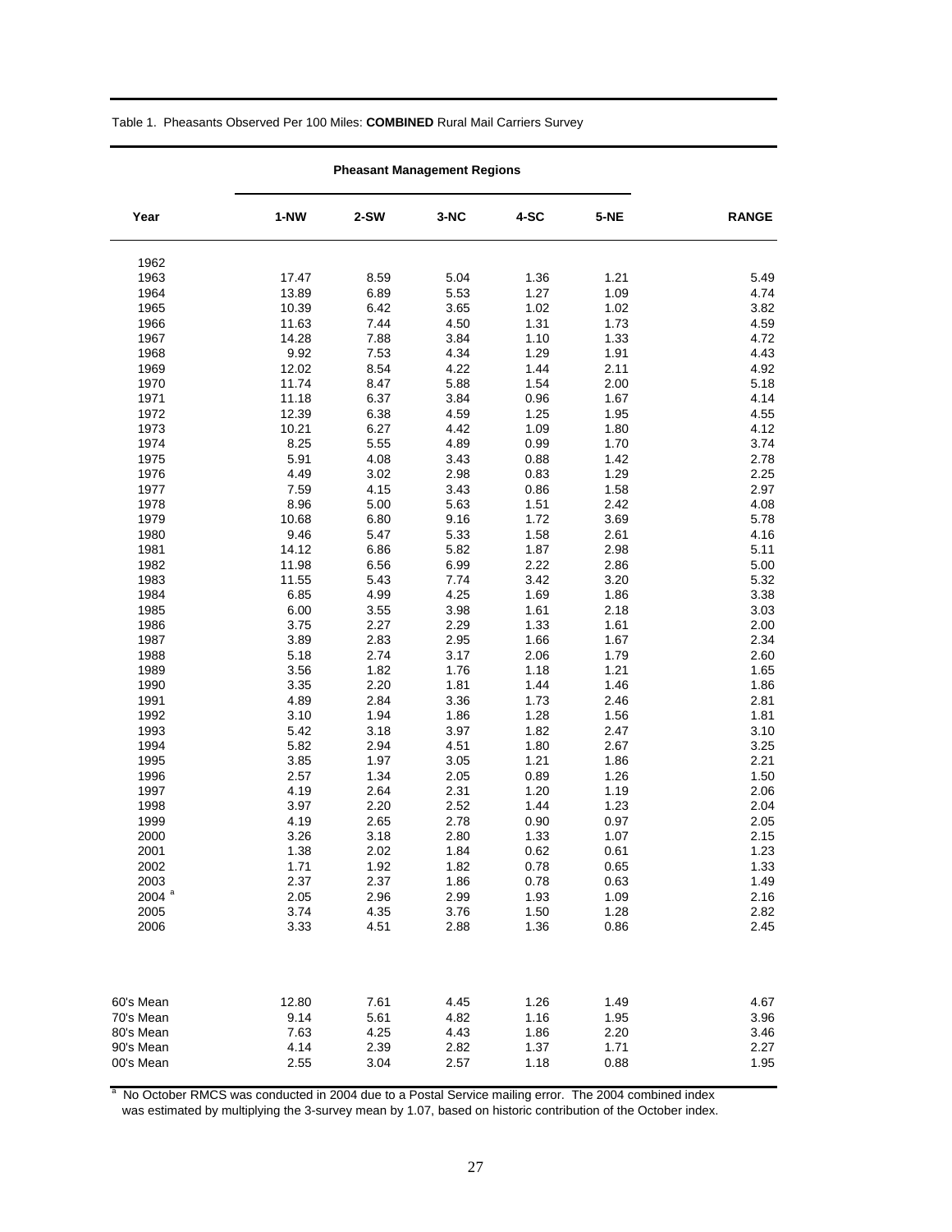Table 1. Pheasants Observed Per 100 Miles: **COMBINED** Rural Mail Carriers Survey

| | Pheasant Management Regions | | | | | |
|---|---|---|---|---|---|---|
| **Year** | **1-NW** | **2-SW** | **3-NC** | **4-SC** | **5-NE** | **RANGE** |
| 1962 | | | | | | |
| 1963 | 17.47 | 8.59 | 5.04 | 1.36 | 1.21 | 5.49 |
| 1964 | 13.89 | 6.89 | 5.53 | 1.27 | 1.09 | 4.74 |
| 1965 | 10.39 | 6.42 | 3.65 | 1.02 | 1.02 | 3.82 |
| 1966 | 11.63 | 7.44 | 4.50 | 1.31 | 1.73 | 4.59 |
| 1967 | 14.28 | 7.88 | 3.84 | 1.10 | 1.33 | 4.72 |
| 1968 | 9.92 | 7.53 | 4.34 | 1.29 | 1.91 | 4.43 |
| 1969 | 12.02 | 8.54 | 4.22 | 1.44 | 2.11 | 4.92 |
| 1970 | 11.74 | 8.47 | 5.88 | 1.54 | 2.00 | 5.18 |
| 1971 | 11.18 | 6.37 | 3.84 | 0.96 | 1.67 | 4.14 |
| 1972 | 12.39 | 6.38 | 4.59 | 1.25 | 1.95 | 4.55 |
| 1973 | 10.21 | 6.27 | 4.42 | 1.09 | 1.80 | 4.12 |
| 1974 | 8.25 | 5.55 | 4.89 | 0.99 | 1.70 | 3.74 |
| 1975 | 5.91 | 4.08 | 3.43 | 0.88 | 1.42 | 2.78 |
| 1976 | 4.49 | 3.02 | 2.98 | 0.83 | 1.29 | 2.25 |
| 1977 | 7.59 | 4.15 | 3.43 | 0.86 | 1.58 | 2.97 |
| 1978 | 8.96 | 5.00 | 5.63 | 1.51 | 2.42 | 4.08 |
| 1979 | 10.68 | 6.80 | 9.16 | 1.72 | 3.69 | 5.78 |
| 1980 | 9.46 | 5.47 | 5.33 | 1.58 | 2.61 | 4.16 |
| 1981 | 14.12 | 6.86 | 5.82 | 1.87 | 2.98 | 5.11 |
| 1982 | 11.98 | 6.56 | 6.99 | 2.22 | 2.86 | 5.00 |
| 1983 | 11.55 | 5.43 | 7.74 | 3.42 | 3.20 | 5.32 |
| 1984 | 6.85 | 4.99 | 4.25 | 1.69 | 1.86 | 3.38 |
| 1985 | 6.00 | 3.55 | 3.98 | 1.61 | 2.18 | 3.03 |
| 1986 | 3.75 | 2.27 | 2.29 | 1.33 | 1.61 | 2.00 |
| 1987 | 3.89 | 2.83 | 2.95 | 1.66 | 1.67 | 2.34 |
| 1988 | 5.18 | 2.74 | 3.17 | 2.06 | 1.79 | 2.60 |
| 1989 | 3.56 | 1.82 | 1.76 | 1.18 | 1.21 | 1.65 |
| 1990 | 3.35 | 2.20 | 1.81 | 1.44 | 1.46 | 1.86 |
| 1991 | 4.89 | 2.84 | 3.36 | 1.73 | 2.46 | 2.81 |
| 1992 | 3.10 | 1.94 | 1.86 | 1.28 | 1.56 | 1.81 |
| 1993 | 5.42 | 3.18 | 3.97 | 1.82 | 2.47 | 3.10 |
| 1994 | 5.82 | 2.94 | 4.51 | 1.80 | 2.67 | 3.25 |
| 1995 | 3.85 | 1.97 | 3.05 | 1.21 | 1.86 | 2.21 |
| 1996 | 2.57 | 1.34 | 2.05 | 0.89 | 1.26 | 1.50 |
| 1997 | 4.19 | 2.64 | 2.31 | 1.20 | 1.19 | 2.06 |
| 1998 | 3.97 | 2.20 | 2.52 | 1.44 | 1.23 | 2.04 |
| 1999 | 4.19 | 2.65 | 2.78 | 0.90 | 0.97 | 2.05 |
| 2000 | 3.26 | 3.18 | 2.80 | 1.33 | 1.07 | 2.15 |
| 2001 | 1.38 | 2.02 | 1.84 | 0.62 | 0.61 | 1.23 |
| 2002 | 1.71 | 1.92 | 1.82 | 0.78 | 0.65 | 1.33 |
| 2003 | 2.37 | 2.37 | 1.86 | 0.78 | 0.63 | 1.49 |
| 2004 [a] | 2.05 | 2.96 | 2.99 | 1.93 | 1.09 | 2.16 |
| 2005 | 3.74 | 4.35 | 3.76 | 1.50 | 1.28 | 2.82 |
| 2006 | 3.33 | 4.51 | 2.88 | 1.36 | 0.86 | 2.45 |
| 60's Mean | 12.80 | 7.61 | 4.45 | 1.26 | 1.49 | 4.67 |
| 70's Mean | 9.14 | 5.61 | 4.82 | 1.16 | 1.95 | 3.96 |
| 80's Mean | 7.63 | 4.25 | 4.43 | 1.86 | 2.20 | 3.46 |
| 90's Mean | 4.14 | 2.39 | 2.82 | 1.37 | 1.71 | 2.27 |
| 00's Mean | 2.55 | 3.04 | 2.57 | 1.18 | 0.88 | 1.95 |

[a] No October RMCS was conducted in 2004 due to a Postal Service mailing error. The 2004 combined index was estimated by multiplying the 3-survey mean by 1.07, based on historic contribution of the October index.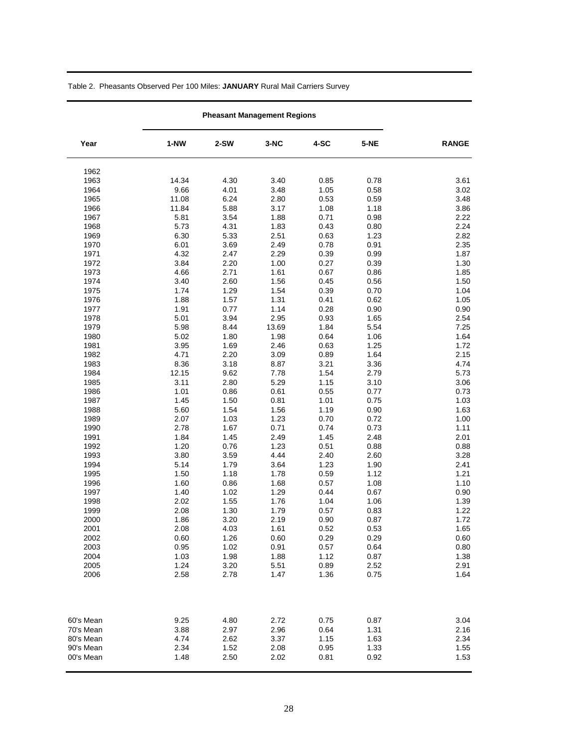Table 2. Pheasants Observed Per 100 Miles: **JANUARY** Rural Mail Carriers Survey

| Year | Pheasant Management Regions | | | | | RANGE |
|---|---|---|---|---|---|---|
| | 1-NW | 2-SW | 3-NC | 4-SC | 5-NE | |
| 1962 | | | | | | |
| 1963 | 14.34 | 4.30 | 3.40 | 0.85 | 0.78 | 3.61 |
| 1964 | 9.66 | 4.01 | 3.48 | 1.05 | 0.58 | 3.02 |
| 1965 | 11.08 | 6.24 | 2.80 | 0.53 | 0.59 | 3.48 |
| 1966 | 11.84 | 5.88 | 3.17 | 1.08 | 1.18 | 3.86 |
| 1967 | 5.81 | 3.54 | 1.88 | 0.71 | 0.98 | 2.22 |
| 1968 | 5.73 | 4.31 | 1.83 | 0.43 | 0.80 | 2.24 |
| 1969 | 6.30 | 5.33 | 2.51 | 0.63 | 1.23 | 2.82 |
| 1970 | 6.01 | 3.69 | 2.49 | 0.78 | 0.91 | 2.35 |
| 1971 | 4.32 | 2.47 | 2.29 | 0.39 | 0.99 | 1.87 |
| 1972 | 3.84 | 2.20 | 1.00 | 0.27 | 0.39 | 1.30 |
| 1973 | 4.66 | 2.71 | 1.61 | 0.67 | 0.86 | 1.85 |
| 1974 | 3.40 | 2.60 | 1.56 | 0.45 | 0.56 | 1.50 |
| 1975 | 1.74 | 1.29 | 1.54 | 0.39 | 0.70 | 1.04 |
| 1976 | 1.88 | 1.57 | 1.31 | 0.41 | 0.62 | 1.05 |
| 1977 | 1.91 | 0.77 | 1.14 | 0.28 | 0.90 | 0.90 |
| 1978 | 5.01 | 3.94 | 2.95 | 0.93 | 1.65 | 2.54 |
| 1979 | 5.98 | 8.44 | 13.69 | 1.84 | 5.54 | 7.25 |
| 1980 | 5.02 | 1.80 | 1.98 | 0.64 | 1.06 | 1.64 |
| 1981 | 3.95 | 1.69 | 2.46 | 0.63 | 1.25 | 1.72 |
| 1982 | 4.71 | 2.20 | 3.09 | 0.89 | 1.64 | 2.15 |
| 1983 | 8.36 | 3.18 | 8.87 | 3.21 | 3.36 | 4.74 |
| 1984 | 12.15 | 9.62 | 7.78 | 1.54 | 2.79 | 5.73 |
| 1985 | 3.11 | 2.80 | 5.29 | 1.15 | 3.10 | 3.06 |
| 1986 | 1.01 | 0.86 | 0.61 | 0.55 | 0.77 | 0.73 |
| 1987 | 1.45 | 1.50 | 0.81 | 1.01 | 0.75 | 1.03 |
| 1988 | 5.60 | 1.54 | 1.56 | 1.19 | 0.90 | 1.63 |
| 1989 | 2.07 | 1.03 | 1.23 | 0.70 | 0.72 | 1.00 |
| 1990 | 2.78 | 1.67 | 0.71 | 0.74 | 0.73 | 1.11 |
| 1991 | 1.84 | 1.45 | 2.49 | 1.45 | 2.48 | 2.01 |
| 1992 | 1.20 | 0.76 | 1.23 | 0.51 | 0.88 | 0.88 |
| 1993 | 3.80 | 3.59 | 4.44 | 2.40 | 2.60 | 3.28 |
| 1994 | 5.14 | 1.79 | 3.64 | 1.23 | 1.90 | 2.41 |
| 1995 | 1.50 | 1.18 | 1.78 | 0.59 | 1.12 | 1.21 |
| 1996 | 1.60 | 0.86 | 1.68 | 0.57 | 1.08 | 1.10 |
| 1997 | 1.40 | 1.02 | 1.29 | 0.44 | 0.67 | 0.90 |
| 1998 | 2.02 | 1.55 | 1.76 | 1.04 | 1.06 | 1.39 |
| 1999 | 2.08 | 1.30 | 1.79 | 0.57 | 0.83 | 1.22 |
| 2000 | 1.86 | 3.20 | 2.19 | 0.90 | 0.87 | 1.72 |
| 2001 | 2.08 | 4.03 | 1.61 | 0.52 | 0.53 | 1.65 |
| 2002 | 0.60 | 1.26 | 0.60 | 0.29 | 0.29 | 0.60 |
| 2003 | 0.95 | 1.02 | 0.91 | 0.57 | 0.64 | 0.80 |
| 2004 | 1.03 | 1.98 | 1.88 | 1.12 | 0.87 | 1.38 |
| 2005 | 1.24 | 3.20 | 5.51 | 0.89 | 2.52 | 2.91 |
| 2006 | 2.58 | 2.78 | 1.47 | 1.36 | 0.75 | 1.64 |
| 60's Mean | 9.25 | 4.80 | 2.72 | 0.75 | 0.87 | 3.04 |
| 70's Mean | 3.88 | 2.97 | 2.96 | 0.64 | 1.31 | 2.16 |
| 80's Mean | 4.74 | 2.62 | 3.37 | 1.15 | 1.63 | 2.34 |
| 90's Mean | 2.34 | 1.52 | 2.08 | 0.95 | 1.33 | 1.55 |
| 00's Mean | 1.48 | 2.50 | 2.02 | 0.81 | 0.92 | 1.53 |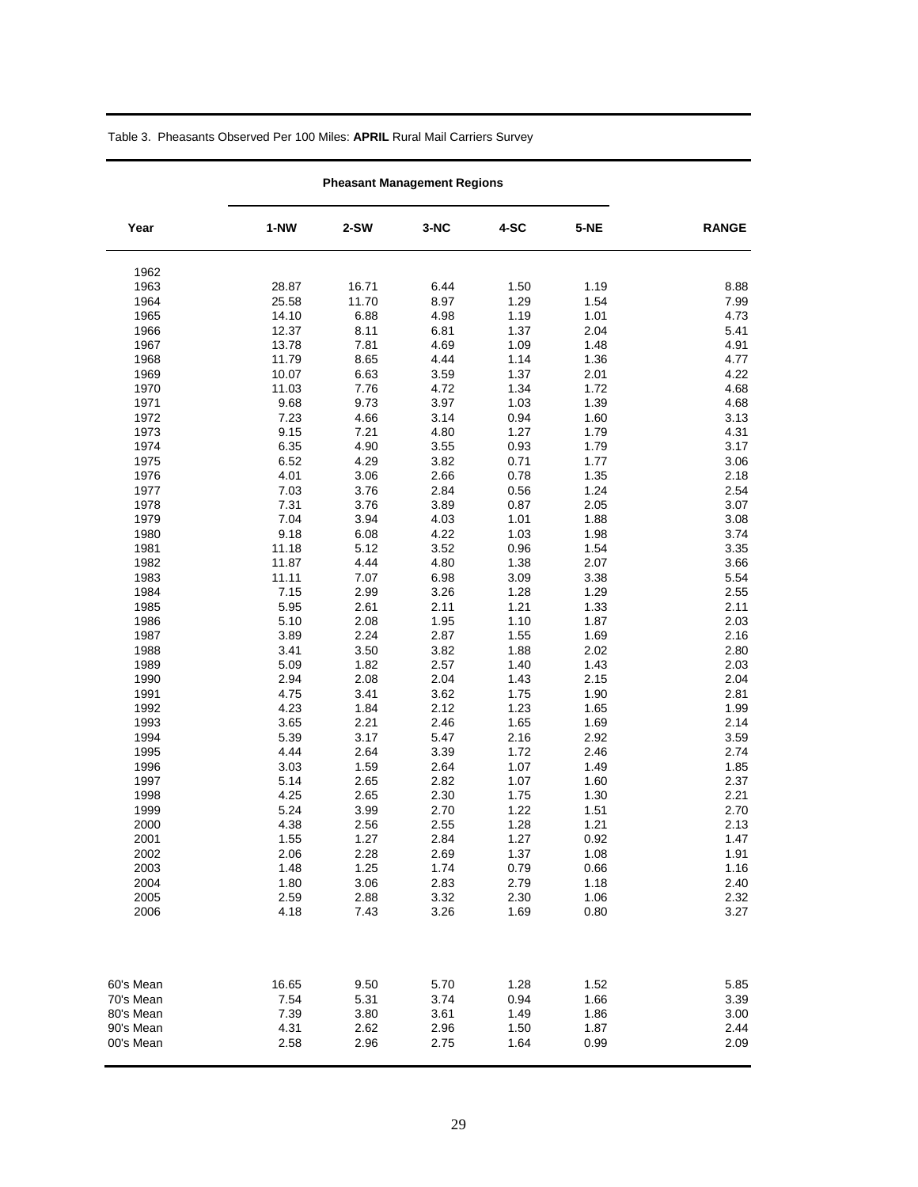Table 3. Pheasants Observed Per 100 Miles: **APRIL** Rural Mail Carriers Survey

| Year | Pheasant Management Regions | | | | | RANGE |
|---|---|---|---|---|---|---|
| | 1-NW | 2-SW | 3-NC | 4-SC | 5-NE | |
| 1962 | | | | | | |
| 1963 | 28.87 | 16.71 | 6.44 | 1.50 | 1.19 | 8.88 |
| 1964 | 25.58 | 11.70 | 8.97 | 1.29 | 1.54 | 7.99 |
| 1965 | 14.10 | 6.88 | 4.98 | 1.19 | 1.01 | 4.73 |
| 1966 | 12.37 | 8.11 | 6.81 | 1.37 | 2.04 | 5.41 |
| 1967 | 13.78 | 7.81 | 4.69 | 1.09 | 1.48 | 4.91 |
| 1968 | 11.79 | 8.65 | 4.44 | 1.14 | 1.36 | 4.77 |
| 1969 | 10.07 | 6.63 | 3.59 | 1.37 | 2.01 | 4.22 |
| 1970 | 11.03 | 7.76 | 4.72 | 1.34 | 1.72 | 4.68 |
| 1971 | 9.68 | 9.73 | 3.97 | 1.03 | 1.39 | 4.68 |
| 1972 | 7.23 | 4.66 | 3.14 | 0.94 | 1.60 | 3.13 |
| 1973 | 9.15 | 7.21 | 4.80 | 1.27 | 1.79 | 4.31 |
| 1974 | 6.35 | 4.90 | 3.55 | 0.93 | 1.79 | 3.17 |
| 1975 | 6.52 | 4.29 | 3.82 | 0.71 | 1.77 | 3.06 |
| 1976 | 4.01 | 3.06 | 2.66 | 0.78 | 1.35 | 2.18 |
| 1977 | 7.03 | 3.76 | 2.84 | 0.56 | 1.24 | 2.54 |
| 1978 | 7.31 | 3.76 | 3.89 | 0.87 | 2.05 | 3.07 |
| 1979 | 7.04 | 3.94 | 4.03 | 1.01 | 1.88 | 3.08 |
| 1980 | 9.18 | 6.08 | 4.22 | 1.03 | 1.98 | 3.74 |
| 1981 | 11.18 | 5.12 | 3.52 | 0.96 | 1.54 | 3.35 |
| 1982 | 11.87 | 4.44 | 4.80 | 1.38 | 2.07 | 3.66 |
| 1983 | 11.11 | 7.07 | 6.98 | 3.09 | 3.38 | 5.54 |
| 1984 | 7.15 | 2.99 | 3.26 | 1.28 | 1.29 | 2.55 |
| 1985 | 5.95 | 2.61 | 2.11 | 1.21 | 1.33 | 2.11 |
| 1986 | 5.10 | 2.08 | 1.95 | 1.10 | 1.87 | 2.03 |
| 1987 | 3.89 | 2.24 | 2.87 | 1.55 | 1.69 | 2.16 |
| 1988 | 3.41 | 3.50 | 3.82 | 1.88 | 2.02 | 2.80 |
| 1989 | 5.09 | 1.82 | 2.57 | 1.40 | 1.43 | 2.03 |
| 1990 | 2.94 | 2.08 | 2.04 | 1.43 | 2.15 | 2.04 |
| 1991 | 4.75 | 3.41 | 3.62 | 1.75 | 1.90 | 2.81 |
| 1992 | 4.23 | 1.84 | 2.12 | 1.23 | 1.65 | 1.99 |
| 1993 | 3.65 | 2.21 | 2.46 | 1.65 | 1.69 | 2.14 |
| 1994 | 5.39 | 3.17 | 5.47 | 2.16 | 2.92 | 3.59 |
| 1995 | 4.44 | 2.64 | 3.39 | 1.72 | 2.46 | 2.74 |
| 1996 | 3.03 | 1.59 | 2.64 | 1.07 | 1.49 | 1.85 |
| 1997 | 5.14 | 2.65 | 2.82 | 1.07 | 1.60 | 2.37 |
| 1998 | 4.25 | 2.65 | 2.30 | 1.75 | 1.30 | 2.21 |
| 1999 | 5.24 | 3.99 | 2.70 | 1.22 | 1.51 | 2.70 |
| 2000 | 4.38 | 2.56 | 2.55 | 1.28 | 1.21 | 2.13 |
| 2001 | 1.55 | 1.27 | 2.84 | 1.27 | 0.92 | 1.47 |
| 2002 | 2.06 | 2.28 | 2.69 | 1.37 | 1.08 | 1.91 |
| 2003 | 1.48 | 1.25 | 1.74 | 0.79 | 0.66 | 1.16 |
| 2004 | 1.80 | 3.06 | 2.83 | 2.79 | 1.18 | 2.40 |
| 2005 | 2.59 | 2.88 | 3.32 | 2.30 | 1.06 | 2.32 |
| 2006 | 4.18 | 7.43 | 3.26 | 1.69 | 0.80 | 3.27 |
| 60's Mean | 16.65 | 9.50 | 5.70 | 1.28 | 1.52 | 5.85 |
| 70's Mean | 7.54 | 5.31 | 3.74 | 0.94 | 1.66 | 3.39 |
| 80's Mean | 7.39 | 3.80 | 3.61 | 1.49 | 1.86 | 3.00 |
| 90's Mean | 4.31 | 2.62 | 2.96 | 1.50 | 1.87 | 2.44 |
| 00's Mean | 2.58 | 2.96 | 2.75 | 1.64 | 0.99 | 2.09 |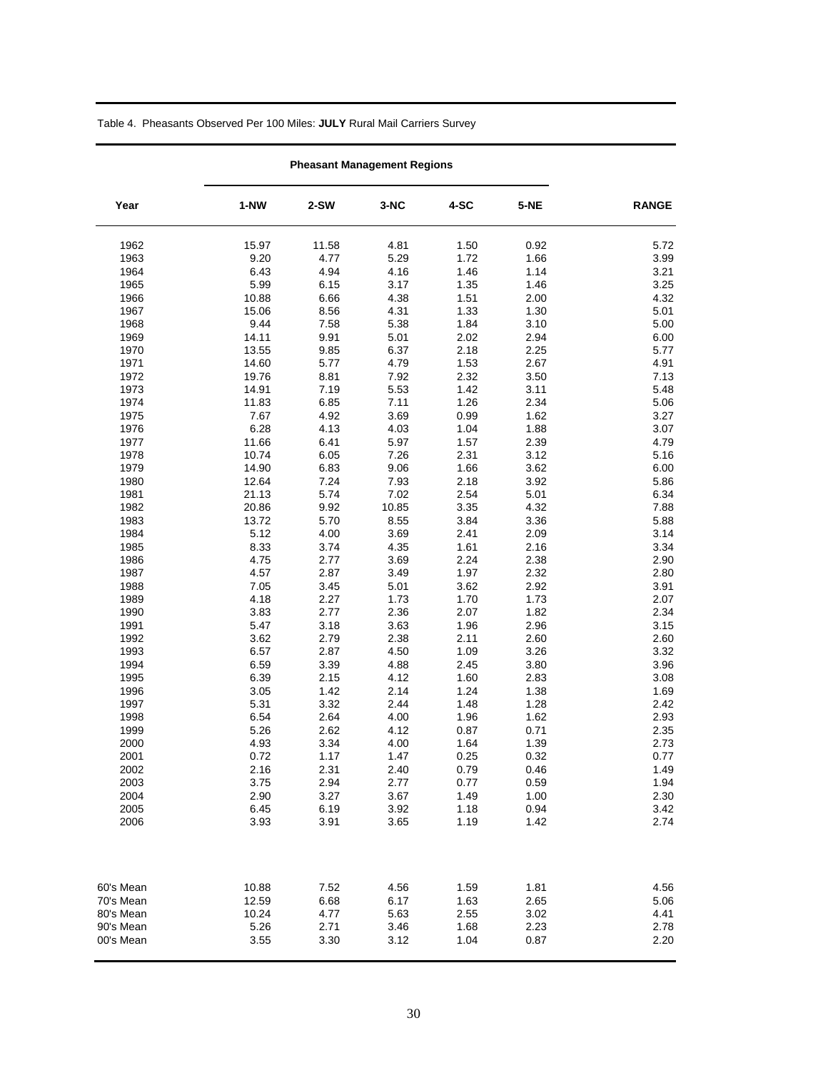Table 4. Pheasants Observed Per 100 Miles: **JULY** Rural Mail Carriers Survey

| Year | Pheasant Management Regions | | | | | RANGE |
|---|---|---|---|---|---|---|
| | 1-NW | 2-SW | 3-NC | 4-SC | 5-NE | |
| 1962 | 15.97 | 11.58 | 4.81 | 1.50 | 0.92 | 5.72 |
| 1963 | 9.20 | 4.77 | 5.29 | 1.72 | 1.66 | 3.99 |
| 1964 | 6.43 | 4.94 | 4.16 | 1.46 | 1.14 | 3.21 |
| 1965 | 5.99 | 6.15 | 3.17 | 1.35 | 1.46 | 3.25 |
| 1966 | 10.88 | 6.66 | 4.38 | 1.51 | 2.00 | 4.32 |
| 1967 | 15.06 | 8.56 | 4.31 | 1.33 | 1.30 | 5.01 |
| 1968 | 9.44 | 7.58 | 5.38 | 1.84 | 3.10 | 5.00 |
| 1969 | 14.11 | 9.91 | 5.01 | 2.02 | 2.94 | 6.00 |
| 1970 | 13.55 | 9.85 | 6.37 | 2.18 | 2.25 | 5.77 |
| 1971 | 14.60 | 5.77 | 4.79 | 1.53 | 2.67 | 4.91 |
| 1972 | 19.76 | 8.81 | 7.92 | 2.32 | 3.50 | 7.13 |
| 1973 | 14.91 | 7.19 | 5.53 | 1.42 | 3.11 | 5.48 |
| 1974 | 11.83 | 6.85 | 7.11 | 1.26 | 2.34 | 5.06 |
| 1975 | 7.67 | 4.92 | 3.69 | 0.99 | 1.62 | 3.27 |
| 1976 | 6.28 | 4.13 | 4.03 | 1.04 | 1.88 | 3.07 |
| 1977 | 11.66 | 6.41 | 5.97 | 1.57 | 2.39 | 4.79 |
| 1978 | 10.74 | 6.05 | 7.26 | 2.31 | 3.12 | 5.16 |
| 1979 | 14.90 | 6.83 | 9.06 | 1.66 | 3.62 | 6.00 |
| 1980 | 12.64 | 7.24 | 7.93 | 2.18 | 3.92 | 5.86 |
| 1981 | 21.13 | 5.74 | 7.02 | 2.54 | 5.01 | 6.34 |
| 1982 | 20.86 | 9.92 | 10.85 | 3.35 | 4.32 | 7.88 |
| 1983 | 13.72 | 5.70 | 8.55 | 3.84 | 3.36 | 5.88 |
| 1984 | 5.12 | 4.00 | 3.69 | 2.41 | 2.09 | 3.14 |
| 1985 | 8.33 | 3.74 | 4.35 | 1.61 | 2.16 | 3.34 |
| 1986 | 4.75 | 2.77 | 3.69 | 2.24 | 2.38 | 2.90 |
| 1987 | 4.57 | 2.87 | 3.49 | 1.97 | 2.32 | 2.80 |
| 1988 | 7.05 | 3.45 | 5.01 | 3.62 | 2.92 | 3.91 |
| 1989 | 4.18 | 2.27 | 1.73 | 1.70 | 1.73 | 2.07 |
| 1990 | 3.83 | 2.77 | 2.36 | 2.07 | 1.82 | 2.34 |
| 1991 | 5.47 | 3.18 | 3.63 | 1.96 | 2.96 | 3.15 |
| 1992 | 3.62 | 2.79 | 2.38 | 2.11 | 2.60 | 2.60 |
| 1993 | 6.57 | 2.87 | 4.50 | 1.09 | 3.26 | 3.32 |
| 1994 | 6.59 | 3.39 | 4.88 | 2.45 | 3.80 | 3.96 |
| 1995 | 6.39 | 2.15 | 4.12 | 1.60 | 2.83 | 3.08 |
| 1996 | 3.05 | 1.42 | 2.14 | 1.24 | 1.38 | 1.69 |
| 1997 | 5.31 | 3.32 | 2.44 | 1.48 | 1.28 | 2.42 |
| 1998 | 6.54 | 2.64 | 4.00 | 1.96 | 1.62 | 2.93 |
| 1999 | 5.26 | 2.62 | 4.12 | 0.87 | 0.71 | 2.35 |
| 2000 | 4.93 | 3.34 | 4.00 | 1.64 | 1.39 | 2.73 |
| 2001 | 0.72 | 1.17 | 1.47 | 0.25 | 0.32 | 0.77 |
| 2002 | 2.16 | 2.31 | 2.40 | 0.79 | 0.46 | 1.49 |
| 2003 | 3.75 | 2.94 | 2.77 | 0.77 | 0.59 | 1.94 |
| 2004 | 2.90 | 3.27 | 3.67 | 1.49 | 1.00 | 2.30 |
| 2005 | 6.45 | 6.19 | 3.92 | 1.18 | 0.94 | 3.42 |
| 2006 | 3.93 | 3.91 | 3.65 | 1.19 | 1.42 | 2.74 |
| 60's Mean | 10.88 | 7.52 | 4.56 | 1.59 | 1.81 | 4.56 |
| 70's Mean | 12.59 | 6.68 | 6.17 | 1.63 | 2.65 | 5.06 |
| 80's Mean | 10.24 | 4.77 | 5.63 | 2.55 | 3.02 | 4.41 |
| 90's Mean | 5.26 | 2.71 | 3.46 | 1.68 | 2.23 | 2.78 |
| 00's Mean | 3.55 | 3.30 | 3.12 | 1.04 | 0.87 | 2.20 |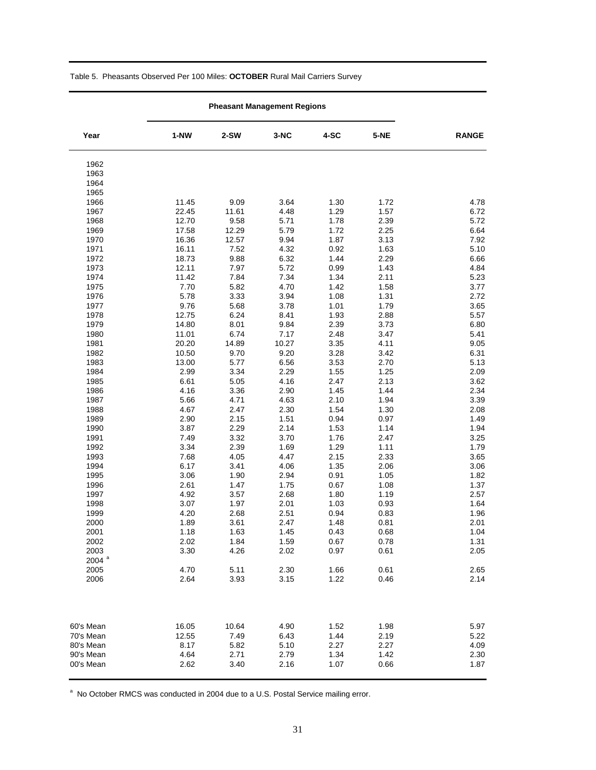Table 5. Pheasants Observed Per 100 Miles: **OCTOBER** Rural Mail Carriers Survey

| Year | Pheasant Management Regions | | | | | RANGE |
|---|---|---|---|---|---|---|
| | 1-NW | 2-SW | 3-NC | 4-SC | 5-NE | |
| 1962 | | | | | | |
| 1963 | | | | | | |
| 1964 | | | | | | |
| 1965 | | | | | | |
| 1966 | 11.45 | 9.09 | 3.64 | 1.30 | 1.72 | 4.78 |
| 1967 | 22.45 | 11.61 | 4.48 | 1.29 | 1.57 | 6.72 |
| 1968 | 12.70 | 9.58 | 5.71 | 1.78 | 2.39 | 5.72 |
| 1969 | 17.58 | 12.29 | 5.79 | 1.72 | 2.25 | 6.64 |
| 1970 | 16.36 | 12.57 | 9.94 | 1.87 | 3.13 | 7.92 |
| 1971 | 16.11 | 7.52 | 4.32 | 0.92 | 1.63 | 5.10 |
| 1972 | 18.73 | 9.88 | 6.32 | 1.44 | 2.29 | 6.66 |
| 1973 | 12.11 | 7.97 | 5.72 | 0.99 | 1.43 | 4.84 |
| 1974 | 11.42 | 7.84 | 7.34 | 1.34 | 2.11 | 5.23 |
| 1975 | 7.70 | 5.82 | 4.70 | 1.42 | 1.58 | 3.77 |
| 1976 | 5.78 | 3.33 | 3.94 | 1.08 | 1.31 | 2.72 |
| 1977 | 9.76 | 5.68 | 3.78 | 1.01 | 1.79 | 3.65 |
| 1978 | 12.75 | 6.24 | 8.41 | 1.93 | 2.88 | 5.57 |
| 1979 | 14.80 | 8.01 | 9.84 | 2.39 | 3.73 | 6.80 |
| 1980 | 11.01 | 6.74 | 7.17 | 2.48 | 3.47 | 5.41 |
| 1981 | 20.20 | 14.89 | 10.27 | 3.35 | 4.11 | 9.05 |
| 1982 | 10.50 | 9.70 | 9.20 | 3.28 | 3.42 | 6.31 |
| 1983 | 13.00 | 5.77 | 6.56 | 3.53 | 2.70 | 5.13 |
| 1984 | 2.99 | 3.34 | 2.29 | 1.55 | 1.25 | 2.09 |
| 1985 | 6.61 | 5.05 | 4.16 | 2.47 | 2.13 | 3.62 |
| 1986 | 4.16 | 3.36 | 2.90 | 1.45 | 1.44 | 2.34 |
| 1987 | 5.66 | 4.71 | 4.63 | 2.10 | 1.94 | 3.39 |
| 1988 | 4.67 | 2.47 | 2.30 | 1.54 | 1.30 | 2.08 |
| 1989 | 2.90 | 2.15 | 1.51 | 0.94 | 0.97 | 1.49 |
| 1990 | 3.87 | 2.29 | 2.14 | 1.53 | 1.14 | 1.94 |
| 1991 | 7.49 | 3.32 | 3.70 | 1.76 | 2.47 | 3.25 |
| 1992 | 3.34 | 2.39 | 1.69 | 1.29 | 1.11 | 1.79 |
| 1993 | 7.68 | 4.05 | 4.47 | 2.15 | 2.33 | 3.65 |
| 1994 | 6.17 | 3.41 | 4.06 | 1.35 | 2.06 | 3.06 |
| 1995 | 3.06 | 1.90 | 2.94 | 0.91 | 1.05 | 1.82 |
| 1996 | 2.61 | 1.47 | 1.75 | 0.67 | 1.08 | 1.37 |
| 1997 | 4.92 | 3.57 | 2.68 | 1.80 | 1.19 | 2.57 |
| 1998 | 3.07 | 1.97 | 2.01 | 1.03 | 0.93 | 1.64 |
| 1999 | 4.20 | 2.68 | 2.51 | 0.94 | 0.83 | 1.96 |
| 2000 | 1.89 | 3.61 | 2.47 | 1.48 | 0.81 | 2.01 |
| 2001 | 1.18 | 1.63 | 1.45 | 0.43 | 0.68 | 1.04 |
| 2002 | 2.02 | 1.84 | 1.59 | 0.67 | 0.78 | 1.31 |
| 2003 | 3.30 | 4.26 | 2.02 | 0.97 | 0.61 | 2.05 |
| 2004 [a] | | | | | | |
| 2005 | 4.70 | 5.11 | 2.30 | 1.66 | 0.61 | 2.65 |
| 2006 | 2.64 | 3.93 | 3.15 | 1.22 | 0.46 | 2.14 |
| 60's Mean | 16.05 | 10.64 | 4.90 | 1.52 | 1.98 | 5.97 |
| 70's Mean | 12.55 | 7.49 | 6.43 | 1.44 | 2.19 | 5.22 |
| 80's Mean | 8.17 | 5.82 | 5.10 | 2.27 | 2.27 | 4.09 |
| 90's Mean | 4.64 | 2.71 | 2.79 | 1.34 | 1.42 | 2.30 |
| 00's Mean | 2.62 | 3.40 | 2.16 | 1.07 | 0.66 | 1.87 |

[a] No October RMCS was conducted in 2004 due to a U.S. Postal Service mailing error.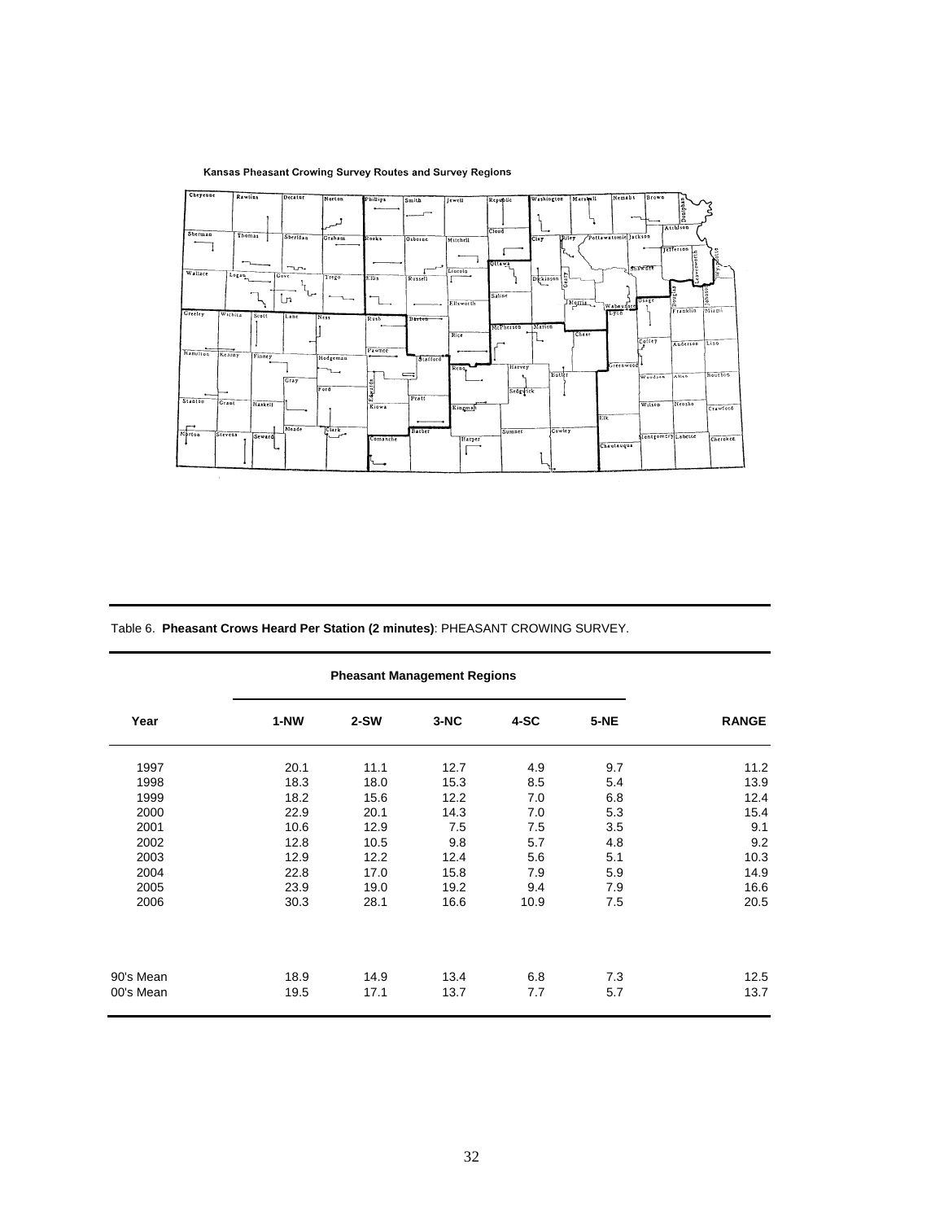Kansas Pheasant Crowing Survey Routes and Survey Regions

Table 6. **Pheasant Crows Heard Per Station (2 minutes)**: PHEASANT CROWING SURVEY.

| Year | Pheasant Management Regions | | | | | RANGE |
|---|---|---|---|---|---|---|
| | 1-NW | 2-SW | 3-NC | 4-SC | 5-NE | |
| 1997 | 20.1 | 11.1 | 12.7 | 4.9 | 9.7 | 11.2 |
| 1998 | 18.3 | 18.0 | 15.3 | 8.5 | 5.4 | 13.9 |
| 1999 | 18.2 | 15.6 | 12.2 | 7.0 | 6.8 | 12.4 |
| 2000 | 22.9 | 20.1 | 14.3 | 7.0 | 5.3 | 15.4 |
| 2001 | 10.6 | 12.9 | 7.5 | 7.5 | 3.5 | 9.1 |
| 2002 | 12.8 | 10.5 | 9.8 | 5.7 | 4.8 | 9.2 |
| 2003 | 12.9 | 12.2 | 12.4 | 5.6 | 5.1 | 10.3 |
| 2004 | 22.8 | 17.0 | 15.8 | 7.9 | 5.9 | 14.9 |
| 2005 | 23.9 | 19.0 | 19.2 | 9.4 | 7.9 | 16.6 |
| 2006 | 30.3 | 28.1 | 16.6 | 10.9 | 7.5 | 20.5 |
| 90's Mean | 18.9 | 14.9 | 13.4 | 6.8 | 7.3 | 12.5 |
| 00's Mean | 19.5 | 17.1 | 13.7 | 7.7 | 5.7 | 13.7 |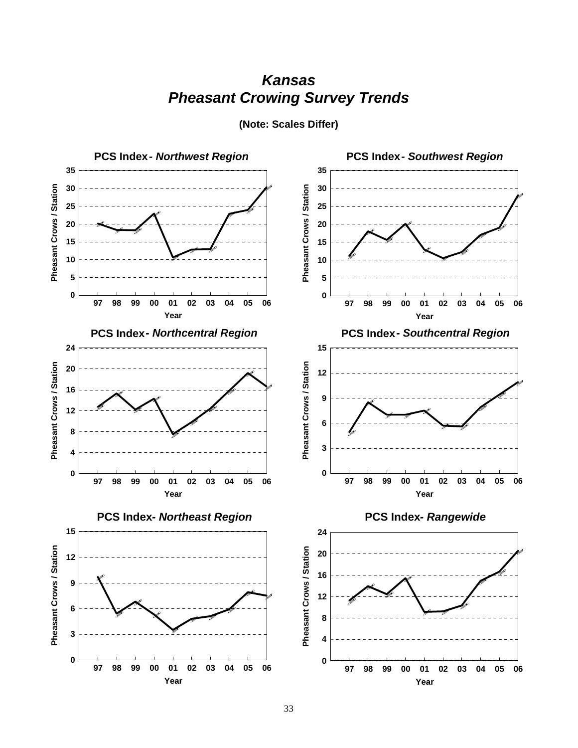# *Kansas Pheasant Crowing Survey Trends*

**(Note: Scales Differ)**

**PCS Index - *Northwest Region***

**PCS Index - *Southwest Region***

**PCS Index - *Northcentral Region***

**PCS Index - *Southcentral Region***

**PCS Index - *Northeast Region***

**PCS Index - *Rangewide***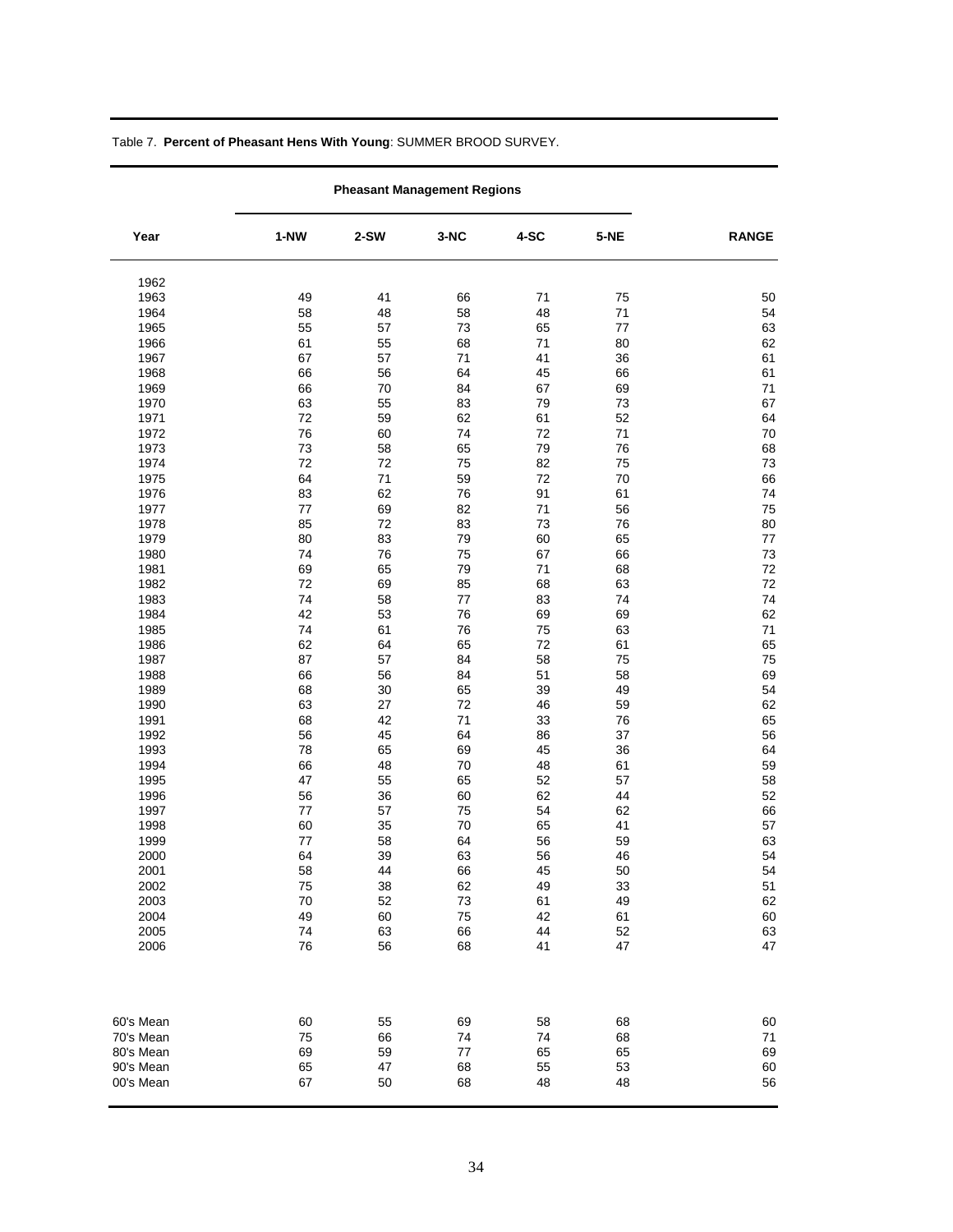Table 7. **Percent of Pheasant Hens With Young**: SUMMER BROOD SURVEY.

| | Pheasant Management Regions | | | | | |
|---|---|---|---|---|---|---|
| **Year** | **1-NW** | **2-SW** | **3-NC** | **4-SC** | **5-NE** | **RANGE** |
| 1962 | | | | | | |
| 1963 | 49 | 41 | 66 | 71 | 75 | 50 |
| 1964 | 58 | 48 | 58 | 48 | 71 | 54 |
| 1965 | 55 | 57 | 73 | 65 | 77 | 63 |
| 1966 | 61 | 55 | 68 | 71 | 80 | 62 |
| 1967 | 67 | 57 | 71 | 41 | 36 | 61 |
| 1968 | 66 | 56 | 64 | 45 | 66 | 61 |
| 1969 | 66 | 70 | 84 | 67 | 69 | 71 |
| 1970 | 63 | 55 | 83 | 79 | 73 | 67 |
| 1971 | 72 | 59 | 62 | 61 | 52 | 64 |
| 1972 | 76 | 60 | 74 | 72 | 71 | 70 |
| 1973 | 73 | 58 | 65 | 79 | 76 | 68 |
| 1974 | 72 | 72 | 75 | 82 | 75 | 73 |
| 1975 | 64 | 71 | 59 | 72 | 70 | 66 |
| 1976 | 83 | 62 | 76 | 91 | 61 | 74 |
| 1977 | 77 | 69 | 82 | 71 | 56 | 75 |
| 1978 | 85 | 72 | 83 | 73 | 76 | 80 |
| 1979 | 80 | 83 | 79 | 60 | 65 | 77 |
| 1980 | 74 | 76 | 75 | 67 | 66 | 73 |
| 1981 | 69 | 65 | 79 | 71 | 68 | 72 |
| 1982 | 72 | 69 | 85 | 68 | 63 | 72 |
| 1983 | 74 | 58 | 77 | 83 | 74 | 74 |
| 1984 | 42 | 53 | 76 | 69 | 69 | 62 |
| 1985 | 74 | 61 | 76 | 75 | 63 | 71 |
| 1986 | 62 | 64 | 65 | 72 | 61 | 65 |
| 1987 | 87 | 57 | 84 | 58 | 75 | 75 |
| 1988 | 66 | 56 | 84 | 51 | 58 | 69 |
| 1989 | 68 | 30 | 65 | 39 | 49 | 54 |
| 1990 | 63 | 27 | 72 | 46 | 59 | 62 |
| 1991 | 68 | 42 | 71 | 33 | 76 | 65 |
| 1992 | 56 | 45 | 64 | 86 | 37 | 56 |
| 1993 | 78 | 65 | 69 | 45 | 36 | 64 |
| 1994 | 66 | 48 | 70 | 48 | 61 | 59 |
| 1995 | 47 | 55 | 65 | 52 | 57 | 58 |
| 1996 | 56 | 36 | 60 | 62 | 44 | 52 |
| 1997 | 77 | 57 | 75 | 54 | 62 | 66 |
| 1998 | 60 | 35 | 70 | 65 | 41 | 57 |
| 1999 | 77 | 58 | 64 | 56 | 59 | 63 |
| 2000 | 64 | 39 | 63 | 56 | 46 | 54 |
| 2001 | 58 | 44 | 66 | 45 | 50 | 54 |
| 2002 | 75 | 38 | 62 | 49 | 33 | 51 |
| 2003 | 70 | 52 | 73 | 61 | 49 | 62 |
| 2004 | 49 | 60 | 75 | 42 | 61 | 60 |
| 2005 | 74 | 63 | 66 | 44 | 52 | 63 |
| 2006 | 76 | 56 | 68 | 41 | 47 | 47 |
| 60's Mean | 60 | 55 | 69 | 58 | 68 | 60 |
| 70's Mean | 75 | 66 | 74 | 74 | 68 | 71 |
| 80's Mean | 69 | 59 | 77 | 65 | 65 | 69 |
| 90's Mean | 65 | 47 | 68 | 55 | 53 | 60 |
| 00's Mean | 67 | 50 | 68 | 48 | 48 | 56 |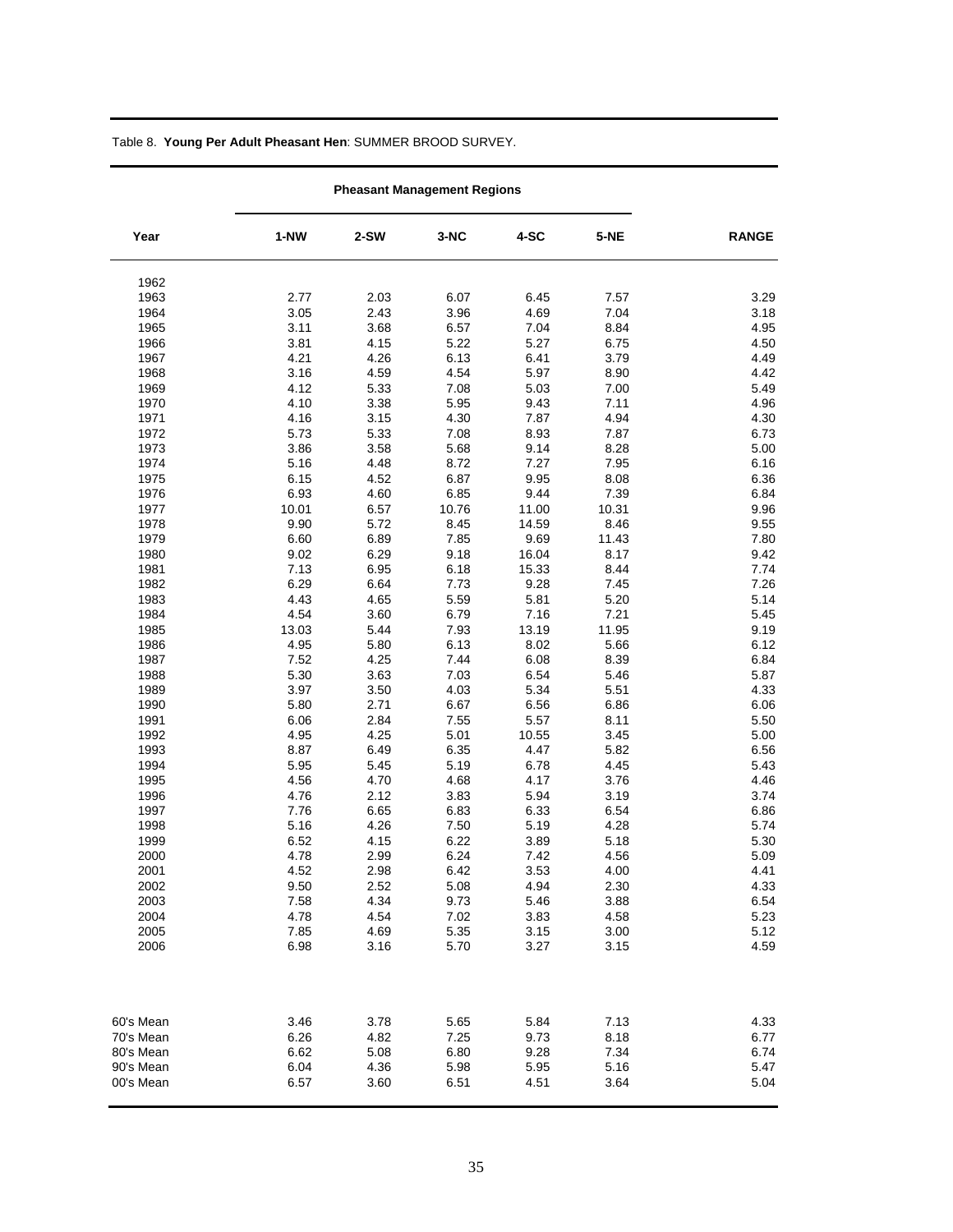Table 8. **Young Per Adult Pheasant Hen**: SUMMER BROOD SURVEY.

| Year | Pheasant Management Regions | | | | | RANGE |
|---|---|---|---|---|---|---|
| | 1-NW | 2-SW | 3-NC | 4-SC | 5-NE | |
| 1962 | | | | | | |
| 1963 | 2.77 | 2.03 | 6.07 | 6.45 | 7.57 | 3.29 |
| 1964 | 3.05 | 2.43 | 3.96 | 4.69 | 7.04 | 3.18 |
| 1965 | 3.11 | 3.68 | 6.57 | 7.04 | 8.84 | 4.95 |
| 1966 | 3.81 | 4.15 | 5.22 | 5.27 | 6.75 | 4.50 |
| 1967 | 4.21 | 4.26 | 6.13 | 6.41 | 3.79 | 4.49 |
| 1968 | 3.16 | 4.59 | 4.54 | 5.97 | 8.90 | 4.42 |
| 1969 | 4.12 | 5.33 | 7.08 | 5.03 | 7.00 | 5.49 |
| 1970 | 4.10 | 3.38 | 5.95 | 9.43 | 7.11 | 4.96 |
| 1971 | 4.16 | 3.15 | 4.30 | 7.87 | 4.94 | 4.30 |
| 1972 | 5.73 | 5.33 | 7.08 | 8.93 | 7.87 | 6.73 |
| 1973 | 3.86 | 3.58 | 5.68 | 9.14 | 8.28 | 5.00 |
| 1974 | 5.16 | 4.48 | 8.72 | 7.27 | 7.95 | 6.16 |
| 1975 | 6.15 | 4.52 | 6.87 | 9.95 | 8.08 | 6.36 |
| 1976 | 6.93 | 4.60 | 6.85 | 9.44 | 7.39 | 6.84 |
| 1977 | 10.01 | 6.57 | 10.76 | 11.00 | 10.31 | 9.96 |
| 1978 | 9.90 | 5.72 | 8.45 | 14.59 | 8.46 | 9.55 |
| 1979 | 6.60 | 6.89 | 7.85 | 9.69 | 11.43 | 7.80 |
| 1980 | 9.02 | 6.29 | 9.18 | 16.04 | 8.17 | 9.42 |
| 1981 | 7.13 | 6.95 | 6.18 | 15.33 | 8.44 | 7.74 |
| 1982 | 6.29 | 6.64 | 7.73 | 9.28 | 7.45 | 7.26 |
| 1983 | 4.43 | 4.65 | 5.59 | 5.81 | 5.20 | 5.14 |
| 1984 | 4.54 | 3.60 | 6.79 | 7.16 | 7.21 | 5.45 |
| 1985 | 13.03 | 5.44 | 7.93 | 13.19 | 11.95 | 9.19 |
| 1986 | 4.95 | 5.80 | 6.13 | 8.02 | 5.66 | 6.12 |
| 1987 | 7.52 | 4.25 | 7.44 | 6.08 | 8.39 | 6.84 |
| 1988 | 5.30 | 3.63 | 7.03 | 6.54 | 5.46 | 5.87 |
| 1989 | 3.97 | 3.50 | 4.03 | 5.34 | 5.51 | 4.33 |
| 1990 | 5.80 | 2.71 | 6.67 | 6.56 | 6.86 | 6.06 |
| 1991 | 6.06 | 2.84 | 7.55 | 5.57 | 8.11 | 5.50 |
| 1992 | 4.95 | 4.25 | 5.01 | 10.55 | 3.45 | 5.00 |
| 1993 | 8.87 | 6.49 | 6.35 | 4.47 | 5.82 | 6.56 |
| 1994 | 5.95 | 5.45 | 5.19 | 6.78 | 4.45 | 5.43 |
| 1995 | 4.56 | 4.70 | 4.68 | 4.17 | 3.76 | 4.46 |
| 1996 | 4.76 | 2.12 | 3.83 | 5.94 | 3.19 | 3.74 |
| 1997 | 7.76 | 6.65 | 6.83 | 6.33 | 6.54 | 6.86 |
| 1998 | 5.16 | 4.26 | 7.50 | 5.19 | 4.28 | 5.74 |
| 1999 | 6.52 | 4.15 | 6.22 | 3.89 | 5.18 | 5.30 |
| 2000 | 4.78 | 2.99 | 6.24 | 7.42 | 4.56 | 5.09 |
| 2001 | 4.52 | 2.98 | 6.42 | 3.53 | 4.00 | 4.41 |
| 2002 | 9.50 | 2.52 | 5.08 | 4.94 | 2.30 | 4.33 |
| 2003 | 7.58 | 4.34 | 9.73 | 5.46 | 3.88 | 6.54 |
| 2004 | 4.78 | 4.54 | 7.02 | 3.83 | 4.58 | 5.23 |
| 2005 | 7.85 | 4.69 | 5.35 | 3.15 | 3.00 | 5.12 |
| 2006 | 6.98 | 3.16 | 5.70 | 3.27 | 3.15 | 4.59 |
| 60's Mean | 3.46 | 3.78 | 5.65 | 5.84 | 7.13 | 4.33 |
| 70's Mean | 6.26 | 4.82 | 7.25 | 9.73 | 8.18 | 6.77 |
| 80's Mean | 6.62 | 5.08 | 6.80 | 9.28 | 7.34 | 6.74 |
| 90's Mean | 6.04 | 4.36 | 5.98 | 5.95 | 5.16 | 5.47 |
| 00's Mean | 6.57 | 3.60 | 6.51 | 4.51 | 3.64 | 5.04 |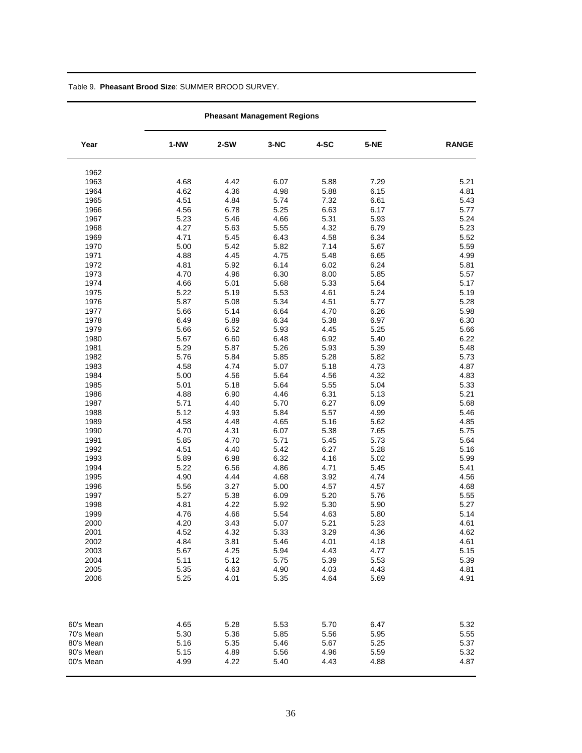Table 9. **Pheasant Brood Size**: SUMMER BROOD SURVEY.

| Year | Pheasant Management Regions | | | | | RANGE |
|---|---|---|---|---|---|---|
| | 1-NW | 2-SW | 3-NC | 4-SC | 5-NE | |
| 1962 | | | | | | |
| 1963 | 4.68 | 4.42 | 6.07 | 5.88 | 7.29 | 5.21 |
| 1964 | 4.62 | 4.36 | 4.98 | 5.88 | 6.15 | 4.81 |
| 1965 | 4.51 | 4.84 | 5.74 | 7.32 | 6.61 | 5.43 |
| 1966 | 4.56 | 6.78 | 5.25 | 6.63 | 6.17 | 5.77 |
| 1967 | 5.23 | 5.46 | 4.66 | 5.31 | 5.93 | 5.24 |
| 1968 | 4.27 | 5.63 | 5.55 | 4.32 | 6.79 | 5.23 |
| 1969 | 4.71 | 5.45 | 6.43 | 4.58 | 6.34 | 5.52 |
| 1970 | 5.00 | 5.42 | 5.82 | 7.14 | 5.67 | 5.59 |
| 1971 | 4.88 | 4.45 | 4.75 | 5.48 | 6.65 | 4.99 |
| 1972 | 4.81 | 5.92 | 6.14 | 6.02 | 6.24 | 5.81 |
| 1973 | 4.70 | 4.96 | 6.30 | 8.00 | 5.85 | 5.57 |
| 1974 | 4.66 | 5.01 | 5.68 | 5.33 | 5.64 | 5.17 |
| 1975 | 5.22 | 5.19 | 5.53 | 4.61 | 5.24 | 5.19 |
| 1976 | 5.87 | 5.08 | 5.34 | 4.51 | 5.77 | 5.28 |
| 1977 | 5.66 | 5.14 | 6.64 | 4.70 | 6.26 | 5.98 |
| 1978 | 6.49 | 5.89 | 6.34 | 5.38 | 6.97 | 6.30 |
| 1979 | 5.66 | 6.52 | 5.93 | 4.45 | 5.25 | 5.66 |
| 1980 | 5.67 | 6.60 | 6.48 | 6.92 | 5.40 | 6.22 |
| 1981 | 5.29 | 5.87 | 5.26 | 5.93 | 5.39 | 5.48 |
| 1982 | 5.76 | 5.84 | 5.85 | 5.28 | 5.82 | 5.73 |
| 1983 | 4.58 | 4.74 | 5.07 | 5.18 | 4.73 | 4.87 |
| 1984 | 5.00 | 4.56 | 5.64 | 4.56 | 4.32 | 4.83 |
| 1985 | 5.01 | 5.18 | 5.64 | 5.55 | 5.04 | 5.33 |
| 1986 | 4.88 | 6.90 | 4.46 | 6.31 | 5.13 | 5.21 |
| 1987 | 5.71 | 4.40 | 5.70 | 6.27 | 6.09 | 5.68 |
| 1988 | 5.12 | 4.93 | 5.84 | 5.57 | 4.99 | 5.46 |
| 1989 | 4.58 | 4.48 | 4.65 | 5.16 | 5.62 | 4.85 |
| 1990 | 4.70 | 4.31 | 6.07 | 5.38 | 7.65 | 5.75 |
| 1991 | 5.85 | 4.70 | 5.71 | 5.45 | 5.73 | 5.64 |
| 1992 | 4.51 | 4.40 | 5.42 | 6.27 | 5.28 | 5.16 |
| 1993 | 5.89 | 6.98 | 6.32 | 4.16 | 5.02 | 5.99 |
| 1994 | 5.22 | 6.56 | 4.86 | 4.71 | 5.45 | 5.41 |
| 1995 | 4.90 | 4.44 | 4.68 | 3.92 | 4.74 | 4.56 |
| 1996 | 5.56 | 3.27 | 5.00 | 4.57 | 4.57 | 4.68 |
| 1997 | 5.27 | 5.38 | 6.09 | 5.20 | 5.76 | 5.55 |
| 1998 | 4.81 | 4.22 | 5.92 | 5.30 | 5.90 | 5.27 |
| 1999 | 4.76 | 4.66 | 5.54 | 4.63 | 5.80 | 5.14 |
| 2000 | 4.20 | 3.43 | 5.07 | 5.21 | 5.23 | 4.61 |
| 2001 | 4.52 | 4.32 | 5.33 | 3.29 | 4.36 | 4.62 |
| 2002 | 4.84 | 3.81 | 5.46 | 4.01 | 4.18 | 4.61 |
| 2003 | 5.67 | 4.25 | 5.94 | 4.43 | 4.77 | 5.15 |
| 2004 | 5.11 | 5.12 | 5.75 | 5.39 | 5.53 | 5.39 |
| 2005 | 5.35 | 4.63 | 4.90 | 4.03 | 4.43 | 4.81 |
| 2006 | 5.25 | 4.01 | 5.35 | 4.64 | 5.69 | 4.91 |
| 60's Mean | 4.65 | 5.28 | 5.53 | 5.70 | 6.47 | 5.32 |
| 70's Mean | 5.30 | 5.36 | 5.85 | 5.56 | 5.95 | 5.55 |
| 80's Mean | 5.16 | 5.35 | 5.46 | 5.67 | 5.25 | 5.37 |
| 90's Mean | 5.15 | 4.89 | 5.56 | 4.96 | 5.59 | 5.32 |
| 00's Mean | 4.99 | 4.22 | 5.40 | 4.43 | 4.88 | 4.87 |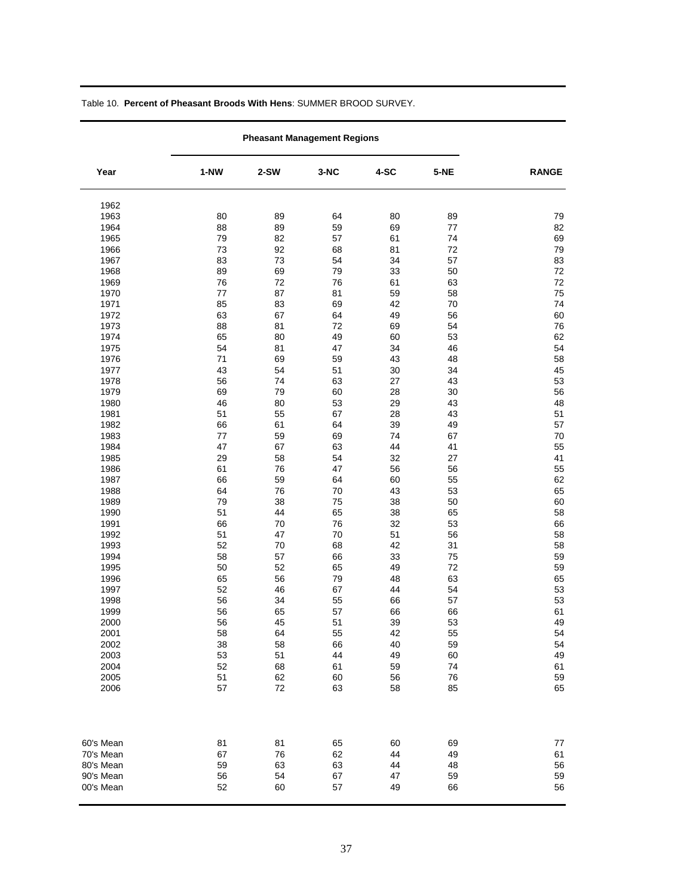Table 10. **Percent of Pheasant Broods With Hens**: SUMMER BROOD SURVEY.

| Year | Pheasant Management Regions | | | | | RANGE |
|---|---|---|---|---|---|---|
| | 1-NW | 2-SW | 3-NC | 4-SC | 5-NE | |
| 1962 | | | | | | |
| 1963 | 80 | 89 | 64 | 80 | 89 | 79 |
| 1964 | 88 | 89 | 59 | 69 | 77 | 82 |
| 1965 | 79 | 82 | 57 | 61 | 74 | 69 |
| 1966 | 73 | 92 | 68 | 81 | 72 | 79 |
| 1967 | 83 | 73 | 54 | 34 | 57 | 83 |
| 1968 | 89 | 69 | 79 | 33 | 50 | 72 |
| 1969 | 76 | 72 | 76 | 61 | 63 | 72 |
| 1970 | 77 | 87 | 81 | 59 | 58 | 75 |
| 1971 | 85 | 83 | 69 | 42 | 70 | 74 |
| 1972 | 63 | 67 | 64 | 49 | 56 | 60 |
| 1973 | 88 | 81 | 72 | 69 | 54 | 76 |
| 1974 | 65 | 80 | 49 | 60 | 53 | 62 |
| 1975 | 54 | 81 | 47 | 34 | 46 | 54 |
| 1976 | 71 | 69 | 59 | 43 | 48 | 58 |
| 1977 | 43 | 54 | 51 | 30 | 34 | 45 |
| 1978 | 56 | 74 | 63 | 27 | 43 | 53 |
| 1979 | 69 | 79 | 60 | 28 | 30 | 56 |
| 1980 | 46 | 80 | 53 | 29 | 43 | 48 |
| 1981 | 51 | 55 | 67 | 28 | 43 | 51 |
| 1982 | 66 | 61 | 64 | 39 | 49 | 57 |
| 1983 | 77 | 59 | 69 | 74 | 67 | 70 |
| 1984 | 47 | 67 | 63 | 44 | 41 | 55 |
| 1985 | 29 | 58 | 54 | 32 | 27 | 41 |
| 1986 | 61 | 76 | 47 | 56 | 56 | 55 |
| 1987 | 66 | 59 | 64 | 60 | 55 | 62 |
| 1988 | 64 | 76 | 70 | 43 | 53 | 65 |
| 1989 | 79 | 38 | 75 | 38 | 50 | 60 |
| 1990 | 51 | 44 | 65 | 38 | 65 | 58 |
| 1991 | 66 | 70 | 76 | 32 | 53 | 66 |
| 1992 | 51 | 47 | 70 | 51 | 56 | 58 |
| 1993 | 52 | 70 | 68 | 42 | 31 | 58 |
| 1994 | 58 | 57 | 66 | 33 | 75 | 59 |
| 1995 | 50 | 52 | 65 | 49 | 72 | 59 |
| 1996 | 65 | 56 | 79 | 48 | 63 | 65 |
| 1997 | 52 | 46 | 67 | 44 | 54 | 53 |
| 1998 | 56 | 34 | 55 | 66 | 57 | 53 |
| 1999 | 56 | 65 | 57 | 66 | 66 | 61 |
| 2000 | 56 | 45 | 51 | 39 | 53 | 49 |
| 2001 | 58 | 64 | 55 | 42 | 55 | 54 |
| 2002 | 38 | 58 | 66 | 40 | 59 | 54 |
| 2003 | 53 | 51 | 44 | 49 | 60 | 49 |
| 2004 | 52 | 68 | 61 | 59 | 74 | 61 |
| 2005 | 51 | 62 | 60 | 56 | 76 | 59 |
| 2006 | 57 | 72 | 63 | 58 | 85 | 65 |
| 60's Mean | 81 | 81 | 65 | 60 | 69 | 77 |
| 70's Mean | 67 | 76 | 62 | 44 | 49 | 61 |
| 80's Mean | 59 | 63 | 63 | 44 | 48 | 56 |
| 90's Mean | 56 | 54 | 67 | 47 | 59 | 59 |
| 00's Mean | 52 | 60 | 57 | 49 | 66 | 56 |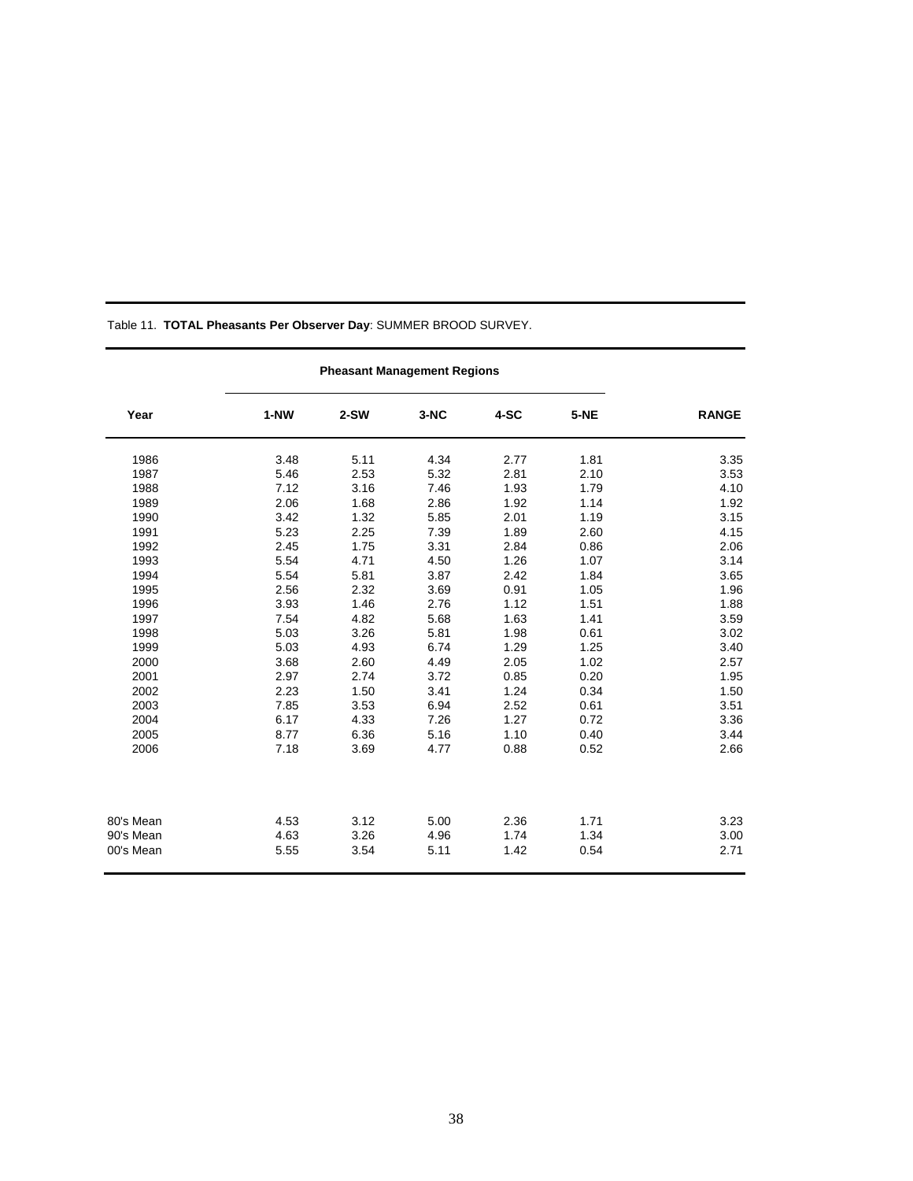Table 11. **TOTAL Pheasants Per Observer Day**: SUMMER BROOD SURVEY.

| Year | Pheasant Management Regions | | | | | RANGE |
|---|---|---|---|---|---|---|
| | 1-NW | 2-SW | 3-NC | 4-SC | 5-NE | |
| 1986 | 3.48 | 5.11 | 4.34 | 2.77 | 1.81 | 3.35 |
| 1987 | 5.46 | 2.53 | 5.32 | 2.81 | 2.10 | 3.53 |
| 1988 | 7.12 | 3.16 | 7.46 | 1.93 | 1.79 | 4.10 |
| 1989 | 2.06 | 1.68 | 2.86 | 1.92 | 1.14 | 1.92 |
| 1990 | 3.42 | 1.32 | 5.85 | 2.01 | 1.19 | 3.15 |
| 1991 | 5.23 | 2.25 | 7.39 | 1.89 | 2.60 | 4.15 |
| 1992 | 2.45 | 1.75 | 3.31 | 2.84 | 0.86 | 2.06 |
| 1993 | 5.54 | 4.71 | 4.50 | 1.26 | 1.07 | 3.14 |
| 1994 | 5.54 | 5.81 | 3.87 | 2.42 | 1.84 | 3.65 |
| 1995 | 2.56 | 2.32 | 3.69 | 0.91 | 1.05 | 1.96 |
| 1996 | 3.93 | 1.46 | 2.76 | 1.12 | 1.51 | 1.88 |
| 1997 | 7.54 | 4.82 | 5.68 | 1.63 | 1.41 | 3.59 |
| 1998 | 5.03 | 3.26 | 5.81 | 1.98 | 0.61 | 3.02 |
| 1999 | 5.03 | 4.93 | 6.74 | 1.29 | 1.25 | 3.40 |
| 2000 | 3.68 | 2.60 | 4.49 | 2.05 | 1.02 | 2.57 |
| 2001 | 2.97 | 2.74 | 3.72 | 0.85 | 0.20 | 1.95 |
| 2002 | 2.23 | 1.50 | 3.41 | 1.24 | 0.34 | 1.50 |
| 2003 | 7.85 | 3.53 | 6.94 | 2.52 | 0.61 | 3.51 |
| 2004 | 6.17 | 4.33 | 7.26 | 1.27 | 0.72 | 3.36 |
| 2005 | 8.77 | 6.36 | 5.16 | 1.10 | 0.40 | 3.44 |
| 2006 | 7.18 | 3.69 | 4.77 | 0.88 | 0.52 | 2.66 |
| 80's Mean | 4.53 | 3.12 | 5.00 | 2.36 | 1.71 | 3.23 |
| 90's Mean | 4.63 | 3.26 | 4.96 | 1.74 | 1.34 | 3.00 |
| 00's Mean | 5.55 | 3.54 | 5.11 | 1.42 | 0.54 | 2.71 |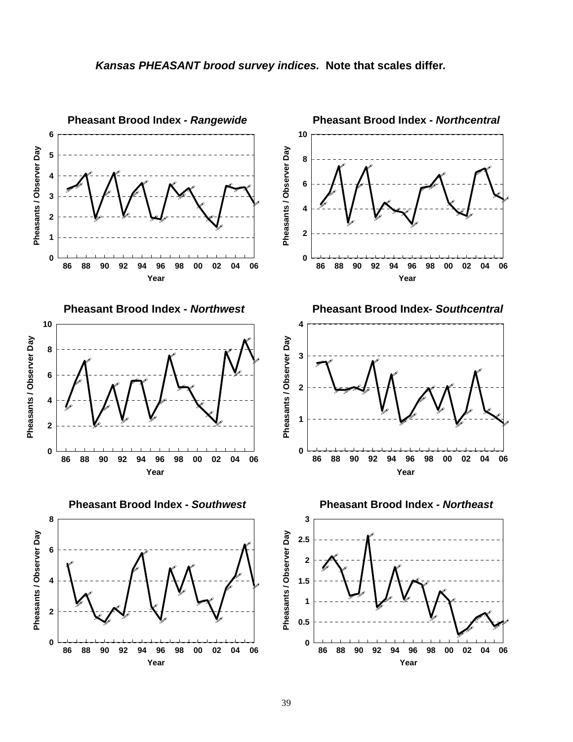***Kansas PHEASANT brood survey indices.* Note that scales differ.**

**Pheasant Brood Index - *Rangewide***

**Pheasant Brood Index - *Northcentral***

**Pheasant Brood Index - *Northwest***

**Pheasant Brood Index- *Southcentral***

**Pheasant Brood Index - *Southwest***

**Pheasant Brood Index - *Northeast***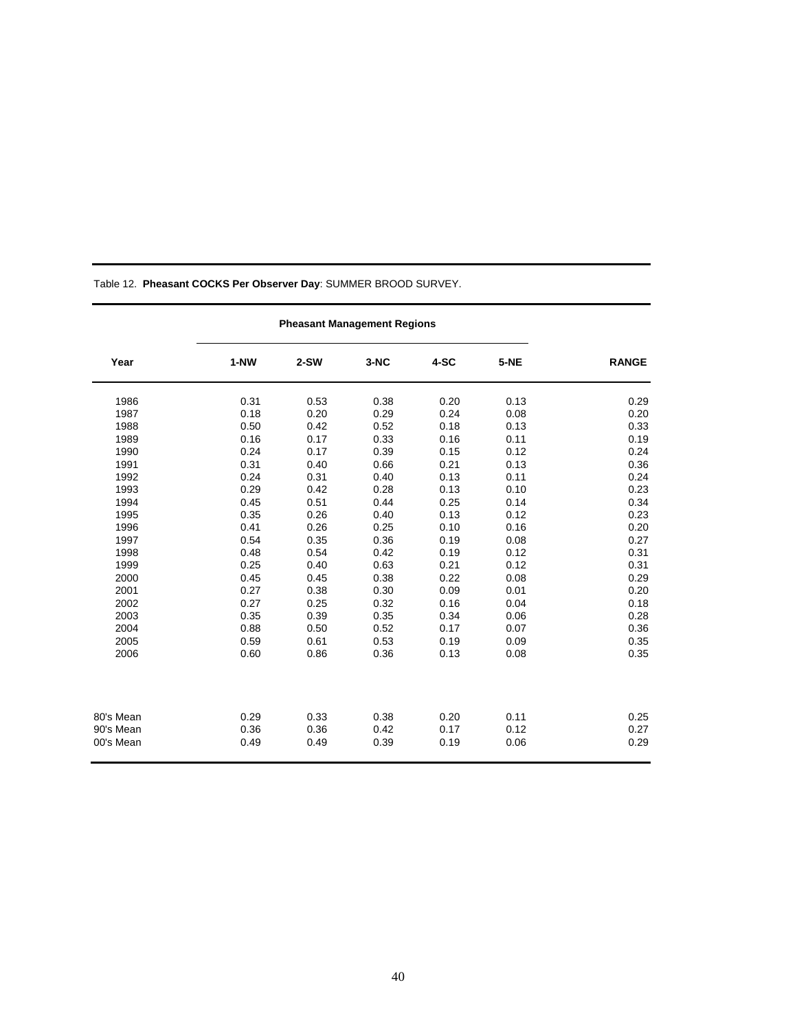Table 12. **Pheasant COCKS Per Observer Day**: SUMMER BROOD SURVEY.

| | Pheasant Management Regions | | | | | |
|---|---|---|---|---|---|---|
| **Year** | **1-NW** | **2-SW** | **3-NC** | **4-SC** | **5-NE** | **RANGE** |
| 1986 | 0.31 | 0.53 | 0.38 | 0.20 | 0.13 | 0.29 |
| 1987 | 0.18 | 0.20 | 0.29 | 0.24 | 0.08 | 0.20 |
| 1988 | 0.50 | 0.42 | 0.52 | 0.18 | 0.13 | 0.33 |
| 1989 | 0.16 | 0.17 | 0.33 | 0.16 | 0.11 | 0.19 |
| 1990 | 0.24 | 0.17 | 0.39 | 0.15 | 0.12 | 0.24 |
| 1991 | 0.31 | 0.40 | 0.66 | 0.21 | 0.13 | 0.36 |
| 1992 | 0.24 | 0.31 | 0.40 | 0.13 | 0.11 | 0.24 |
| 1993 | 0.29 | 0.42 | 0.28 | 0.13 | 0.10 | 0.23 |
| 1994 | 0.45 | 0.51 | 0.44 | 0.25 | 0.14 | 0.34 |
| 1995 | 0.35 | 0.26 | 0.40 | 0.13 | 0.12 | 0.23 |
| 1996 | 0.41 | 0.26 | 0.25 | 0.10 | 0.16 | 0.20 |
| 1997 | 0.54 | 0.35 | 0.36 | 0.19 | 0.08 | 0.27 |
| 1998 | 0.48 | 0.54 | 0.42 | 0.19 | 0.12 | 0.31 |
| 1999 | 0.25 | 0.40 | 0.63 | 0.21 | 0.12 | 0.31 |
| 2000 | 0.45 | 0.45 | 0.38 | 0.22 | 0.08 | 0.29 |
| 2001 | 0.27 | 0.38 | 0.30 | 0.09 | 0.01 | 0.20 |
| 2002 | 0.27 | 0.25 | 0.32 | 0.16 | 0.04 | 0.18 |
| 2003 | 0.35 | 0.39 | 0.35 | 0.34 | 0.06 | 0.28 |
| 2004 | 0.88 | 0.50 | 0.52 | 0.17 | 0.07 | 0.36 |
| 2005 | 0.59 | 0.61 | 0.53 | 0.19 | 0.09 | 0.35 |
| 2006 | 0.60 | 0.86 | 0.36 | 0.13 | 0.08 | 0.35 |
| 80's Mean | 0.29 | 0.33 | 0.38 | 0.20 | 0.11 | 0.25 |
| 90's Mean | 0.36 | 0.36 | 0.42 | 0.17 | 0.12 | 0.27 |
| 00's Mean | 0.49 | 0.49 | 0.39 | 0.19 | 0.06 | 0.29 |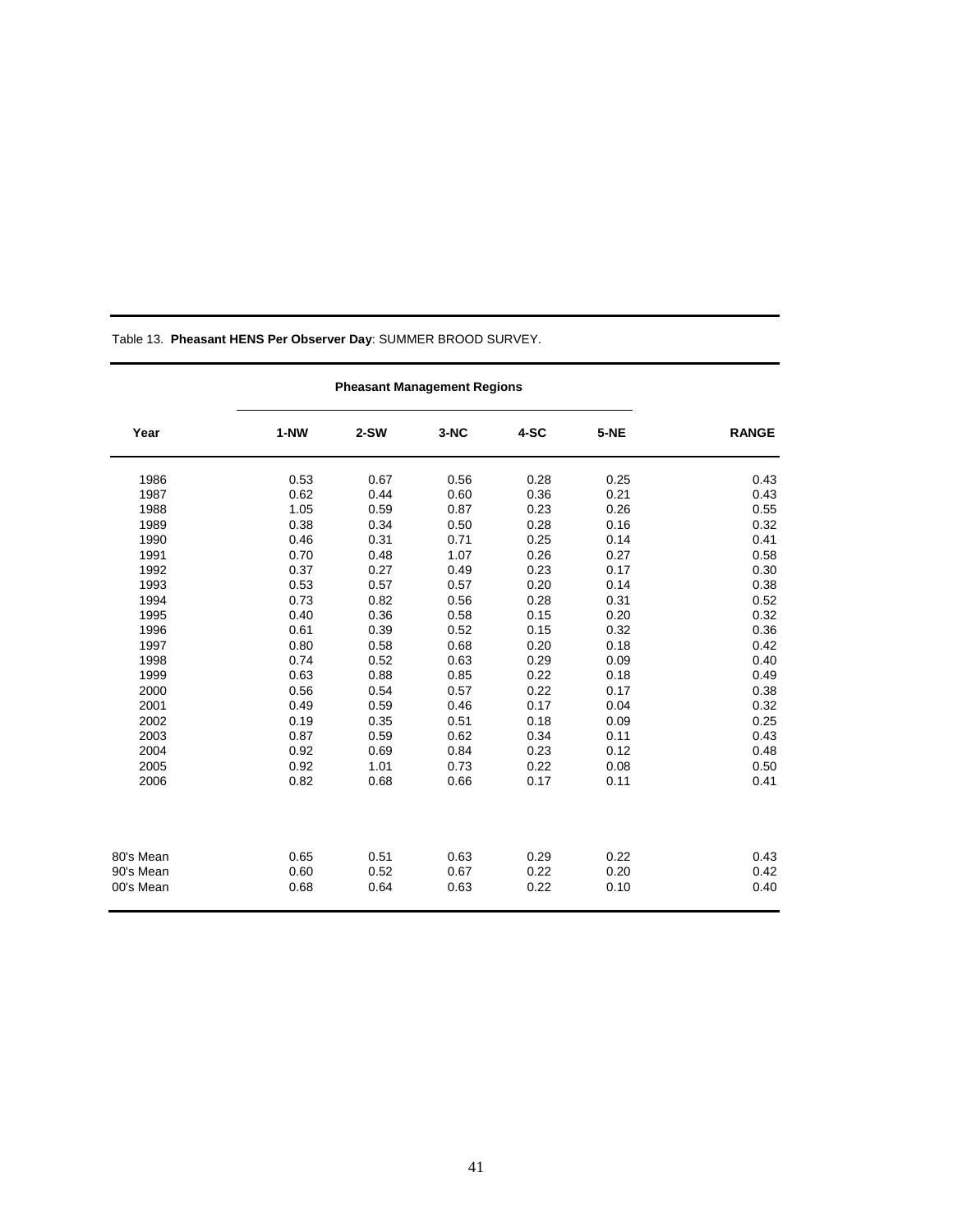Table 13. **Pheasant HENS Per Observer Day**: SUMMER BROOD SURVEY.

| | Pheasant Management Regions | | | | | |
|---|---|---|---|---|---|---|
| **Year** | **1-NW** | **2-SW** | **3-NC** | **4-SC** | **5-NE** | **RANGE** |
| 1986 | 0.53 | 0.67 | 0.56 | 0.28 | 0.25 | 0.43 |
| 1987 | 0.62 | 0.44 | 0.60 | 0.36 | 0.21 | 0.43 |
| 1988 | 1.05 | 0.59 | 0.87 | 0.23 | 0.26 | 0.55 |
| 1989 | 0.38 | 0.34 | 0.50 | 0.28 | 0.16 | 0.32 |
| 1990 | 0.46 | 0.31 | 0.71 | 0.25 | 0.14 | 0.41 |
| 1991 | 0.70 | 0.48 | 1.07 | 0.26 | 0.27 | 0.58 |
| 1992 | 0.37 | 0.27 | 0.49 | 0.23 | 0.17 | 0.30 |
| 1993 | 0.53 | 0.57 | 0.57 | 0.20 | 0.14 | 0.38 |
| 1994 | 0.73 | 0.82 | 0.56 | 0.28 | 0.31 | 0.52 |
| 1995 | 0.40 | 0.36 | 0.58 | 0.15 | 0.20 | 0.32 |
| 1996 | 0.61 | 0.39 | 0.52 | 0.15 | 0.32 | 0.36 |
| 1997 | 0.80 | 0.58 | 0.68 | 0.20 | 0.18 | 0.42 |
| 1998 | 0.74 | 0.52 | 0.63 | 0.29 | 0.09 | 0.40 |
| 1999 | 0.63 | 0.88 | 0.85 | 0.22 | 0.18 | 0.49 |
| 2000 | 0.56 | 0.54 | 0.57 | 0.22 | 0.17 | 0.38 |
| 2001 | 0.49 | 0.59 | 0.46 | 0.17 | 0.04 | 0.32 |
| 2002 | 0.19 | 0.35 | 0.51 | 0.18 | 0.09 | 0.25 |
| 2003 | 0.87 | 0.59 | 0.62 | 0.34 | 0.11 | 0.43 |
| 2004 | 0.92 | 0.69 | 0.84 | 0.23 | 0.12 | 0.48 |
| 2005 | 0.92 | 1.01 | 0.73 | 0.22 | 0.08 | 0.50 |
| 2006 | 0.82 | 0.68 | 0.66 | 0.17 | 0.11 | 0.41 |
| 80's Mean | 0.65 | 0.51 | 0.63 | 0.29 | 0.22 | 0.43 |
| 90's Mean | 0.60 | 0.52 | 0.67 | 0.22 | 0.20 | 0.42 |
| 00's Mean | 0.68 | 0.64 | 0.63 | 0.22 | 0.10 | 0.40 |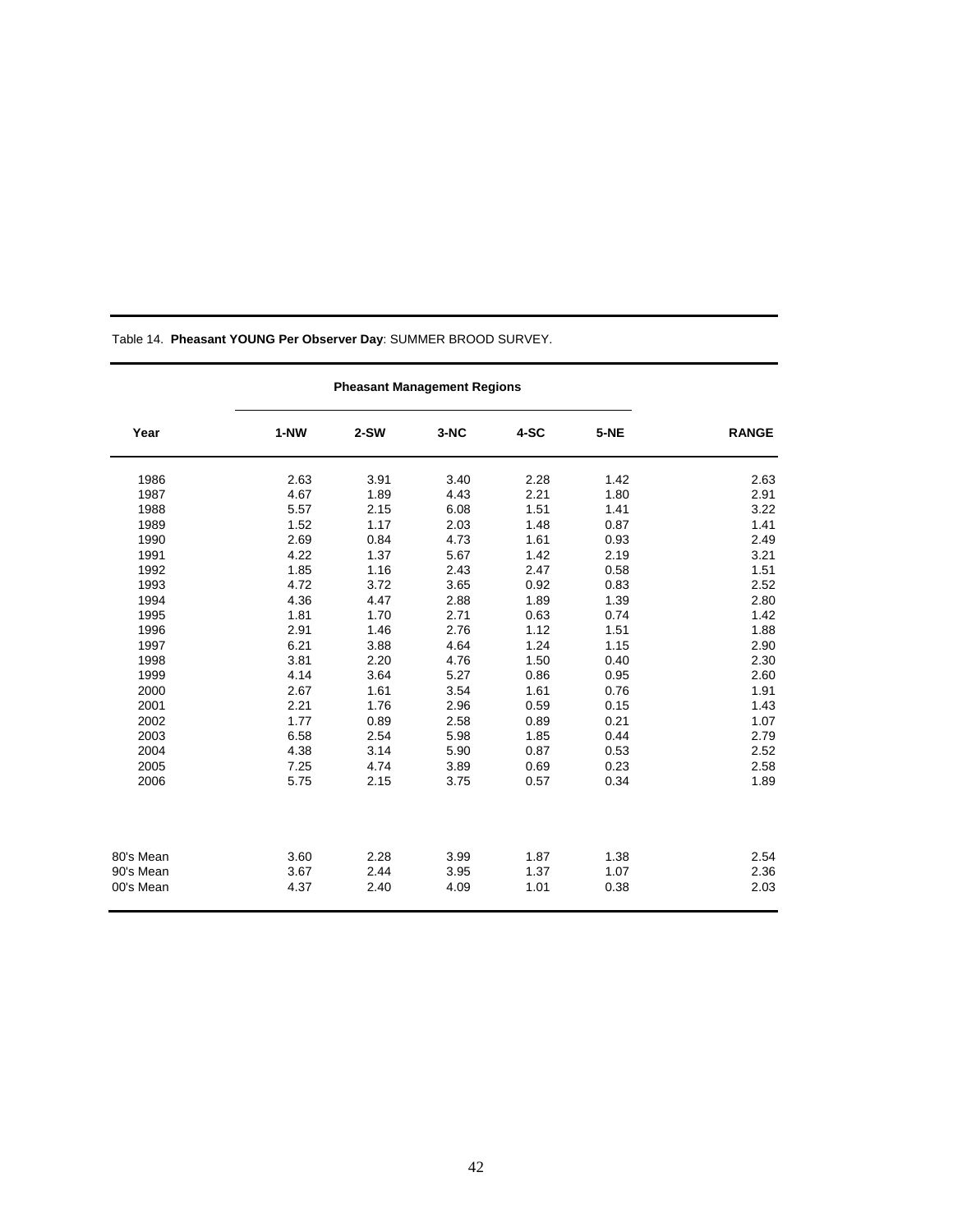Table 14. **Pheasant YOUNG Per Observer Day**: SUMMER BROOD SURVEY.

| | Pheasant Management Regions | | | | | |
|---|---|---|---|---|---|---|
| **Year** | **1-NW** | **2-SW** | **3-NC** | **4-SC** | **5-NE** | **RANGE** |
| 1986 | 2.63 | 3.91 | 3.40 | 2.28 | 1.42 | 2.63 |
| 1987 | 4.67 | 1.89 | 4.43 | 2.21 | 1.80 | 2.91 |
| 1988 | 5.57 | 2.15 | 6.08 | 1.51 | 1.41 | 3.22 |
| 1989 | 1.52 | 1.17 | 2.03 | 1.48 | 0.87 | 1.41 |
| 1990 | 2.69 | 0.84 | 4.73 | 1.61 | 0.93 | 2.49 |
| 1991 | 4.22 | 1.37 | 5.67 | 1.42 | 2.19 | 3.21 |
| 1992 | 1.85 | 1.16 | 2.43 | 2.47 | 0.58 | 1.51 |
| 1993 | 4.72 | 3.72 | 3.65 | 0.92 | 0.83 | 2.52 |
| 1994 | 4.36 | 4.47 | 2.88 | 1.89 | 1.39 | 2.80 |
| 1995 | 1.81 | 1.70 | 2.71 | 0.63 | 0.74 | 1.42 |
| 1996 | 2.91 | 1.46 | 2.76 | 1.12 | 1.51 | 1.88 |
| 1997 | 6.21 | 3.88 | 4.64 | 1.24 | 1.15 | 2.90 |
| 1998 | 3.81 | 2.20 | 4.76 | 1.50 | 0.40 | 2.30 |
| 1999 | 4.14 | 3.64 | 5.27 | 0.86 | 0.95 | 2.60 |
| 2000 | 2.67 | 1.61 | 3.54 | 1.61 | 0.76 | 1.91 |
| 2001 | 2.21 | 1.76 | 2.96 | 0.59 | 0.15 | 1.43 |
| 2002 | 1.77 | 0.89 | 2.58 | 0.89 | 0.21 | 1.07 |
| 2003 | 6.58 | 2.54 | 5.98 | 1.85 | 0.44 | 2.79 |
| 2004 | 4.38 | 3.14 | 5.90 | 0.87 | 0.53 | 2.52 |
| 2005 | 7.25 | 4.74 | 3.89 | 0.69 | 0.23 | 2.58 |
| 2006 | 5.75 | 2.15 | 3.75 | 0.57 | 0.34 | 1.89 |
| 80's Mean | 3.60 | 2.28 | 3.99 | 1.87 | 1.38 | 2.54 |
| 90's Mean | 3.67 | 2.44 | 3.95 | 1.37 | 1.07 | 2.36 |
| 00's Mean | 4.37 | 2.40 | 4.09 | 1.01 | 0.38 | 2.03 |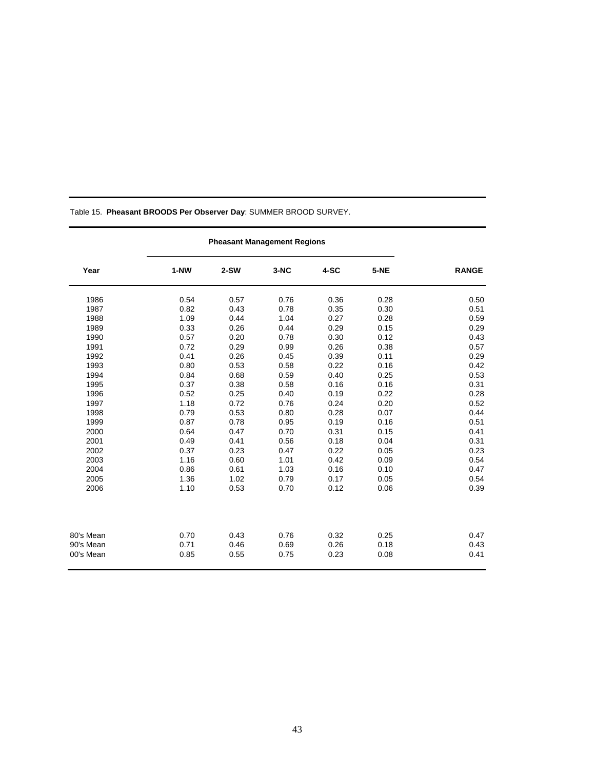Table 15. **Pheasant BROODS Per Observer Day**: SUMMER BROOD SURVEY.

| | Pheasant Management Regions | | | | | |
|---|---|---|---|---|---|---|
| Year | 1-NW | 2-SW | 3-NC | 4-SC | 5-NE | RANGE |
| 1986 | 0.54 | 0.57 | 0.76 | 0.36 | 0.28 | 0.50 |
| 1987 | 0.82 | 0.43 | 0.78 | 0.35 | 0.30 | 0.51 |
| 1988 | 1.09 | 0.44 | 1.04 | 0.27 | 0.28 | 0.59 |
| 1989 | 0.33 | 0.26 | 0.44 | 0.29 | 0.15 | 0.29 |
| 1990 | 0.57 | 0.20 | 0.78 | 0.30 | 0.12 | 0.43 |
| 1991 | 0.72 | 0.29 | 0.99 | 0.26 | 0.38 | 0.57 |
| 1992 | 0.41 | 0.26 | 0.45 | 0.39 | 0.11 | 0.29 |
| 1993 | 0.80 | 0.53 | 0.58 | 0.22 | 0.16 | 0.42 |
| 1994 | 0.84 | 0.68 | 0.59 | 0.40 | 0.25 | 0.53 |
| 1995 | 0.37 | 0.38 | 0.58 | 0.16 | 0.16 | 0.31 |
| 1996 | 0.52 | 0.25 | 0.40 | 0.19 | 0.22 | 0.28 |
| 1997 | 1.18 | 0.72 | 0.76 | 0.24 | 0.20 | 0.52 |
| 1998 | 0.79 | 0.53 | 0.80 | 0.28 | 0.07 | 0.44 |
| 1999 | 0.87 | 0.78 | 0.95 | 0.19 | 0.16 | 0.51 |
| 2000 | 0.64 | 0.47 | 0.70 | 0.31 | 0.15 | 0.41 |
| 2001 | 0.49 | 0.41 | 0.56 | 0.18 | 0.04 | 0.31 |
| 2002 | 0.37 | 0.23 | 0.47 | 0.22 | 0.05 | 0.23 |
| 2003 | 1.16 | 0.60 | 1.01 | 0.42 | 0.09 | 0.54 |
| 2004 | 0.86 | 0.61 | 1.03 | 0.16 | 0.10 | 0.47 |
| 2005 | 1.36 | 1.02 | 0.79 | 0.17 | 0.05 | 0.54 |
| 2006 | 1.10 | 0.53 | 0.70 | 0.12 | 0.06 | 0.39 |
| 80's Mean | 0.70 | 0.43 | 0.76 | 0.32 | 0.25 | 0.47 |
| 90's Mean | 0.71 | 0.46 | 0.69 | 0.26 | 0.18 | 0.43 |
| 00's Mean | 0.85 | 0.55 | 0.75 | 0.23 | 0.08 | 0.41 |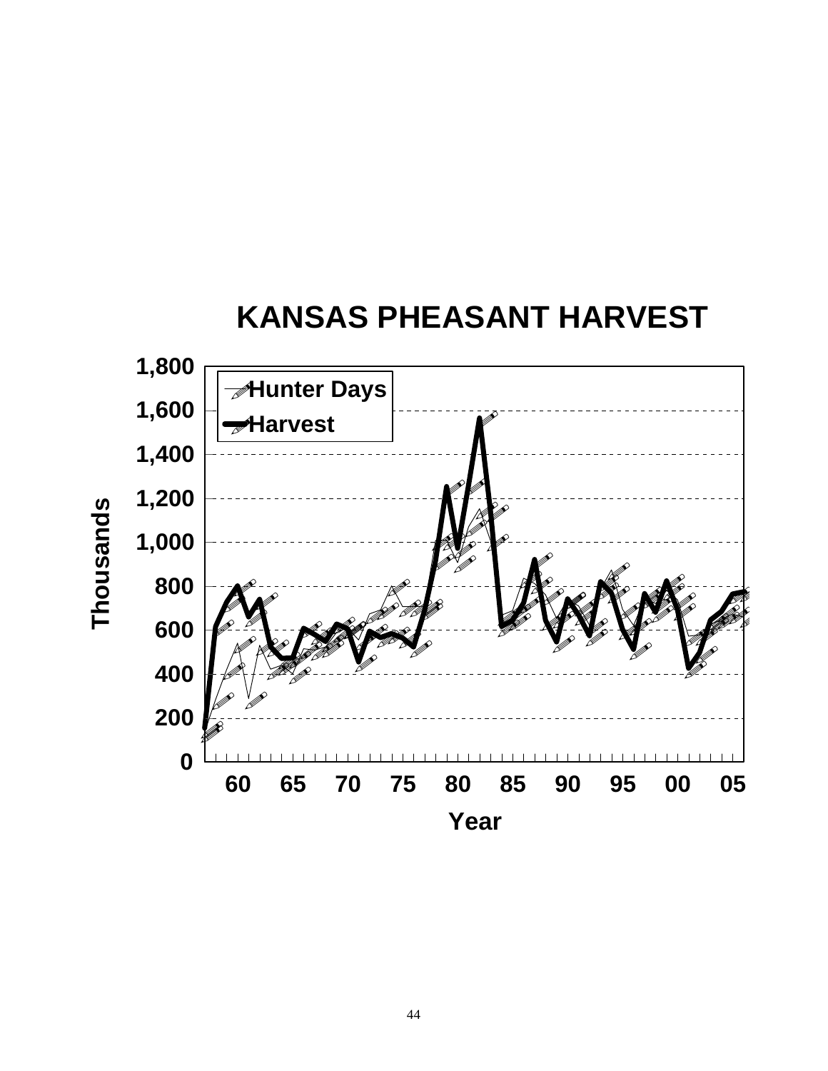# KANSAS PHEASANT HARVEST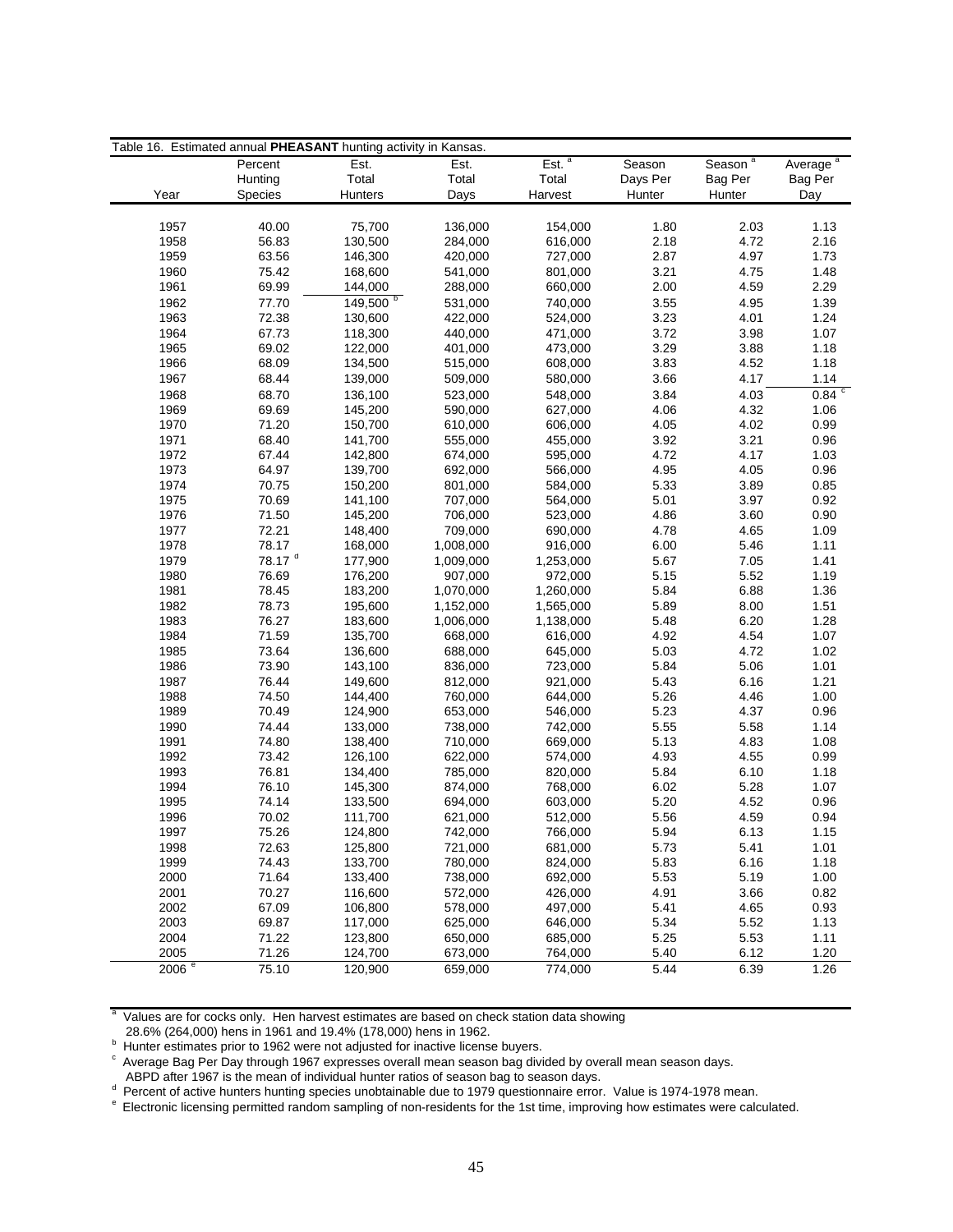Table 16. Estimated annual **PHEASANT** hunting activity in Kansas.

| Year | Percent Hunting Species | Est. Total Hunters | Est. Total Days | Est.[a] Total Harvest | Season Days Per Hunter | Season[a] Bag Per Hunter | Average[a] Bag Per Day |
|---|---|---|---|---|---|---|---|
| 1957 | 40.00 | 75,700 | 136,000 | 154,000 | 1.80 | 2.03 | 1.13 |
| 1958 | 56.83 | 130,500 | 284,000 | 616,000 | 2.18 | 4.72 | 2.16 |
| 1959 | 63.56 | 146,300 | 420,000 | 727,000 | 2.87 | 4.97 | 1.73 |
| 1960 | 75.42 | 168,600 | 541,000 | 801,000 | 3.21 | 4.75 | 1.48 |
| 1961 | 69.99 | 144,000 | 288,000 | 660,000 | 2.00 | 4.59 | 2.29 |
| 1962 | 77.70 | 149,500 [b] | 531,000 | 740,000 | 3.55 | 4.95 | 1.39 |
| 1963 | 72.38 | 130,600 | 422,000 | 524,000 | 3.23 | 4.01 | 1.24 |
| 1964 | 67.73 | 118,300 | 440,000 | 471,000 | 3.72 | 3.98 | 1.07 |
| 1965 | 69.02 | 122,000 | 401,000 | 473,000 | 3.29 | 3.88 | 1.18 |
| 1966 | 68.09 | 134,500 | 515,000 | 608,000 | 3.83 | 4.52 | 1.18 |
| 1967 | 68.44 | 139,000 | 509,000 | 580,000 | 3.66 | 4.17 | 1.14 |
| 1968 | 68.70 | 136,100 | 523,000 | 548,000 | 3.84 | 4.03 | 0.84 [c] |
| 1969 | 69.69 | 145,200 | 590,000 | 627,000 | 4.06 | 4.32 | 1.06 |
| 1970 | 71.20 | 150,700 | 610,000 | 606,000 | 4.05 | 4.02 | 0.99 |
| 1971 | 68.40 | 141,700 | 555,000 | 455,000 | 3.92 | 3.21 | 0.96 |
| 1972 | 67.44 | 142,800 | 674,000 | 595,000 | 4.72 | 4.17 | 1.03 |
| 1973 | 64.97 | 139,700 | 692,000 | 566,000 | 4.95 | 4.05 | 0.96 |
| 1974 | 70.75 | 150,200 | 801,000 | 584,000 | 5.33 | 3.89 | 0.85 |
| 1975 | 70.69 | 141,100 | 707,000 | 564,000 | 5.01 | 3.97 | 0.92 |
| 1976 | 71.50 | 145,200 | 706,000 | 523,000 | 4.86 | 3.60 | 0.90 |
| 1977 | 72.21 | 148,400 | 709,000 | 690,000 | 4.78 | 4.65 | 1.09 |
| 1978 | 78.17 | 168,000 | 1,008,000 | 916,000 | 6.00 | 5.46 | 1.11 |
| 1979 | 78.17 [d] | 177,900 | 1,009,000 | 1,253,000 | 5.67 | 7.05 | 1.41 |
| 1980 | 76.69 | 176,200 | 907,000 | 972,000 | 5.15 | 5.52 | 1.19 |
| 1981 | 78.45 | 183,200 | 1,070,000 | 1,260,000 | 5.84 | 6.88 | 1.36 |
| 1982 | 78.73 | 195,600 | 1,152,000 | 1,565,000 | 5.89 | 8.00 | 1.51 |
| 1983 | 76.27 | 183,600 | 1,006,000 | 1,138,000 | 5.48 | 6.20 | 1.28 |
| 1984 | 71.59 | 135,700 | 668,000 | 616,000 | 4.92 | 4.54 | 1.07 |
| 1985 | 73.64 | 136,600 | 688,000 | 645,000 | 5.03 | 4.72 | 1.02 |
| 1986 | 73.90 | 143,100 | 836,000 | 723,000 | 5.84 | 5.06 | 1.01 |
| 1987 | 76.44 | 149,600 | 812,000 | 921,000 | 5.43 | 6.16 | 1.21 |
| 1988 | 74.50 | 144,400 | 760,000 | 644,000 | 5.26 | 4.46 | 1.00 |
| 1989 | 70.49 | 124,900 | 653,000 | 546,000 | 5.23 | 4.37 | 0.96 |
| 1990 | 74.44 | 133,000 | 738,000 | 742,000 | 5.55 | 5.58 | 1.14 |
| 1991 | 74.80 | 138,400 | 710,000 | 669,000 | 5.13 | 4.83 | 1.08 |
| 1992 | 73.42 | 126,100 | 622,000 | 574,000 | 4.93 | 4.55 | 0.99 |
| 1993 | 76.81 | 134,400 | 785,000 | 820,000 | 5.84 | 6.10 | 1.18 |
| 1994 | 76.10 | 145,300 | 874,000 | 768,000 | 6.02 | 5.28 | 1.07 |
| 1995 | 74.14 | 133,500 | 694,000 | 603,000 | 5.20 | 4.52 | 0.96 |
| 1996 | 70.02 | 111,700 | 621,000 | 512,000 | 5.56 | 4.59 | 0.94 |
| 1997 | 75.26 | 124,800 | 742,000 | 766,000 | 5.94 | 6.13 | 1.15 |
| 1998 | 72.63 | 125,800 | 721,000 | 681,000 | 5.73 | 5.41 | 1.01 |
| 1999 | 74.43 | 133,700 | 780,000 | 824,000 | 5.83 | 6.16 | 1.18 |
| 2000 | 71.64 | 133,400 | 738,000 | 692,000 | 5.53 | 5.19 | 1.00 |
| 2001 | 70.27 | 116,600 | 572,000 | 426,000 | 4.91 | 3.66 | 0.82 |
| 2002 | 67.09 | 106,800 | 578,000 | 497,000 | 5.41 | 4.65 | 0.93 |
| 2003 | 69.87 | 117,000 | 625,000 | 646,000 | 5.34 | 5.52 | 1.13 |
| 2004 | 71.22 | 123,800 | 650,000 | 685,000 | 5.25 | 5.53 | 1.11 |
| 2005 | 71.26 | 124,700 | 673,000 | 764,000 | 5.40 | 6.12 | 1.20 |
| 2006 [e] | 75.10 | 120,900 | 659,000 | 774,000 | 5.44 | 6.39 | 1.26 |

[a] Values are for cocks only. Hen harvest estimates are based on check station data showing 28.6% (264,000) hens in 1961 and 19.4% (178,000) hens in 1962.

[b] Hunter estimates prior to 1962 were not adjusted for inactive license buyers.

[c] Average Bag Per Day through 1967 expresses overall mean season bag divided by overall mean season days. ABPD after 1967 is the mean of individual hunter ratios of season bag to season days.

[d] Percent of active hunters hunting species unobtainable due to 1979 questionnaire error. Value is 1974-1978 mean.

[e] Electronic licensing permitted random sampling of non-residents for the 1st time, improving how estimates were calculated.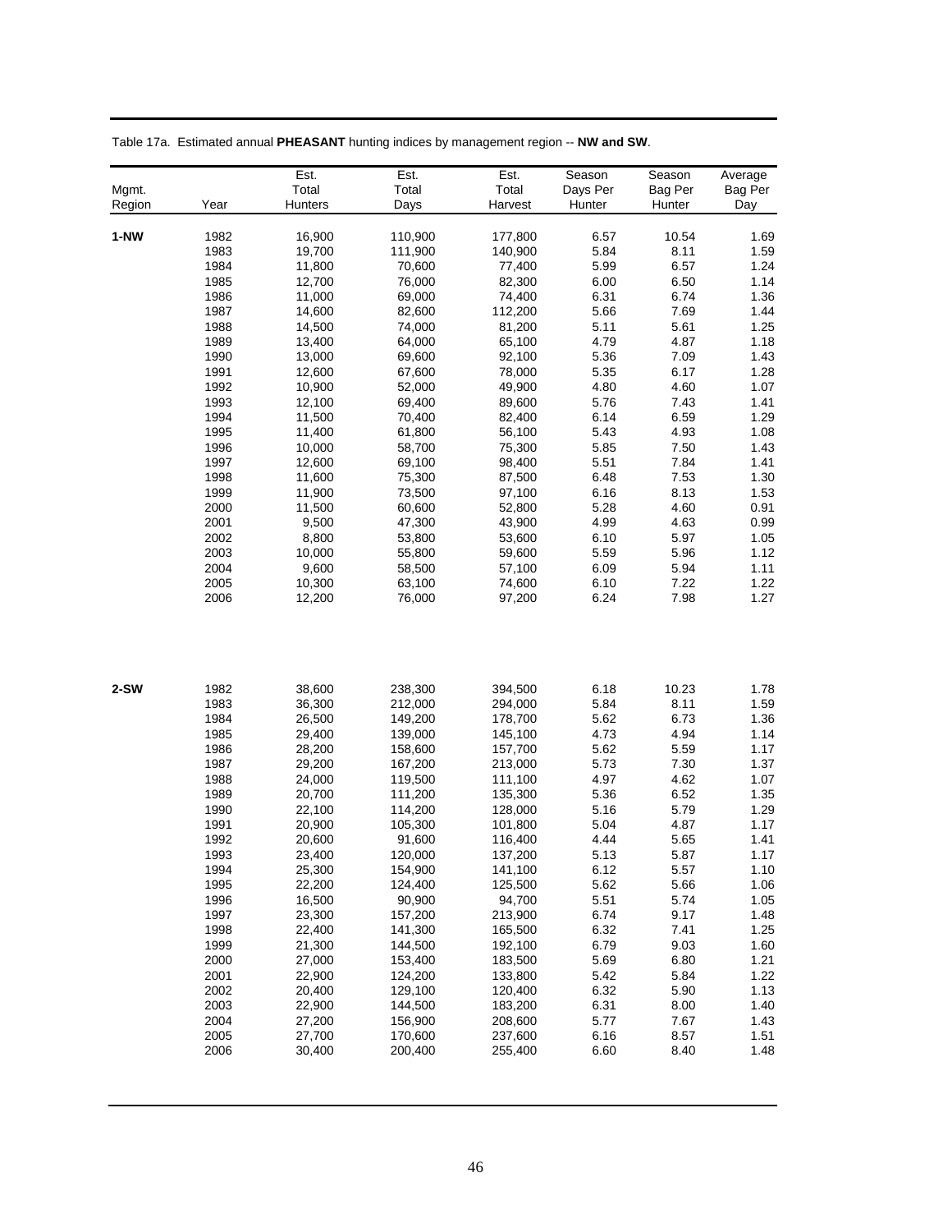Table 17a. Estimated annual **PHEASANT** hunting indices by management region -- **NW and SW**.

| Mgmt. Region | Year | Est. Total Hunters | Est. Total Days | Est. Total Harvest | Season Days Per Hunter | Season Bag Per Hunter | Average Bag Per Day |
|---|---|---|---|---|---|---|---|
| **1-NW** | 1982 | 16,900 | 110,900 | 177,800 | 6.57 | 10.54 | 1.69 |
| | 1983 | 19,700 | 111,900 | 140,900 | 5.84 | 8.11 | 1.59 |
| | 1984 | 11,800 | 70,600 | 77,400 | 5.99 | 6.57 | 1.24 |
| | 1985 | 12,700 | 76,000 | 82,300 | 6.00 | 6.50 | 1.14 |
| | 1986 | 11,000 | 69,000 | 74,400 | 6.31 | 6.74 | 1.36 |
| | 1987 | 14,600 | 82,600 | 112,200 | 5.66 | 7.69 | 1.44 |
| | 1988 | 14,500 | 74,000 | 81,200 | 5.11 | 5.61 | 1.25 |
| | 1989 | 13,400 | 64,000 | 65,100 | 4.79 | 4.87 | 1.18 |
| | 1990 | 13,000 | 69,600 | 92,100 | 5.36 | 7.09 | 1.43 |
| | 1991 | 12,600 | 67,600 | 78,000 | 5.35 | 6.17 | 1.28 |
| | 1992 | 10,900 | 52,000 | 49,900 | 4.80 | 4.60 | 1.07 |
| | 1993 | 12,100 | 69,400 | 89,600 | 5.76 | 7.43 | 1.41 |
| | 1994 | 11,500 | 70,400 | 82,400 | 6.14 | 6.59 | 1.29 |
| | 1995 | 11,400 | 61,800 | 56,100 | 5.43 | 4.93 | 1.08 |
| | 1996 | 10,000 | 58,700 | 75,300 | 5.85 | 7.50 | 1.43 |
| | 1997 | 12,600 | 69,100 | 98,400 | 5.51 | 7.84 | 1.41 |
| | 1998 | 11,600 | 75,300 | 87,500 | 6.48 | 7.53 | 1.30 |
| | 1999 | 11,900 | 73,500 | 97,100 | 6.16 | 8.13 | 1.53 |
| | 2000 | 11,500 | 60,600 | 52,800 | 5.28 | 4.60 | 0.91 |
| | 2001 | 9,500 | 47,300 | 43,900 | 4.99 | 4.63 | 0.99 |
| | 2002 | 8,800 | 53,800 | 53,600 | 6.10 | 5.97 | 1.05 |
| | 2003 | 10,000 | 55,800 | 59,600 | 5.59 | 5.96 | 1.12 |
| | 2004 | 9,600 | 58,500 | 57,100 | 6.09 | 5.94 | 1.11 |
| | 2005 | 10,300 | 63,100 | 74,600 | 6.10 | 7.22 | 1.22 |
| | 2006 | 12,200 | 76,000 | 97,200 | 6.24 | 7.98 | 1.27 |
| **2-SW** | 1982 | 38,600 | 238,300 | 394,500 | 6.18 | 10.23 | 1.78 |
| | 1983 | 36,300 | 212,000 | 294,000 | 5.84 | 8.11 | 1.59 |
| | 1984 | 26,500 | 149,200 | 178,700 | 5.62 | 6.73 | 1.36 |
| | 1985 | 29,400 | 139,000 | 145,100 | 4.73 | 4.94 | 1.14 |
| | 1986 | 28,200 | 158,600 | 157,700 | 5.62 | 5.59 | 1.17 |
| | 1987 | 29,200 | 167,200 | 213,000 | 5.73 | 7.30 | 1.37 |
| | 1988 | 24,000 | 119,500 | 111,100 | 4.97 | 4.62 | 1.07 |
| | 1989 | 20,700 | 111,200 | 135,300 | 5.36 | 6.52 | 1.35 |
| | 1990 | 22,100 | 114,200 | 128,000 | 5.16 | 5.79 | 1.29 |
| | 1991 | 20,900 | 105,300 | 101,800 | 5.04 | 4.87 | 1.17 |
| | 1992 | 20,600 | 91,600 | 116,400 | 4.44 | 5.65 | 1.41 |
| | 1993 | 23,400 | 120,000 | 137,200 | 5.13 | 5.87 | 1.17 |
| | 1994 | 25,300 | 154,900 | 141,100 | 6.12 | 5.57 | 1.10 |
| | 1995 | 22,200 | 124,400 | 125,500 | 5.62 | 5.66 | 1.06 |
| | 1996 | 16,500 | 90,900 | 94,700 | 5.51 | 5.74 | 1.05 |
| | 1997 | 23,300 | 157,200 | 213,900 | 6.74 | 9.17 | 1.48 |
| | 1998 | 22,400 | 141,300 | 165,500 | 6.32 | 7.41 | 1.25 |
| | 1999 | 21,300 | 144,500 | 192,100 | 6.79 | 9.03 | 1.60 |
| | 2000 | 27,000 | 153,400 | 183,500 | 5.69 | 6.80 | 1.21 |
| | 2001 | 22,900 | 124,200 | 133,800 | 5.42 | 5.84 | 1.22 |
| | 2002 | 20,400 | 129,100 | 120,400 | 6.32 | 5.90 | 1.13 |
| | 2003 | 22,900 | 144,500 | 183,200 | 6.31 | 8.00 | 1.40 |
| | 2004 | 27,200 | 156,900 | 208,600 | 5.77 | 7.67 | 1.43 |
| | 2005 | 27,700 | 170,600 | 237,600 | 6.16 | 8.57 | 1.51 |
| | 2006 | 30,400 | 200,400 | 255,400 | 6.60 | 8.40 | 1.48 |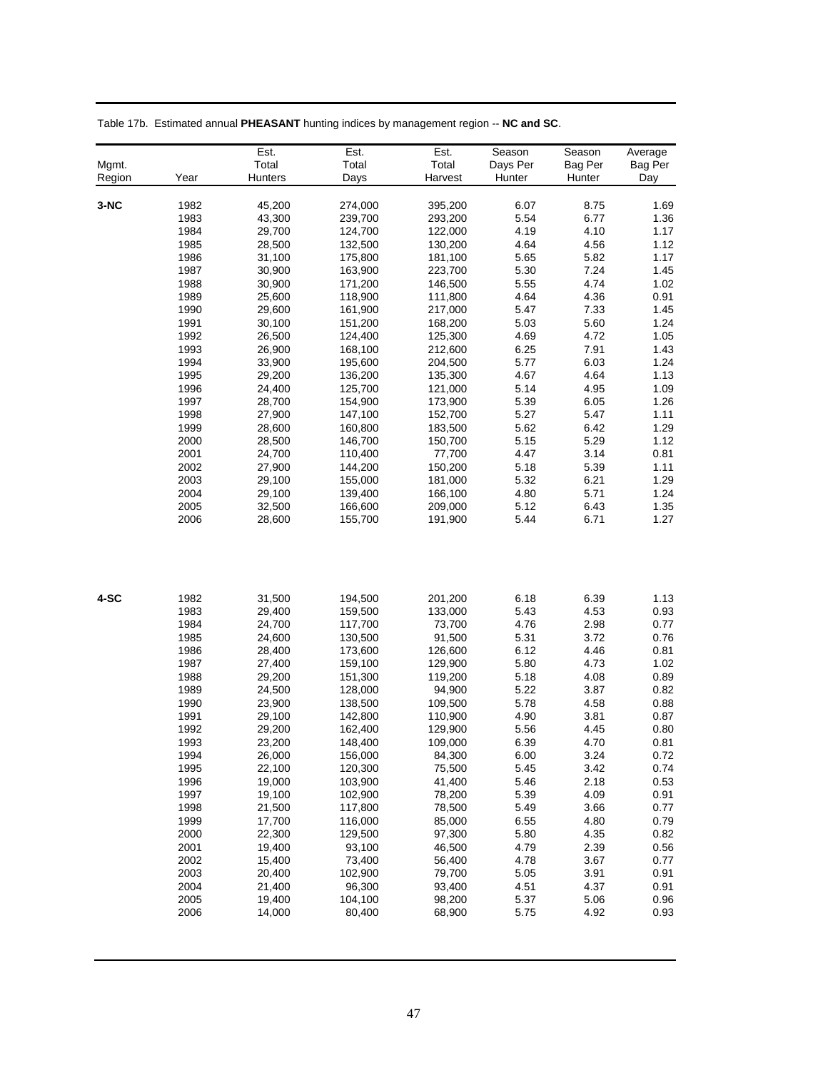Table 17b. Estimated annual **PHEASANT** hunting indices by management region -- **NC and SC**.

| Mgmt. Region | Year | Est. Total Hunters | Est. Total Days | Est. Total Harvest | Season Days Per Hunter | Season Bag Per Hunter | Average Bag Per Day |
|---|---|---|---|---|---|---|---|
| **3-NC** | 1982 | 45,200 | 274,000 | 395,200 | 6.07 | 8.75 | 1.69 |
| | 1983 | 43,300 | 239,700 | 293,200 | 5.54 | 6.77 | 1.36 |
| | 1984 | 29,700 | 124,700 | 122,000 | 4.19 | 4.10 | 1.17 |
| | 1985 | 28,500 | 132,500 | 130,200 | 4.64 | 4.56 | 1.12 |
| | 1986 | 31,100 | 175,800 | 181,100 | 5.65 | 5.82 | 1.17 |
| | 1987 | 30,900 | 163,900 | 223,700 | 5.30 | 7.24 | 1.45 |
| | 1988 | 30,900 | 171,200 | 146,500 | 5.55 | 4.74 | 1.02 |
| | 1989 | 25,600 | 118,900 | 111,800 | 4.64 | 4.36 | 0.91 |
| | 1990 | 29,600 | 161,900 | 217,000 | 5.47 | 7.33 | 1.45 |
| | 1991 | 30,100 | 151,200 | 168,200 | 5.03 | 5.60 | 1.24 |
| | 1992 | 26,500 | 124,400 | 125,300 | 4.69 | 4.72 | 1.05 |
| | 1993 | 26,900 | 168,100 | 212,600 | 6.25 | 7.91 | 1.43 |
| | 1994 | 33,900 | 195,600 | 204,500 | 5.77 | 6.03 | 1.24 |
| | 1995 | 29,200 | 136,200 | 135,300 | 4.67 | 4.64 | 1.13 |
| | 1996 | 24,400 | 125,700 | 121,000 | 5.14 | 4.95 | 1.09 |
| | 1997 | 28,700 | 154,900 | 173,900 | 5.39 | 6.05 | 1.26 |
| | 1998 | 27,900 | 147,100 | 152,700 | 5.27 | 5.47 | 1.11 |
| | 1999 | 28,600 | 160,800 | 183,500 | 5.62 | 6.42 | 1.29 |
| | 2000 | 28,500 | 146,700 | 150,700 | 5.15 | 5.29 | 1.12 |
| | 2001 | 24,700 | 110,400 | 77,700 | 4.47 | 3.14 | 0.81 |
| | 2002 | 27,900 | 144,200 | 150,200 | 5.18 | 5.39 | 1.11 |
| | 2003 | 29,100 | 155,000 | 181,000 | 5.32 | 6.21 | 1.29 |
| | 2004 | 29,100 | 139,400 | 166,100 | 4.80 | 5.71 | 1.24 |
| | 2005 | 32,500 | 166,600 | 209,000 | 5.12 | 6.43 | 1.35 |
| | 2006 | 28,600 | 155,700 | 191,900 | 5.44 | 6.71 | 1.27 |
| **4-SC** | 1982 | 31,500 | 194,500 | 201,200 | 6.18 | 6.39 | 1.13 |
| | 1983 | 29,400 | 159,500 | 133,000 | 5.43 | 4.53 | 0.93 |
| | 1984 | 24,700 | 117,700 | 73,700 | 4.76 | 2.98 | 0.77 |
| | 1985 | 24,600 | 130,500 | 91,500 | 5.31 | 3.72 | 0.76 |
| | 1986 | 28,400 | 173,600 | 126,600 | 6.12 | 4.46 | 0.81 |
| | 1987 | 27,400 | 159,100 | 129,900 | 5.80 | 4.73 | 1.02 |
| | 1988 | 29,200 | 151,300 | 119,200 | 5.18 | 4.08 | 0.89 |
| | 1989 | 24,500 | 128,000 | 94,900 | 5.22 | 3.87 | 0.82 |
| | 1990 | 23,900 | 138,500 | 109,500 | 5.78 | 4.58 | 0.88 |
| | 1991 | 29,100 | 142,800 | 110,900 | 4.90 | 3.81 | 0.87 |
| | 1992 | 29,200 | 162,400 | 129,900 | 5.56 | 4.45 | 0.80 |
| | 1993 | 23,200 | 148,400 | 109,000 | 6.39 | 4.70 | 0.81 |
| | 1994 | 26,000 | 156,000 | 84,300 | 6.00 | 3.24 | 0.72 |
| | 1995 | 22,100 | 120,300 | 75,500 | 5.45 | 3.42 | 0.74 |
| | 1996 | 19,000 | 103,900 | 41,400 | 5.46 | 2.18 | 0.53 |
| | 1997 | 19,100 | 102,900 | 78,200 | 5.39 | 4.09 | 0.91 |
| | 1998 | 21,500 | 117,800 | 78,500 | 5.49 | 3.66 | 0.77 |
| | 1999 | 17,700 | 116,000 | 85,000 | 6.55 | 4.80 | 0.79 |
| | 2000 | 22,300 | 129,500 | 97,300 | 5.80 | 4.35 | 0.82 |
| | 2001 | 19,400 | 93,100 | 46,500 | 4.79 | 2.39 | 0.56 |
| | 2002 | 15,400 | 73,400 | 56,400 | 4.78 | 3.67 | 0.77 |
| | 2003 | 20,400 | 102,900 | 79,700 | 5.05 | 3.91 | 0.91 |
| | 2004 | 21,400 | 96,300 | 93,400 | 4.51 | 4.37 | 0.91 |
| | 2005 | 19,400 | 104,100 | 98,200 | 5.37 | 5.06 | 0.96 |
| | 2006 | 14,000 | 80,400 | 68,900 | 5.75 | 4.92 | 0.93 |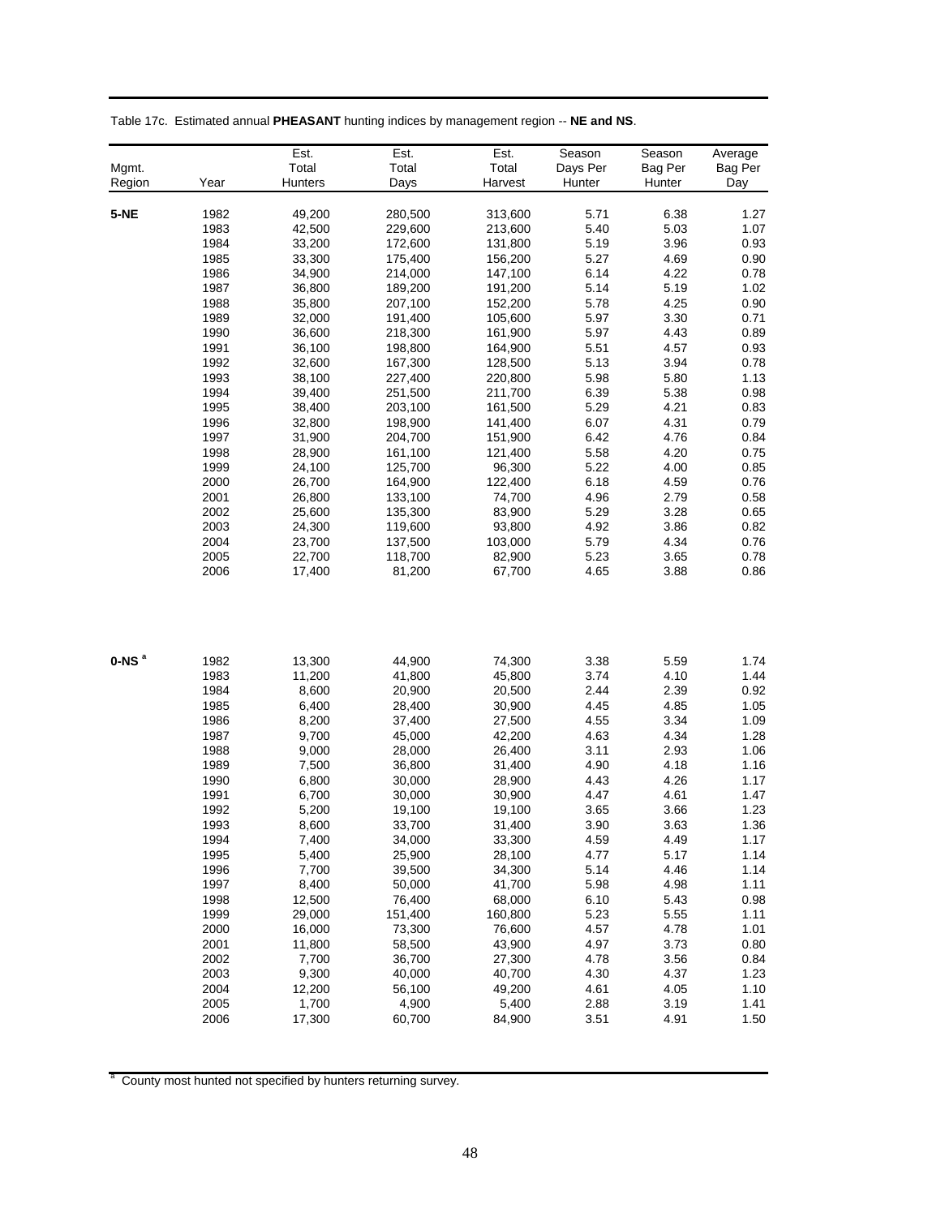Table 17c. Estimated annual **PHEASANT** hunting indices by management region -- **NE and NS**.

| Mgmt. Region | Year | Est. Total Hunters | Est. Total Days | Est. Total Harvest | Season Days Per Hunter | Season Bag Per Hunter | Average Bag Per Day |
|---|---|---|---|---|---|---|---|
| **5-NE** | 1982 | 49,200 | 280,500 | 313,600 | 5.71 | 6.38 | 1.27 |
| | 1983 | 42,500 | 229,600 | 213,600 | 5.40 | 5.03 | 1.07 |
| | 1984 | 33,200 | 172,600 | 131,800 | 5.19 | 3.96 | 0.93 |
| | 1985 | 33,300 | 175,400 | 156,200 | 5.27 | 4.69 | 0.90 |
| | 1986 | 34,900 | 214,000 | 147,100 | 6.14 | 4.22 | 0.78 |
| | 1987 | 36,800 | 189,200 | 191,200 | 5.14 | 5.19 | 1.02 |
| | 1988 | 35,800 | 207,100 | 152,200 | 5.78 | 4.25 | 0.90 |
| | 1989 | 32,000 | 191,400 | 105,600 | 5.97 | 3.30 | 0.71 |
| | 1990 | 36,600 | 218,300 | 161,900 | 5.97 | 4.43 | 0.89 |
| | 1991 | 36,100 | 198,800 | 164,900 | 5.51 | 4.57 | 0.93 |
| | 1992 | 32,600 | 167,300 | 128,500 | 5.13 | 3.94 | 0.78 |
| | 1993 | 38,100 | 227,400 | 220,800 | 5.98 | 5.80 | 1.13 |
| | 1994 | 39,400 | 251,500 | 211,700 | 6.39 | 5.38 | 0.98 |
| | 1995 | 38,400 | 203,100 | 161,500 | 5.29 | 4.21 | 0.83 |
| | 1996 | 32,800 | 198,900 | 141,400 | 6.07 | 4.31 | 0.79 |
| | 1997 | 31,900 | 204,700 | 151,900 | 6.42 | 4.76 | 0.84 |
| | 1998 | 28,900 | 161,100 | 121,400 | 5.58 | 4.20 | 0.75 |
| | 1999 | 24,100 | 125,700 | 96,300 | 5.22 | 4.00 | 0.85 |
| | 2000 | 26,700 | 164,900 | 122,400 | 6.18 | 4.59 | 0.76 |
| | 2001 | 26,800 | 133,100 | 74,700 | 4.96 | 2.79 | 0.58 |
| | 2002 | 25,600 | 135,300 | 83,900 | 5.29 | 3.28 | 0.65 |
| | 2003 | 24,300 | 119,600 | 93,800 | 4.92 | 3.86 | 0.82 |
| | 2004 | 23,700 | 137,500 | 103,000 | 5.79 | 4.34 | 0.76 |
| | 2005 | 22,700 | 118,700 | 82,900 | 5.23 | 3.65 | 0.78 |
| | 2006 | 17,400 | 81,200 | 67,700 | 4.65 | 3.88 | 0.86 |
| **0-NS** [a] | 1982 | 13,300 | 44,900 | 74,300 | 3.38 | 5.59 | 1.74 |
| | 1983 | 11,200 | 41,800 | 45,800 | 3.74 | 4.10 | 1.44 |
| | 1984 | 8,600 | 20,900 | 20,500 | 2.44 | 2.39 | 0.92 |
| | 1985 | 6,400 | 28,400 | 30,900 | 4.45 | 4.85 | 1.05 |
| | 1986 | 8,200 | 37,400 | 27,500 | 4.55 | 3.34 | 1.09 |
| | 1987 | 9,700 | 45,000 | 42,200 | 4.63 | 4.34 | 1.28 |
| | 1988 | 9,000 | 28,000 | 26,400 | 3.11 | 2.93 | 1.06 |
| | 1989 | 7,500 | 36,800 | 31,400 | 4.90 | 4.18 | 1.16 |
| | 1990 | 6,800 | 30,000 | 28,900 | 4.43 | 4.26 | 1.17 |
| | 1991 | 6,700 | 30,000 | 30,900 | 4.47 | 4.61 | 1.47 |
| | 1992 | 5,200 | 19,100 | 19,100 | 3.65 | 3.66 | 1.23 |
| | 1993 | 8,600 | 33,700 | 31,400 | 3.90 | 3.63 | 1.36 |
| | 1994 | 7,400 | 34,000 | 33,300 | 4.59 | 4.49 | 1.17 |
| | 1995 | 5,400 | 25,900 | 28,100 | 4.77 | 5.17 | 1.14 |
| | 1996 | 7,700 | 39,500 | 34,300 | 5.14 | 4.46 | 1.14 |
| | 1997 | 8,400 | 50,000 | 41,700 | 5.98 | 4.98 | 1.11 |
| | 1998 | 12,500 | 76,400 | 68,000 | 6.10 | 5.43 | 0.98 |
| | 1999 | 29,000 | 151,400 | 160,800 | 5.23 | 5.55 | 1.11 |
| | 2000 | 16,000 | 73,300 | 76,600 | 4.57 | 4.78 | 1.01 |
| | 2001 | 11,800 | 58,500 | 43,900 | 4.97 | 3.73 | 0.80 |
| | 2002 | 7,700 | 36,700 | 27,300 | 4.78 | 3.56 | 0.84 |
| | 2003 | 9,300 | 40,000 | 40,700 | 4.30 | 4.37 | 1.23 |
| | 2004 | 12,200 | 56,100 | 49,200 | 4.61 | 4.05 | 1.10 |
| | 2005 | 1,700 | 4,900 | 5,400 | 2.88 | 3.19 | 1.41 |
| | 2006 | 17,300 | 60,700 | 84,900 | 3.51 | 4.91 | 1.50 |

[a] County most hunted not specified by hunters returning survey.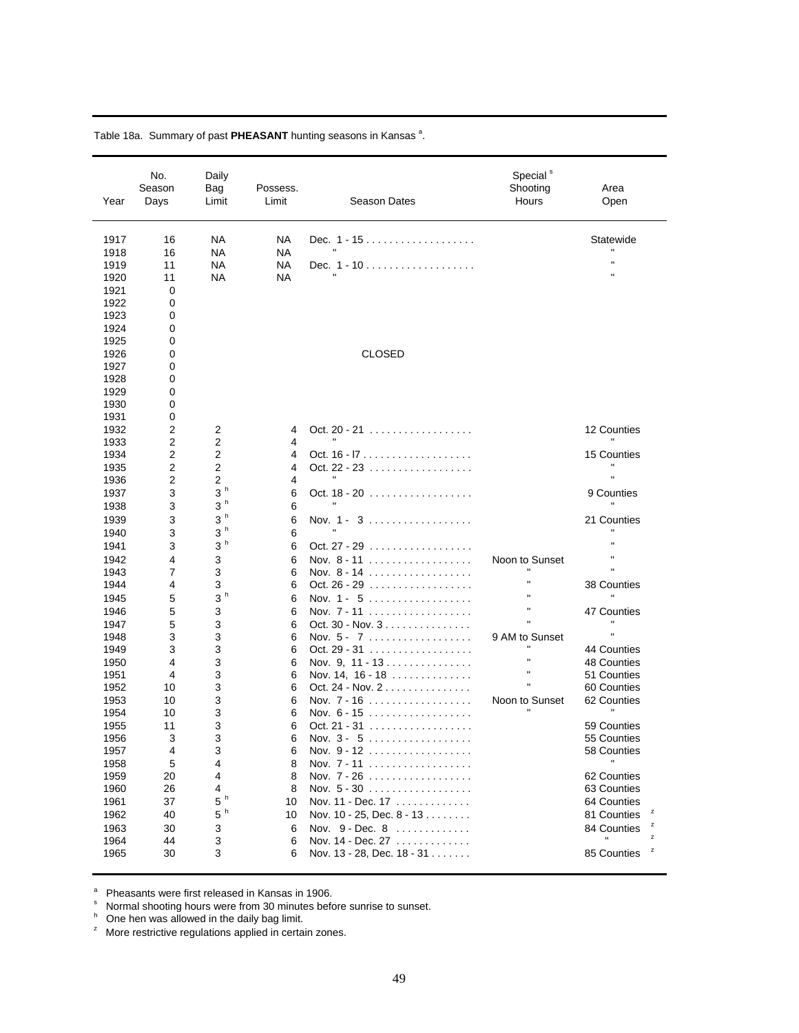Table 18a. Summary of past **PHEASANT** hunting seasons in Kansas [a].

| Year | No. Season Days | Daily Bag Limit | Possess. Limit | Season Dates | Special [s] Shooting Hours | Area Open |
|---|---|---|---|---|---|---|
| 1917 | 16 | NA | NA | Dec. 1 - 15 | | Statewide |
| 1918 | 16 | NA | NA | " | | " |
| 1919 | 11 | NA | NA | Dec. 1 - 10 | | " |
| 1920 | 11 | NA | NA | " | | " |
| 1921 | 0 | | | | | |
| 1922 | 0 | | | | | |
| 1923 | 0 | | | | | |
| 1924 | 0 | | | | | |
| 1925 | 0 | | | | | |
| 1926 | 0 | | | CLOSED | | |
| 1927 | 0 | | | | | |
| 1928 | 0 | | | | | |
| 1929 | 0 | | | | | |
| 1930 | 0 | | | | | |
| 1931 | 0 | | | | | |
| 1932 | 2 | 2 | 4 | Oct. 20 - 21 | | 12 Counties |
| 1933 | 2 | 2 | 4 | " | | " |
| 1934 | 2 | 2 | 4 | Oct. 16 - l7 | | 15 Counties |
| 1935 | 2 | 2 | 4 | Oct. 22 - 23 | | " |
| 1936 | 2 | 2 | 4 | " | | " |
| 1937 | 3 | 3 [h] | 6 | Oct. 18 - 20 | | 9 Counties |
| 1938 | 3 | 3 [h] | 6 | " | | " |
| 1939 | 3 | 3 [h] | 6 | Nov. 1 - 3 | | 21 Counties |
| 1940 | 3 | 3 [h] | 6 | " | | " |
| 1941 | 3 | 3 [h] | 6 | Oct. 27 - 29 | | " |
| 1942 | 4 | 3 | 6 | Nov. 8 - 11 | Noon to Sunset | " |
| 1943 | 7 | 3 | 6 | Nov. 8 - 14 | " | " |
| 1944 | 4 | 3 | 6 | Oct. 26 - 29 | " | 38 Counties |
| 1945 | 5 | 3 [h] | 6 | Nov. 1 - 5 | " | " |
| 1946 | 5 | 3 | 6 | Nov. 7 - 11 | " | 47 Counties |
| 1947 | 5 | 3 | 6 | Oct. 30 - Nov. 3 | " | " |
| 1948 | 3 | 3 | 6 | Nov. 5 - 7 | 9 AM to Sunset | " |
| 1949 | 3 | 3 | 6 | Oct. 29 - 31 | " | 44 Counties |
| 1950 | 4 | 3 | 6 | Nov. 9, 11 - 13 | " | 48 Counties |
| 1951 | 4 | 3 | 6 | Nov. 14, 16 - 18 | " | 51 Counties |
| 1952 | 10 | 3 | 6 | Oct. 24 - Nov. 2 | " | 60 Counties |
| 1953 | 10 | 3 | 6 | Nov. 7 - 16 | Noon to Sunset | 62 Counties |
| 1954 | 10 | 3 | 6 | Nov. 6 - 15 | " | " |
| 1955 | 11 | 3 | 6 | Oct. 21 - 31 | | 59 Counties |
| 1956 | 3 | 3 | 6 | Nov. 3 - 5 | | 55 Counties |
| 1957 | 4 | 3 | 6 | Nov. 9 - 12 | | 58 Counties |
| 1958 | 5 | 4 | 8 | Nov. 7 - 11 | | " |
| 1959 | 20 | 4 | 8 | Nov. 7 - 26 | | 62 Counties |
| 1960 | 26 | 4 | 8 | Nov. 5 - 30 | | 63 Counties |
| 1961 | 37 | 5 [h] | 10 | Nov. 11 - Dec. 17 | | 64 Counties |
| 1962 | 40 | 5 [h] | 10 | Nov. 10 - 25, Dec. 8 - 13 | | 81 Counties [z] |
| 1963 | 30 | 3 | 6 | Nov. 9 - Dec. 8 | | 84 Counties [z] |
| 1964 | 44 | 3 | 6 | Nov. 14 - Dec. 27 | | " [z] |
| 1965 | 30 | 3 | 6 | Nov. 13 - 28, Dec. 18 - 31 | | 85 Counties [z] |

[a] Pheasants were first released in Kansas in 1906.
[s] Normal shooting hours were from 30 minutes before sunrise to sunset.
[h] One hen was allowed in the daily bag limit.
[z] More restrictive regulations applied in certain zones.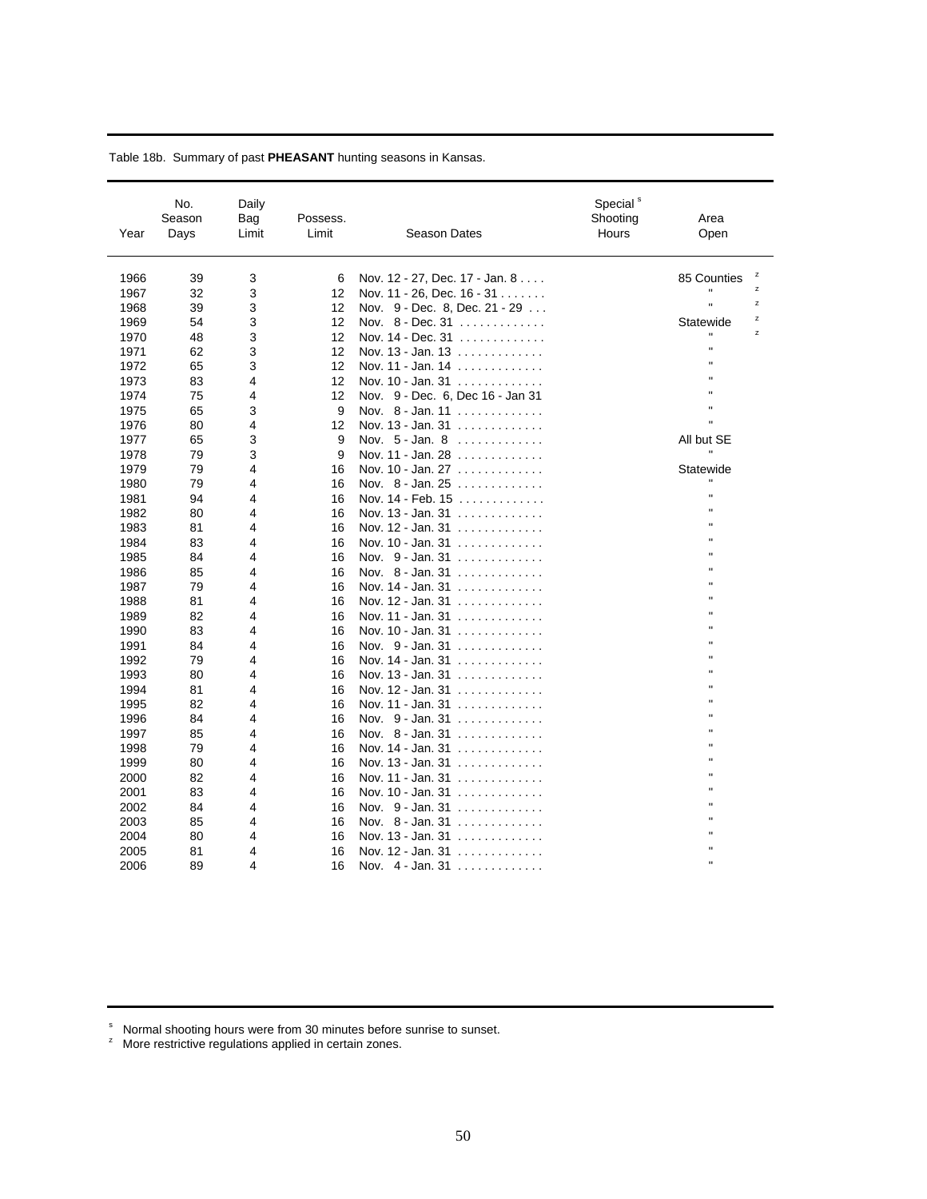Table 18b. Summary of past **PHEASANT** hunting seasons in Kansas.

| Year | No. Season Days | Daily Bag Limit | Possess. Limit | Season Dates | Special [s] Shooting Hours | Area Open |
|---|---|---|---|---|---|---|
| 1966 | 39 | 3 | 6 | Nov. 12 - 27, Dec. 17 - Jan. 8 . . . . | | 85 Counties [z] |
| 1967 | 32 | 3 | 12 | Nov. 11 - 26, Dec. 16 - 31 . . . . . . . | | " [z] |
| 1968 | 39 | 3 | 12 | Nov. 9 - Dec. 8, Dec. 21 - 29 . . . | | " [z] |
| 1969 | 54 | 3 | 12 | Nov. 8 - Dec. 31 . . . . . . . . . . . . . | | Statewide [z] |
| 1970 | 48 | 3 | 12 | Nov. 14 - Dec. 31 . . . . . . . . . . . . . | | " [z] |
| 1971 | 62 | 3 | 12 | Nov. 13 - Jan. 13 . . . . . . . . . . . . . | | " |
| 1972 | 65 | 3 | 12 | Nov. 11 - Jan. 14 . . . . . . . . . . . . . | | " |
| 1973 | 83 | 4 | 12 | Nov. 10 - Jan. 31 . . . . . . . . . . . . . | | " |
| 1974 | 75 | 4 | 12 | Nov. 9 - Dec. 6, Dec 16 - Jan 31 | | " |
| 1975 | 65 | 3 | 9 | Nov. 8 - Jan. 11 . . . . . . . . . . . . . | | " |
| 1976 | 80 | 4 | 12 | Nov. 13 - Jan. 31 . . . . . . . . . . . . . | | " |
| 1977 | 65 | 3 | 9 | Nov. 5 - Jan. 8 . . . . . . . . . . . . . | | All but SE |
| 1978 | 79 | 3 | 9 | Nov. 11 - Jan. 28 . . . . . . . . . . . . . | | " |
| 1979 | 79 | 4 | 16 | Nov. 10 - Jan. 27 . . . . . . . . . . . . . | | Statewide |
| 1980 | 79 | 4 | 16 | Nov. 8 - Jan. 25 . . . . . . . . . . . . . | | " |
| 1981 | 94 | 4 | 16 | Nov. 14 - Feb. 15 . . . . . . . . . . . . . | | " |
| 1982 | 80 | 4 | 16 | Nov. 13 - Jan. 31 . . . . . . . . . . . . . | | " |
| 1983 | 81 | 4 | 16 | Nov. 12 - Jan. 31 . . . . . . . . . . . . . | | " |
| 1984 | 83 | 4 | 16 | Nov. 10 - Jan. 31 . . . . . . . . . . . . . | | " |
| 1985 | 84 | 4 | 16 | Nov. 9 - Jan. 31 . . . . . . . . . . . . . | | " |
| 1986 | 85 | 4 | 16 | Nov. 8 - Jan. 31 . . . . . . . . . . . . . | | " |
| 1987 | 79 | 4 | 16 | Nov. 14 - Jan. 31 . . . . . . . . . . . . . | | " |
| 1988 | 81 | 4 | 16 | Nov. 12 - Jan. 31 . . . . . . . . . . . . . | | " |
| 1989 | 82 | 4 | 16 | Nov. 11 - Jan. 31 . . . . . . . . . . . . . | | " |
| 1990 | 83 | 4 | 16 | Nov. 10 - Jan. 31 . . . . . . . . . . . . . | | " |
| 1991 | 84 | 4 | 16 | Nov. 9 - Jan. 31 . . . . . . . . . . . . . | | " |
| 1992 | 79 | 4 | 16 | Nov. 14 - Jan. 31 . . . . . . . . . . . . . | | " |
| 1993 | 80 | 4 | 16 | Nov. 13 - Jan. 31 . . . . . . . . . . . . . | | " |
| 1994 | 81 | 4 | 16 | Nov. 12 - Jan. 31 . . . . . . . . . . . . . | | " |
| 1995 | 82 | 4 | 16 | Nov. 11 - Jan. 31 . . . . . . . . . . . . . | | " |
| 1996 | 84 | 4 | 16 | Nov. 9 - Jan. 31 . . . . . . . . . . . . . | | " |
| 1997 | 85 | 4 | 16 | Nov. 8 - Jan. 31 . . . . . . . . . . . . . | | " |
| 1998 | 79 | 4 | 16 | Nov. 14 - Jan. 31 . . . . . . . . . . . . . | | " |
| 1999 | 80 | 4 | 16 | Nov. 13 - Jan. 31 . . . . . . . . . . . . . | | " |
| 2000 | 82 | 4 | 16 | Nov. 11 - Jan. 31 . . . . . . . . . . . . . | | " |
| 2001 | 83 | 4 | 16 | Nov. 10 - Jan. 31 . . . . . . . . . . . . . | | " |
| 2002 | 84 | 4 | 16 | Nov. 9 - Jan. 31 . . . . . . . . . . . . . | | " |
| 2003 | 85 | 4 | 16 | Nov. 8 - Jan. 31 . . . . . . . . . . . . . | | " |
| 2004 | 80 | 4 | 16 | Nov. 13 - Jan. 31 . . . . . . . . . . . . . | | " |
| 2005 | 81 | 4 | 16 | Nov. 12 - Jan. 31 . . . . . . . . . . . . . | | " |
| 2006 | 89 | 4 | 16 | Nov. 4 - Jan. 31 . . . . . . . . . . . . . | | " |

[s] Normal shooting hours were from 30 minutes before sunrise to sunset.
[z] More restrictive regulations applied in certain zones.